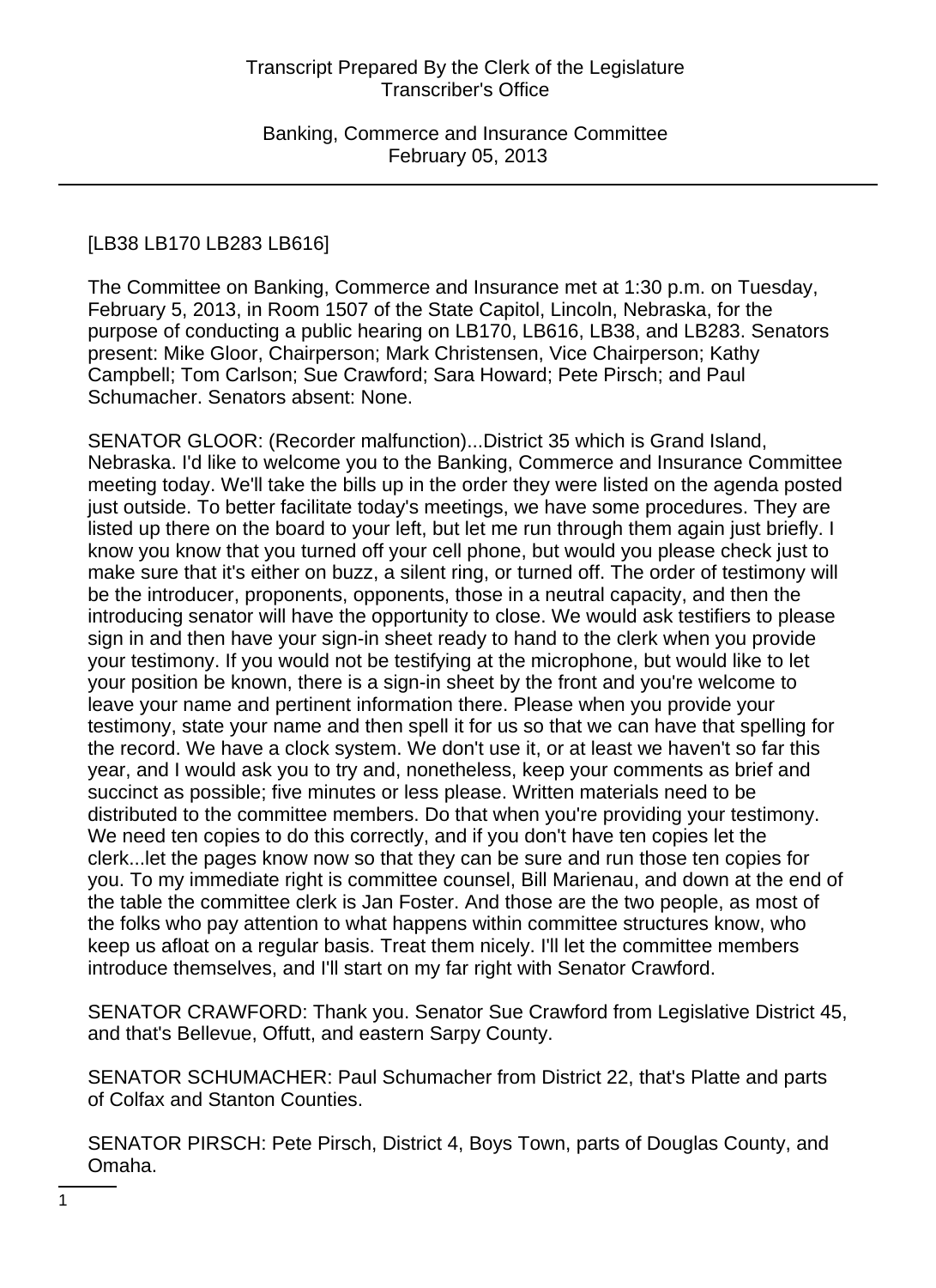[LB38 LB170 LB283 LB616]

The Committee on Banking, Commerce and Insurance met at 1:30 p.m. on Tuesday, February 5, 2013, in Room 1507 of the State Capitol, Lincoln, Nebraska, for the purpose of conducting a public hearing on LB170, LB616, LB38, and LB283. Senators present: Mike Gloor, Chairperson; Mark Christensen, Vice Chairperson; Kathy Campbell; Tom Carlson; Sue Crawford; Sara Howard; Pete Pirsch; and Paul Schumacher. Senators absent: None.

SENATOR GLOOR: (Recorder malfunction)...District 35 which is Grand Island, Nebraska. I'd like to welcome you to the Banking, Commerce and Insurance Committee meeting today. We'll take the bills up in the order they were listed on the agenda posted just outside. To better facilitate today's meetings, we have some procedures. They are listed up there on the board to your left, but let me run through them again just briefly. I know you know that you turned off your cell phone, but would you please check just to make sure that it's either on buzz, a silent ring, or turned off. The order of testimony will be the introducer, proponents, opponents, those in a neutral capacity, and then the introducing senator will have the opportunity to close. We would ask testifiers to please sign in and then have your sign-in sheet ready to hand to the clerk when you provide your testimony. If you would not be testifying at the microphone, but would like to let your position be known, there is a sign-in sheet by the front and you're welcome to leave your name and pertinent information there. Please when you provide your testimony, state your name and then spell it for us so that we can have that spelling for the record. We have a clock system. We don't use it, or at least we haven't so far this year, and I would ask you to try and, nonetheless, keep your comments as brief and succinct as possible; five minutes or less please. Written materials need to be distributed to the committee members. Do that when you're providing your testimony. We need ten copies to do this correctly, and if you don't have ten copies let the clerk...let the pages know now so that they can be sure and run those ten copies for you. To my immediate right is committee counsel, Bill Marienau, and down at the end of the table the committee clerk is Jan Foster. And those are the two people, as most of the folks who pay attention to what happens within committee structures know, who keep us afloat on a regular basis. Treat them nicely. I'll let the committee members introduce themselves, and I'll start on my far right with Senator Crawford.

SENATOR CRAWFORD: Thank you. Senator Sue Crawford from Legislative District 45, and that's Bellevue, Offutt, and eastern Sarpy County.

SENATOR SCHUMACHER: Paul Schumacher from District 22, that's Platte and parts of Colfax and Stanton Counties.

SENATOR PIRSCH: Pete Pirsch, District 4, Boys Town, parts of Douglas County, and Omaha.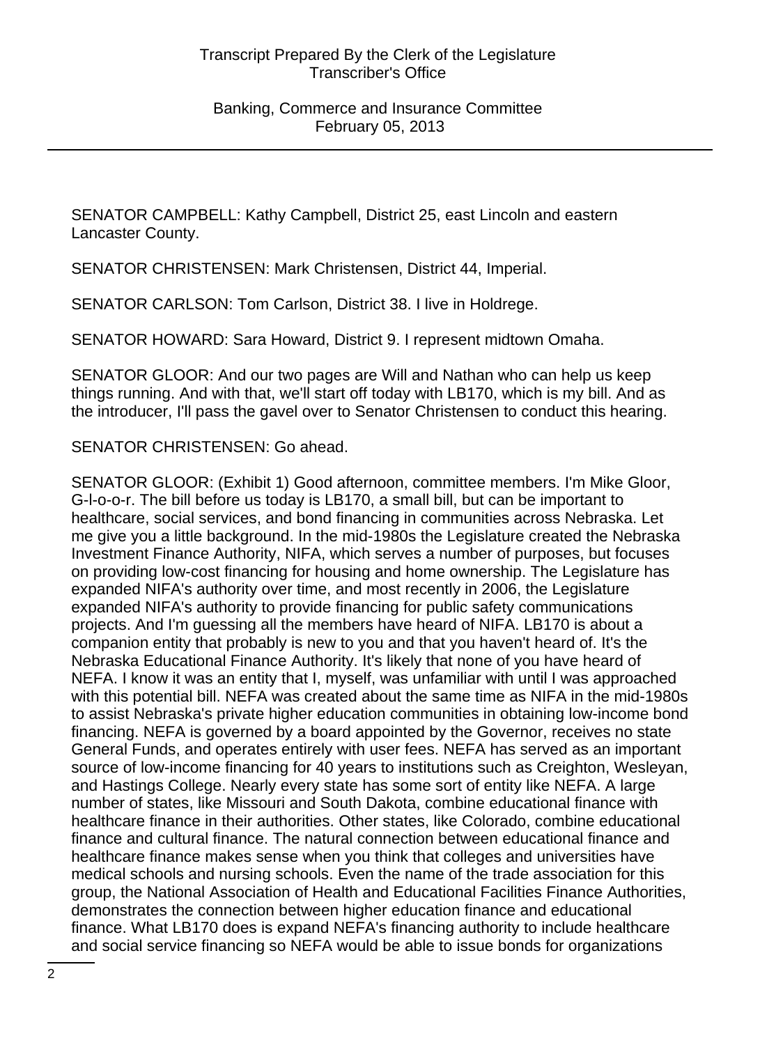SENATOR CAMPBELL: Kathy Campbell, District 25, east Lincoln and eastern Lancaster County.

SENATOR CHRISTENSEN: Mark Christensen, District 44, Imperial.

SENATOR CARLSON: Tom Carlson, District 38. I live in Holdrege.

SENATOR HOWARD: Sara Howard, District 9. I represent midtown Omaha.

SENATOR GLOOR: And our two pages are Will and Nathan who can help us keep things running. And with that, we'll start off today with LB170, which is my bill. And as the introducer, I'll pass the gavel over to Senator Christensen to conduct this hearing.

SENATOR CHRISTENSEN: Go ahead.

SENATOR GLOOR: (Exhibit 1) Good afternoon, committee members. I'm Mike Gloor, G-l-o-o-r. The bill before us today is LB170, a small bill, but can be important to healthcare, social services, and bond financing in communities across Nebraska. Let me give you a little background. In the mid-1980s the Legislature created the Nebraska Investment Finance Authority, NIFA, which serves a number of purposes, but focuses on providing low-cost financing for housing and home ownership. The Legislature has expanded NIFA's authority over time, and most recently in 2006, the Legislature expanded NIFA's authority to provide financing for public safety communications projects. And I'm guessing all the members have heard of NIFA. LB170 is about a companion entity that probably is new to you and that you haven't heard of. It's the Nebraska Educational Finance Authority. It's likely that none of you have heard of NEFA. I know it was an entity that I, myself, was unfamiliar with until I was approached with this potential bill. NEFA was created about the same time as NIFA in the mid-1980s to assist Nebraska's private higher education communities in obtaining low-income bond financing. NEFA is governed by a board appointed by the Governor, receives no state General Funds, and operates entirely with user fees. NEFA has served as an important source of low-income financing for 40 years to institutions such as Creighton, Wesleyan, and Hastings College. Nearly every state has some sort of entity like NEFA. A large number of states, like Missouri and South Dakota, combine educational finance with healthcare finance in their authorities. Other states, like Colorado, combine educational finance and cultural finance. The natural connection between educational finance and healthcare finance makes sense when you think that colleges and universities have medical schools and nursing schools. Even the name of the trade association for this group, the National Association of Health and Educational Facilities Finance Authorities, demonstrates the connection between higher education finance and educational finance. What LB170 does is expand NEFA's financing authority to include healthcare and social service financing so NEFA would be able to issue bonds for organizations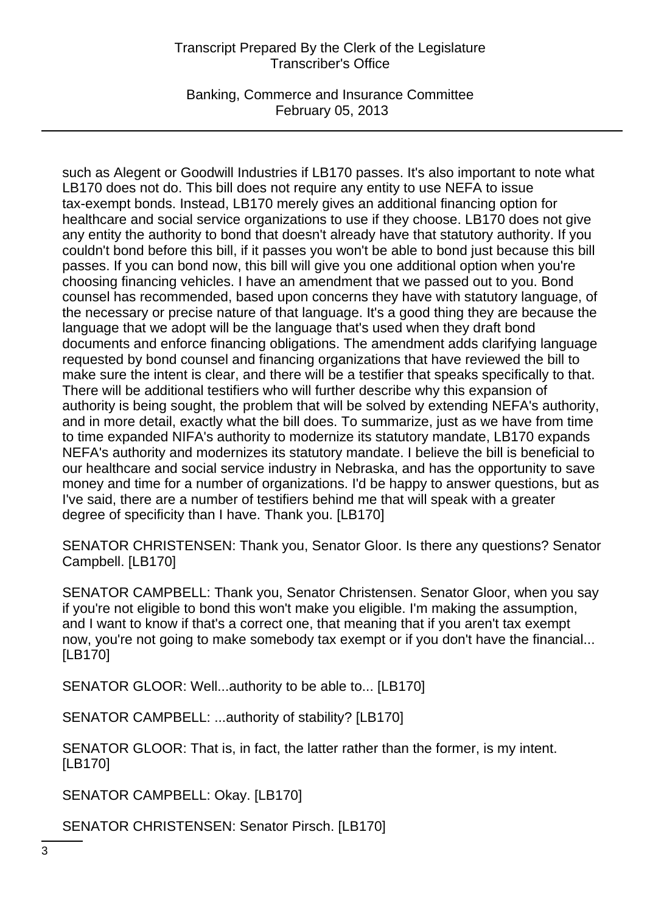such as Alegent or Goodwill Industries if LB170 passes. It's also important to note what LB170 does not do. This bill does not require any entity to use NEFA to issue tax-exempt bonds. Instead, LB170 merely gives an additional financing option for healthcare and social service organizations to use if they choose. LB170 does not give any entity the authority to bond that doesn't already have that statutory authority. If you couldn't bond before this bill, if it passes you won't be able to bond just because this bill passes. If you can bond now, this bill will give you one additional option when you're choosing financing vehicles. I have an amendment that we passed out to you. Bond counsel has recommended, based upon concerns they have with statutory language, of the necessary or precise nature of that language. It's a good thing they are because the language that we adopt will be the language that's used when they draft bond documents and enforce financing obligations. The amendment adds clarifying language requested by bond counsel and financing organizations that have reviewed the bill to make sure the intent is clear, and there will be a testifier that speaks specifically to that. There will be additional testifiers who will further describe why this expansion of authority is being sought, the problem that will be solved by extending NEFA's authority, and in more detail, exactly what the bill does. To summarize, just as we have from time to time expanded NIFA's authority to modernize its statutory mandate, LB170 expands NEFA's authority and modernizes its statutory mandate. I believe the bill is beneficial to our healthcare and social service industry in Nebraska, and has the opportunity to save money and time for a number of organizations. I'd be happy to answer questions, but as I've said, there are a number of testifiers behind me that will speak with a greater degree of specificity than I have. Thank you. [LB170]

SENATOR CHRISTENSEN: Thank you, Senator Gloor. Is there any questions? Senator Campbell. [LB170]

SENATOR CAMPBELL: Thank you, Senator Christensen. Senator Gloor, when you say if you're not eligible to bond this won't make you eligible. I'm making the assumption, and I want to know if that's a correct one, that meaning that if you aren't tax exempt now, you're not going to make somebody tax exempt or if you don't have the financial... [LB170]

SENATOR GLOOR: Well...authority to be able to... [LB170]

SENATOR CAMPBELL: ...authority of stability? [LB170]

SENATOR GLOOR: That is, in fact, the latter rather than the former, is my intent. [LB170]

SENATOR CAMPBELL: Okay. [LB170]

SENATOR CHRISTENSEN: Senator Pirsch. [LB170]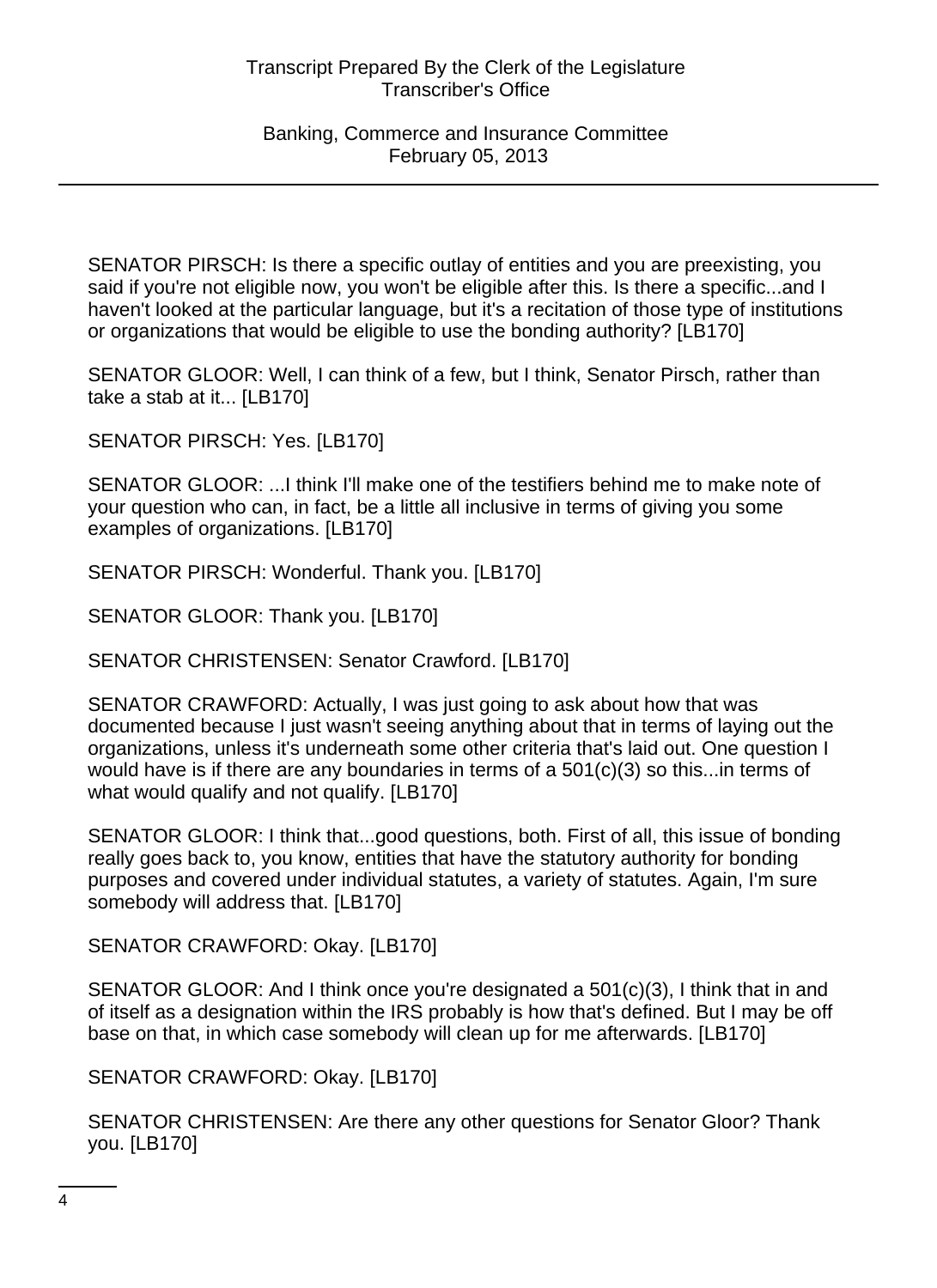SENATOR PIRSCH: Is there a specific outlay of entities and you are preexisting, you said if you're not eligible now, you won't be eligible after this. Is there a specific...and I haven't looked at the particular language, but it's a recitation of those type of institutions or organizations that would be eligible to use the bonding authority? [LB170]

SENATOR GLOOR: Well, I can think of a few, but I think, Senator Pirsch, rather than take a stab at it... [LB170]

SENATOR PIRSCH: Yes. [LB170]

SENATOR GLOOR: ...I think I'll make one of the testifiers behind me to make note of your question who can, in fact, be a little all inclusive in terms of giving you some examples of organizations. [LB170]

SENATOR PIRSCH: Wonderful. Thank you. [LB170]

SENATOR GLOOR: Thank you. [LB170]

SENATOR CHRISTENSEN: Senator Crawford. [LB170]

SENATOR CRAWFORD: Actually, I was just going to ask about how that was documented because I just wasn't seeing anything about that in terms of laying out the organizations, unless it's underneath some other criteria that's laid out. One question I would have is if there are any boundaries in terms of a 501(c)(3) so this...in terms of what would qualify and not qualify. [LB170]

SENATOR GLOOR: I think that...good questions, both. First of all, this issue of bonding really goes back to, you know, entities that have the statutory authority for bonding purposes and covered under individual statutes, a variety of statutes. Again, I'm sure somebody will address that. [LB170]

SENATOR CRAWFORD: Okay. [LB170]

SENATOR GLOOR: And I think once you're designated a 501(c)(3), I think that in and of itself as a designation within the IRS probably is how that's defined. But I may be off base on that, in which case somebody will clean up for me afterwards. [LB170]

SENATOR CRAWFORD: Okay. [LB170]

SENATOR CHRISTENSEN: Are there any other questions for Senator Gloor? Thank you. [LB170]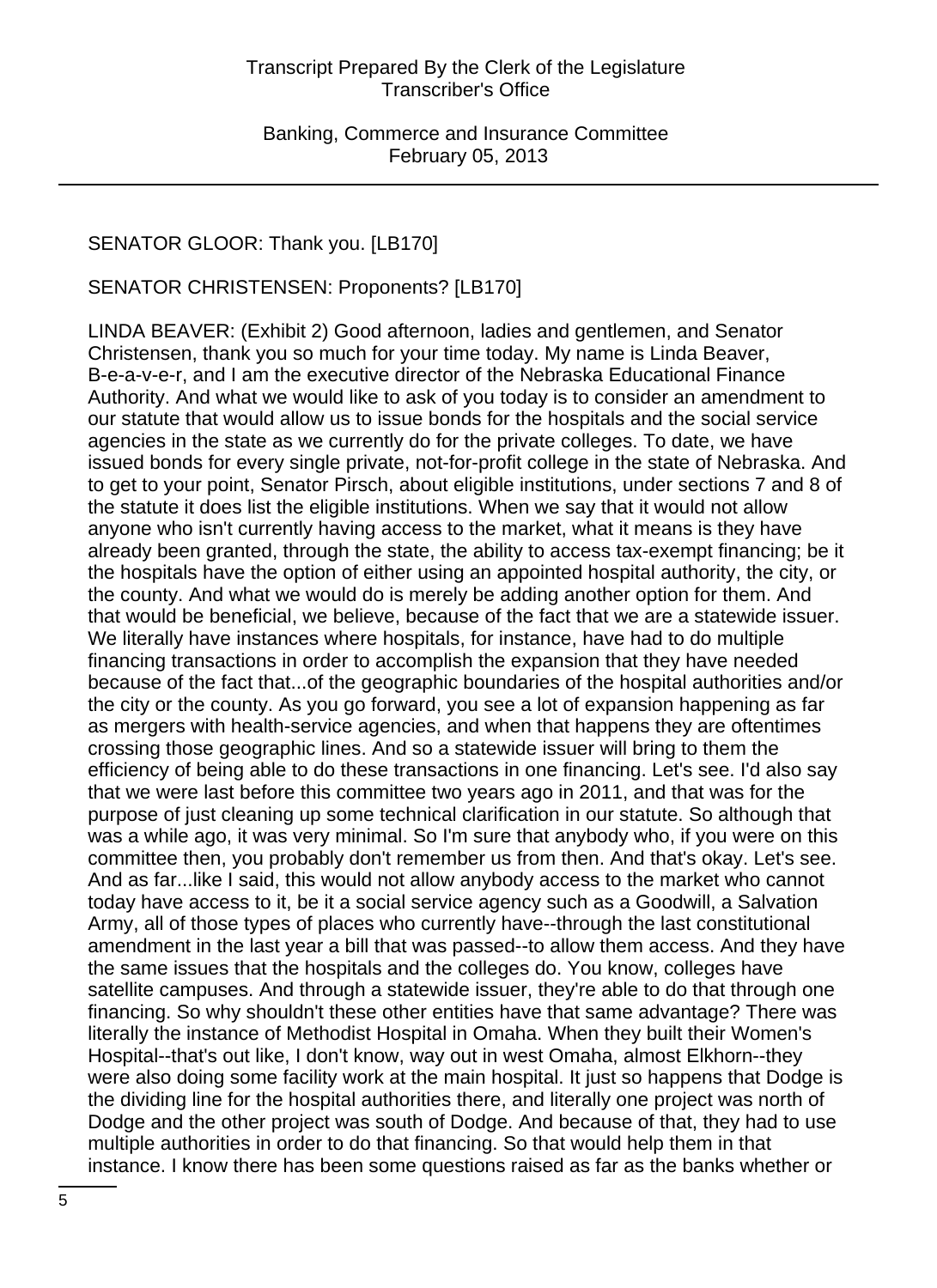SENATOR GLOOR: Thank you. [LB170]

SENATOR CHRISTENSEN: Proponents? [LB170]

LINDA BEAVER: (Exhibit 2) Good afternoon, ladies and gentlemen, and Senator Christensen, thank you so much for your time today. My name is Linda Beaver, B-e-a-v-e-r, and I am the executive director of the Nebraska Educational Finance Authority. And what we would like to ask of you today is to consider an amendment to our statute that would allow us to issue bonds for the hospitals and the social service agencies in the state as we currently do for the private colleges. To date, we have issued bonds for every single private, not-for-profit college in the state of Nebraska. And to get to your point, Senator Pirsch, about eligible institutions, under sections 7 and 8 of the statute it does list the eligible institutions. When we say that it would not allow anyone who isn't currently having access to the market, what it means is they have already been granted, through the state, the ability to access tax-exempt financing; be it the hospitals have the option of either using an appointed hospital authority, the city, or the county. And what we would do is merely be adding another option for them. And that would be beneficial, we believe, because of the fact that we are a statewide issuer. We literally have instances where hospitals, for instance, have had to do multiple financing transactions in order to accomplish the expansion that they have needed because of the fact that...of the geographic boundaries of the hospital authorities and/or the city or the county. As you go forward, you see a lot of expansion happening as far as mergers with health-service agencies, and when that happens they are oftentimes crossing those geographic lines. And so a statewide issuer will bring to them the efficiency of being able to do these transactions in one financing. Let's see. I'd also say that we were last before this committee two years ago in 2011, and that was for the purpose of just cleaning up some technical clarification in our statute. So although that was a while ago, it was very minimal. So I'm sure that anybody who, if you were on this committee then, you probably don't remember us from then. And that's okay. Let's see. And as far...like I said, this would not allow anybody access to the market who cannot today have access to it, be it a social service agency such as a Goodwill, a Salvation Army, all of those types of places who currently have--through the last constitutional amendment in the last year a bill that was passed--to allow them access. And they have the same issues that the hospitals and the colleges do. You know, colleges have satellite campuses. And through a statewide issuer, they're able to do that through one financing. So why shouldn't these other entities have that same advantage? There was literally the instance of Methodist Hospital in Omaha. When they built their Women's Hospital--that's out like, I don't know, way out in west Omaha, almost Elkhorn--they were also doing some facility work at the main hospital. It just so happens that Dodge is the dividing line for the hospital authorities there, and literally one project was north of Dodge and the other project was south of Dodge. And because of that, they had to use multiple authorities in order to do that financing. So that would help them in that instance. I know there has been some questions raised as far as the banks whether or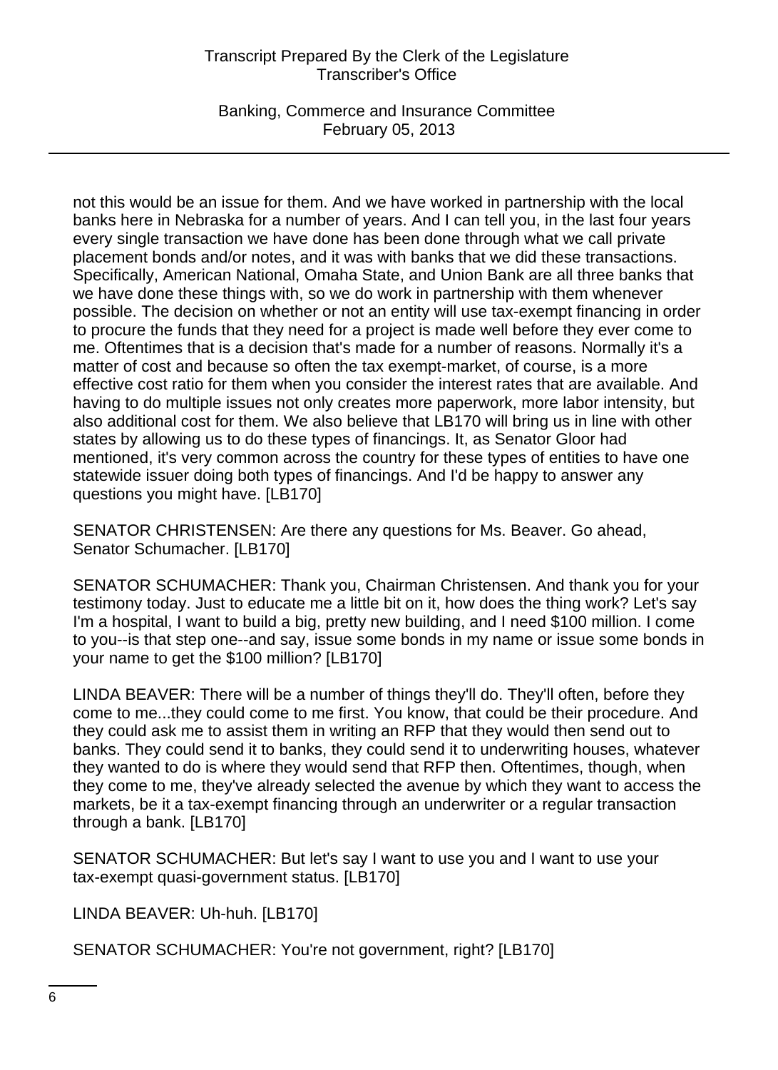not this would be an issue for them. And we have worked in partnership with the local banks here in Nebraska for a number of years. And I can tell you, in the last four years every single transaction we have done has been done through what we call private placement bonds and/or notes, and it was with banks that we did these transactions. Specifically, American National, Omaha State, and Union Bank are all three banks that we have done these things with, so we do work in partnership with them whenever possible. The decision on whether or not an entity will use tax-exempt financing in order to procure the funds that they need for a project is made well before they ever come to me. Oftentimes that is a decision that's made for a number of reasons. Normally it's a matter of cost and because so often the tax exempt-market, of course, is a more effective cost ratio for them when you consider the interest rates that are available. And having to do multiple issues not only creates more paperwork, more labor intensity, but also additional cost for them. We also believe that LB170 will bring us in line with other states by allowing us to do these types of financings. It, as Senator Gloor had mentioned, it's very common across the country for these types of entities to have one statewide issuer doing both types of financings. And I'd be happy to answer any questions you might have. [LB170]

SENATOR CHRISTENSEN: Are there any questions for Ms. Beaver. Go ahead, Senator Schumacher. [LB170]

SENATOR SCHUMACHER: Thank you, Chairman Christensen. And thank you for your testimony today. Just to educate me a little bit on it, how does the thing work? Let's say I'm a hospital, I want to build a big, pretty new building, and I need $100 million. I come to you--is that step one--and say, issue some bonds in my name or issue some bonds in your name to get the $100 million? [LB170]

LINDA BEAVER: There will be a number of things they'll do. They'll often, before they come to me...they could come to me first. You know, that could be their procedure. And they could ask me to assist them in writing an RFP that they would then send out to banks. They could send it to banks, they could send it to underwriting houses, whatever they wanted to do is where they would send that RFP then. Oftentimes, though, when they come to me, they've already selected the avenue by which they want to access the markets, be it a tax-exempt financing through an underwriter or a regular transaction through a bank. [LB170]

SENATOR SCHUMACHER: But let's say I want to use you and I want to use your tax-exempt quasi-government status. [LB170]

LINDA BEAVER: Uh-huh. [LB170]

SENATOR SCHUMACHER: You're not government, right? [LB170]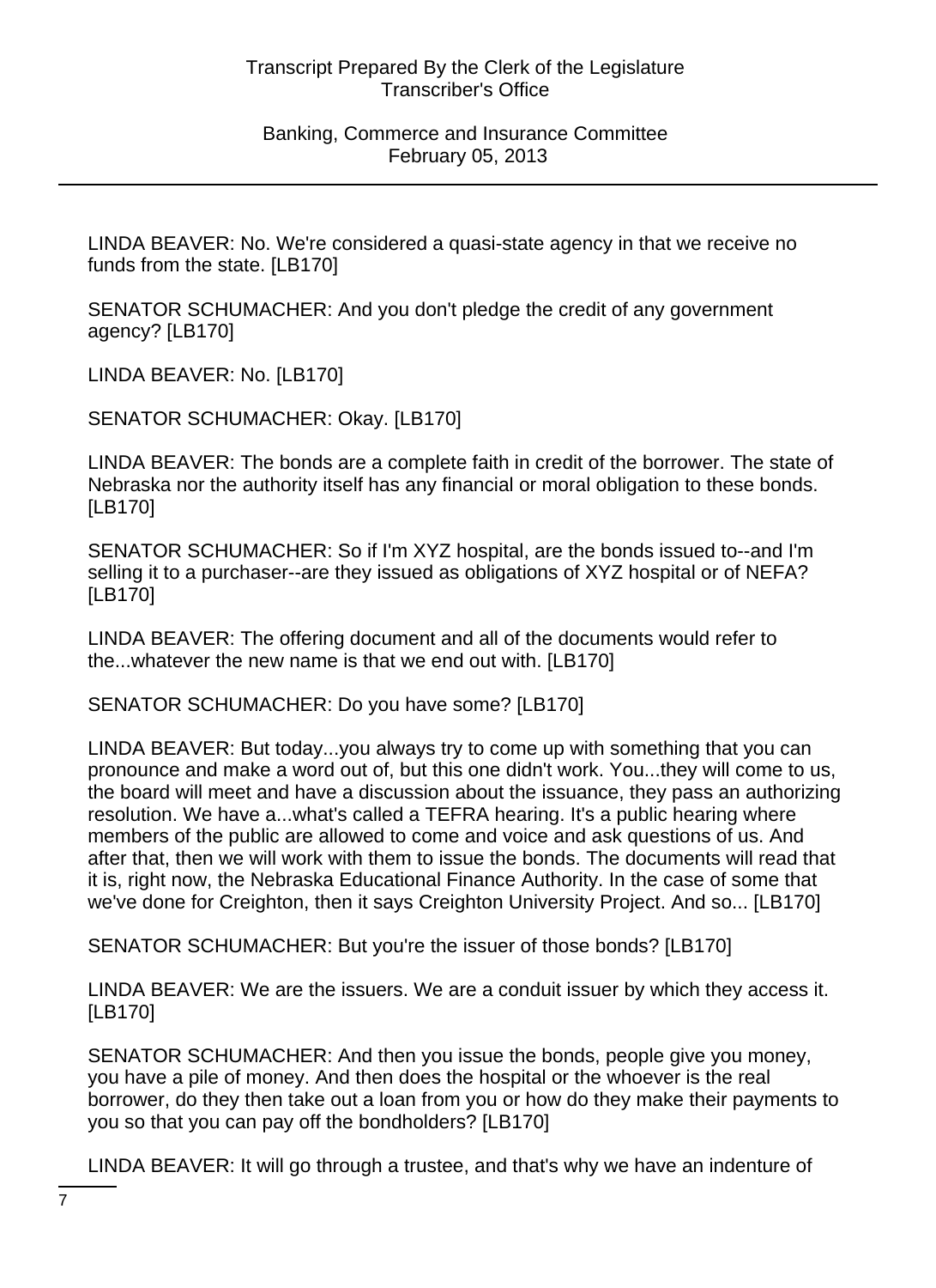LINDA BEAVER: No. We're considered a quasi-state agency in that we receive no funds from the state. [LB170]

SENATOR SCHUMACHER: And you don't pledge the credit of any government agency? [LB170]

LINDA BEAVER: No. [LB170]

SENATOR SCHUMACHER: Okay. [LB170]

LINDA BEAVER: The bonds are a complete faith in credit of the borrower. The state of Nebraska nor the authority itself has any financial or moral obligation to these bonds. [LB170]

SENATOR SCHUMACHER: So if I'm XYZ hospital, are the bonds issued to--and I'm selling it to a purchaser--are they issued as obligations of XYZ hospital or of NEFA? [LB170]

LINDA BEAVER: The offering document and all of the documents would refer to the...whatever the new name is that we end out with. [LB170]

SENATOR SCHUMACHER: Do you have some? [LB170]

LINDA BEAVER: But today...you always try to come up with something that you can pronounce and make a word out of, but this one didn't work. You...they will come to us, the board will meet and have a discussion about the issuance, they pass an authorizing resolution. We have a...what's called a TEFRA hearing. It's a public hearing where members of the public are allowed to come and voice and ask questions of us. And after that, then we will work with them to issue the bonds. The documents will read that it is, right now, the Nebraska Educational Finance Authority. In the case of some that we've done for Creighton, then it says Creighton University Project. And so... [LB170]

SENATOR SCHUMACHER: But you're the issuer of those bonds? [LB170]

LINDA BEAVER: We are the issuers. We are a conduit issuer by which they access it. [LB170]

SENATOR SCHUMACHER: And then you issue the bonds, people give you money, you have a pile of money. And then does the hospital or the whoever is the real borrower, do they then take out a loan from you or how do they make their payments to you so that you can pay off the bondholders? [LB170]

LINDA BEAVER: It will go through a trustee, and that's why we have an indenture of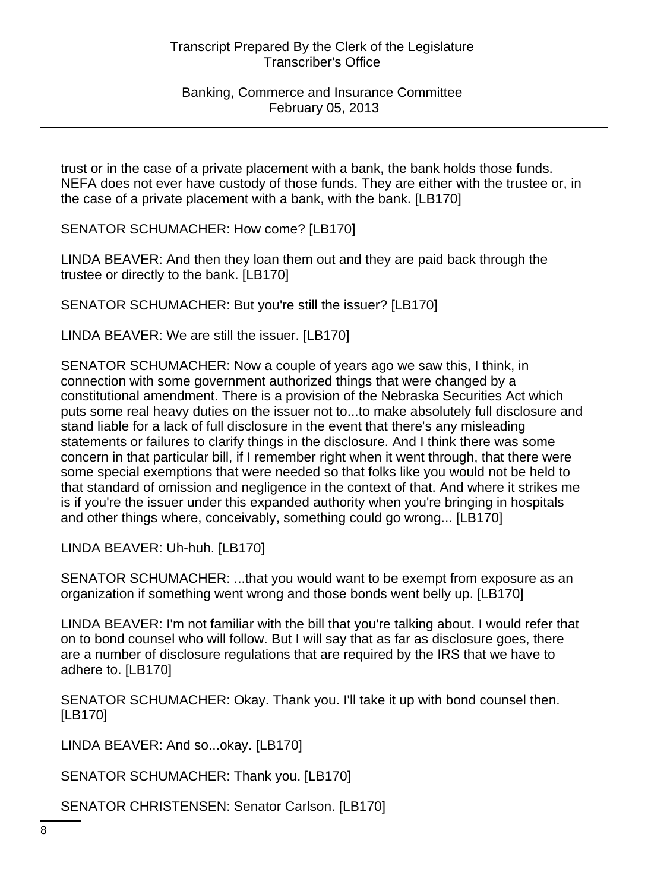trust or in the case of a private placement with a bank, the bank holds those funds. NEFA does not ever have custody of those funds. They are either with the trustee or, in the case of a private placement with a bank, with the bank. [LB170]

SENATOR SCHUMACHER: How come? [LB170]

LINDA BEAVER: And then they loan them out and they are paid back through the trustee or directly to the bank. [LB170]

SENATOR SCHUMACHER: But you're still the issuer? [LB170]

LINDA BEAVER: We are still the issuer. [LB170]

SENATOR SCHUMACHER: Now a couple of years ago we saw this, I think, in connection with some government authorized things that were changed by a constitutional amendment. There is a provision of the Nebraska Securities Act which puts some real heavy duties on the issuer not to...to make absolutely full disclosure and stand liable for a lack of full disclosure in the event that there's any misleading statements or failures to clarify things in the disclosure. And I think there was some concern in that particular bill, if I remember right when it went through, that there were some special exemptions that were needed so that folks like you would not be held to that standard of omission and negligence in the context of that. And where it strikes me is if you're the issuer under this expanded authority when you're bringing in hospitals and other things where, conceivably, something could go wrong... [LB170]

LINDA BEAVER: Uh-huh. [LB170]

SENATOR SCHUMACHER: ...that you would want to be exempt from exposure as an organization if something went wrong and those bonds went belly up. [LB170]

LINDA BEAVER: I'm not familiar with the bill that you're talking about. I would refer that on to bond counsel who will follow. But I will say that as far as disclosure goes, there are a number of disclosure regulations that are required by the IRS that we have to adhere to. [LB170]

SENATOR SCHUMACHER: Okay. Thank you. I'll take it up with bond counsel then. [LB170]

LINDA BEAVER: And so...okay. [LB170]

SENATOR SCHUMACHER: Thank you. [LB170]

SENATOR CHRISTENSEN: Senator Carlson. [LB170]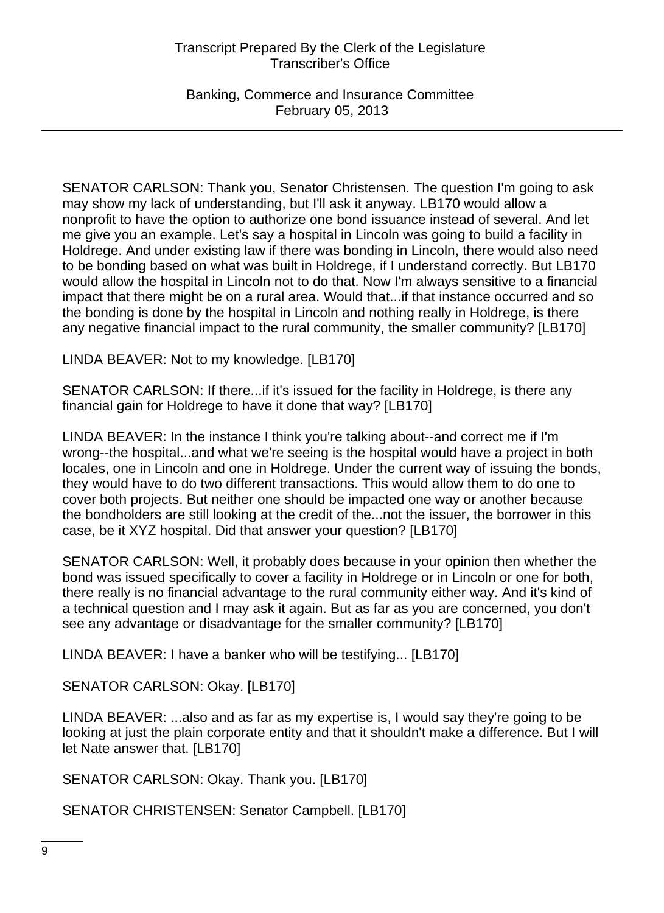SENATOR CARLSON: Thank you, Senator Christensen. The question I'm going to ask may show my lack of understanding, but I'll ask it anyway. LB170 would allow a nonprofit to have the option to authorize one bond issuance instead of several. And let me give you an example. Let's say a hospital in Lincoln was going to build a facility in Holdrege. And under existing law if there was bonding in Lincoln, there would also need to be bonding based on what was built in Holdrege, if I understand correctly. But LB170 would allow the hospital in Lincoln not to do that. Now I'm always sensitive to a financial impact that there might be on a rural area. Would that...if that instance occurred and so the bonding is done by the hospital in Lincoln and nothing really in Holdrege, is there any negative financial impact to the rural community, the smaller community? [LB170]

LINDA BEAVER: Not to my knowledge. [LB170]

SENATOR CARLSON: If there...if it's issued for the facility in Holdrege, is there any financial gain for Holdrege to have it done that way? [LB170]

LINDA BEAVER: In the instance I think you're talking about--and correct me if I'm wrong--the hospital...and what we're seeing is the hospital would have a project in both locales, one in Lincoln and one in Holdrege. Under the current way of issuing the bonds, they would have to do two different transactions. This would allow them to do one to cover both projects. But neither one should be impacted one way or another because the bondholders are still looking at the credit of the...not the issuer, the borrower in this case, be it XYZ hospital. Did that answer your question? [LB170]

SENATOR CARLSON: Well, it probably does because in your opinion then whether the bond was issued specifically to cover a facility in Holdrege or in Lincoln or one for both, there really is no financial advantage to the rural community either way. And it's kind of a technical question and I may ask it again. But as far as you are concerned, you don't see any advantage or disadvantage for the smaller community? [LB170]

LINDA BEAVER: I have a banker who will be testifying... [LB170]

SENATOR CARLSON: Okay. [LB170]

LINDA BEAVER: ...also and as far as my expertise is, I would say they're going to be looking at just the plain corporate entity and that it shouldn't make a difference. But I will let Nate answer that. [LB170]

SENATOR CARLSON: Okay. Thank you. [LB170]

SENATOR CHRISTENSEN: Senator Campbell. [LB170]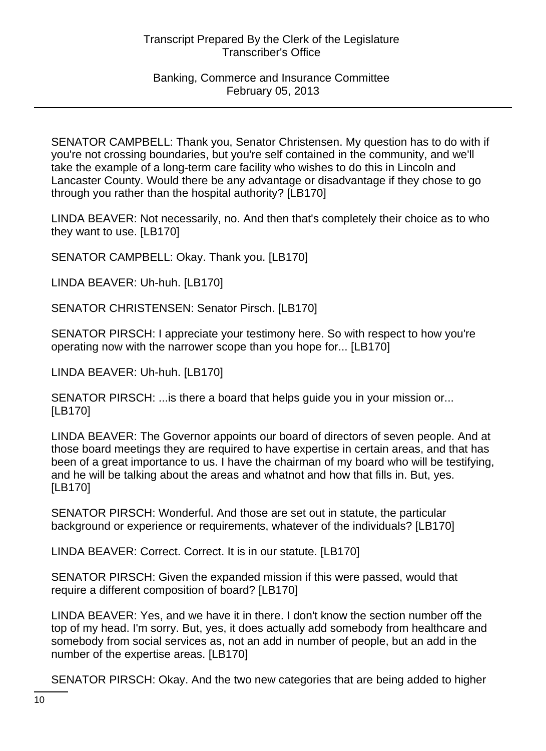SENATOR CAMPBELL: Thank you, Senator Christensen. My question has to do with if you're not crossing boundaries, but you're self contained in the community, and we'll take the example of a long-term care facility who wishes to do this in Lincoln and Lancaster County. Would there be any advantage or disadvantage if they chose to go through you rather than the hospital authority? [LB170]

LINDA BEAVER: Not necessarily, no. And then that's completely their choice as to who they want to use. [LB170]

SENATOR CAMPBELL: Okay. Thank you. [LB170]

LINDA BEAVER: Uh-huh. [LB170]

SENATOR CHRISTENSEN: Senator Pirsch. [LB170]

SENATOR PIRSCH: I appreciate your testimony here. So with respect to how you're operating now with the narrower scope than you hope for... [LB170]

LINDA BEAVER: Uh-huh. [LB170]

SENATOR PIRSCH: ...is there a board that helps guide you in your mission or... [LB170]

LINDA BEAVER: The Governor appoints our board of directors of seven people. And at those board meetings they are required to have expertise in certain areas, and that has been of a great importance to us. I have the chairman of my board who will be testifying, and he will be talking about the areas and whatnot and how that fills in. But, yes. [LB170]

SENATOR PIRSCH: Wonderful. And those are set out in statute, the particular background or experience or requirements, whatever of the individuals? [LB170]

LINDA BEAVER: Correct. Correct. It is in our statute. [LB170]

SENATOR PIRSCH: Given the expanded mission if this were passed, would that require a different composition of board? [LB170]

LINDA BEAVER: Yes, and we have it in there. I don't know the section number off the top of my head. I'm sorry. But, yes, it does actually add somebody from healthcare and somebody from social services as, not an add in number of people, but an add in the number of the expertise areas. [LB170]

SENATOR PIRSCH: Okay. And the two new categories that are being added to higher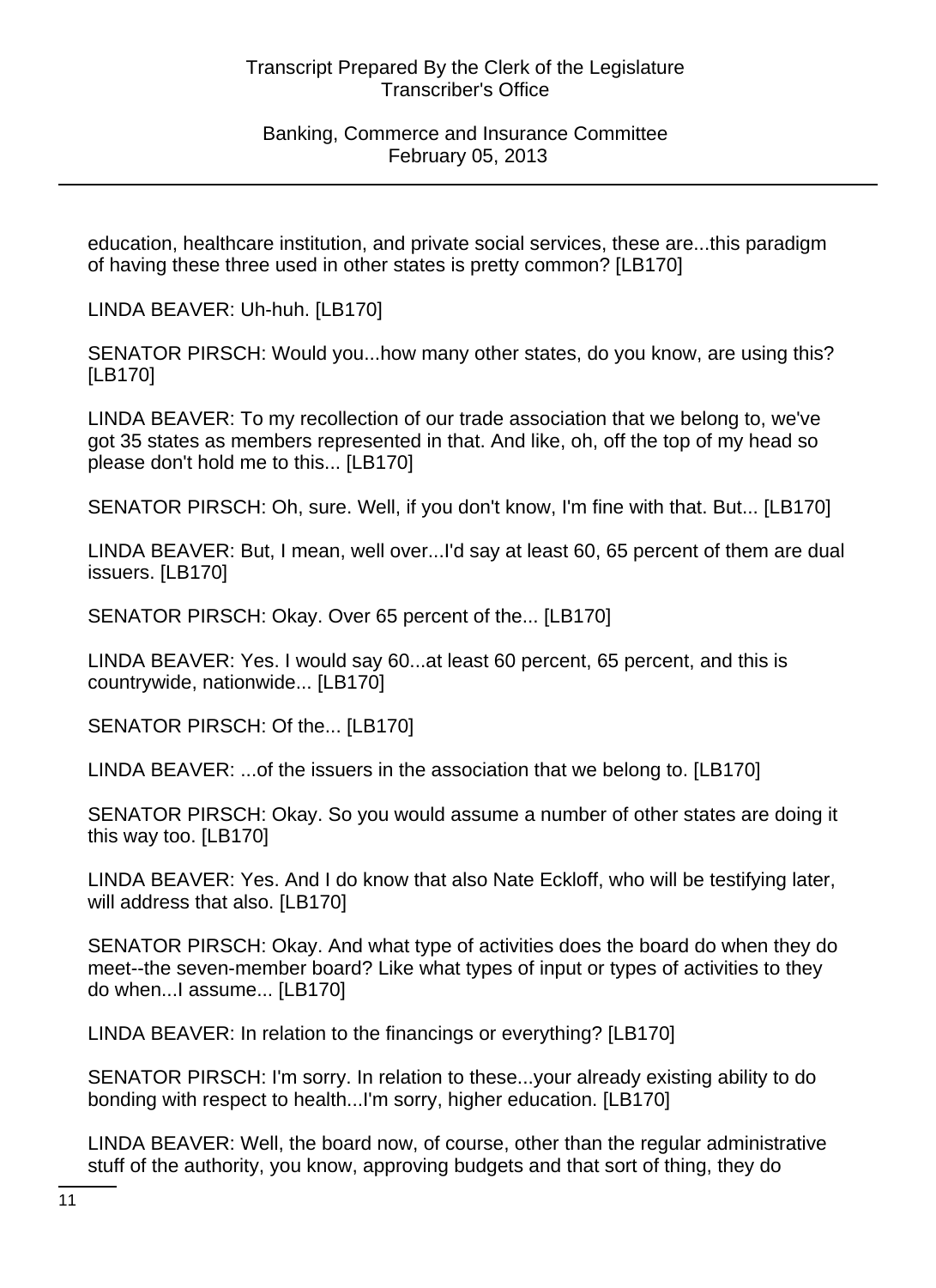education, healthcare institution, and private social services, these are...this paradigm of having these three used in other states is pretty common? [LB170]

LINDA BEAVER: Uh-huh. [LB170]

SENATOR PIRSCH: Would you...how many other states, do you know, are using this? [LB170]

LINDA BEAVER: To my recollection of our trade association that we belong to, we've got 35 states as members represented in that. And like, oh, off the top of my head so please don't hold me to this... [LB170]

SENATOR PIRSCH: Oh, sure. Well, if you don't know, I'm fine with that. But... [LB170]

LINDA BEAVER: But, I mean, well over...I'd say at least 60, 65 percent of them are dual issuers. [LB170]

SENATOR PIRSCH: Okay. Over 65 percent of the... [LB170]

LINDA BEAVER: Yes. I would say 60...at least 60 percent, 65 percent, and this is countrywide, nationwide... [LB170]

SENATOR PIRSCH: Of the... [LB170]

LINDA BEAVER: ...of the issuers in the association that we belong to. [LB170]

SENATOR PIRSCH: Okay. So you would assume a number of other states are doing it this way too. [LB170]

LINDA BEAVER: Yes. And I do know that also Nate Eckloff, who will be testifying later, will address that also. [LB170]

SENATOR PIRSCH: Okay. And what type of activities does the board do when they do meet--the seven-member board? Like what types of input or types of activities to they do when...I assume... [LB170]

LINDA BEAVER: In relation to the financings or everything? [LB170]

SENATOR PIRSCH: I'm sorry. In relation to these...your already existing ability to do bonding with respect to health...I'm sorry, higher education. [LB170]

LINDA BEAVER: Well, the board now, of course, other than the regular administrative stuff of the authority, you know, approving budgets and that sort of thing, they do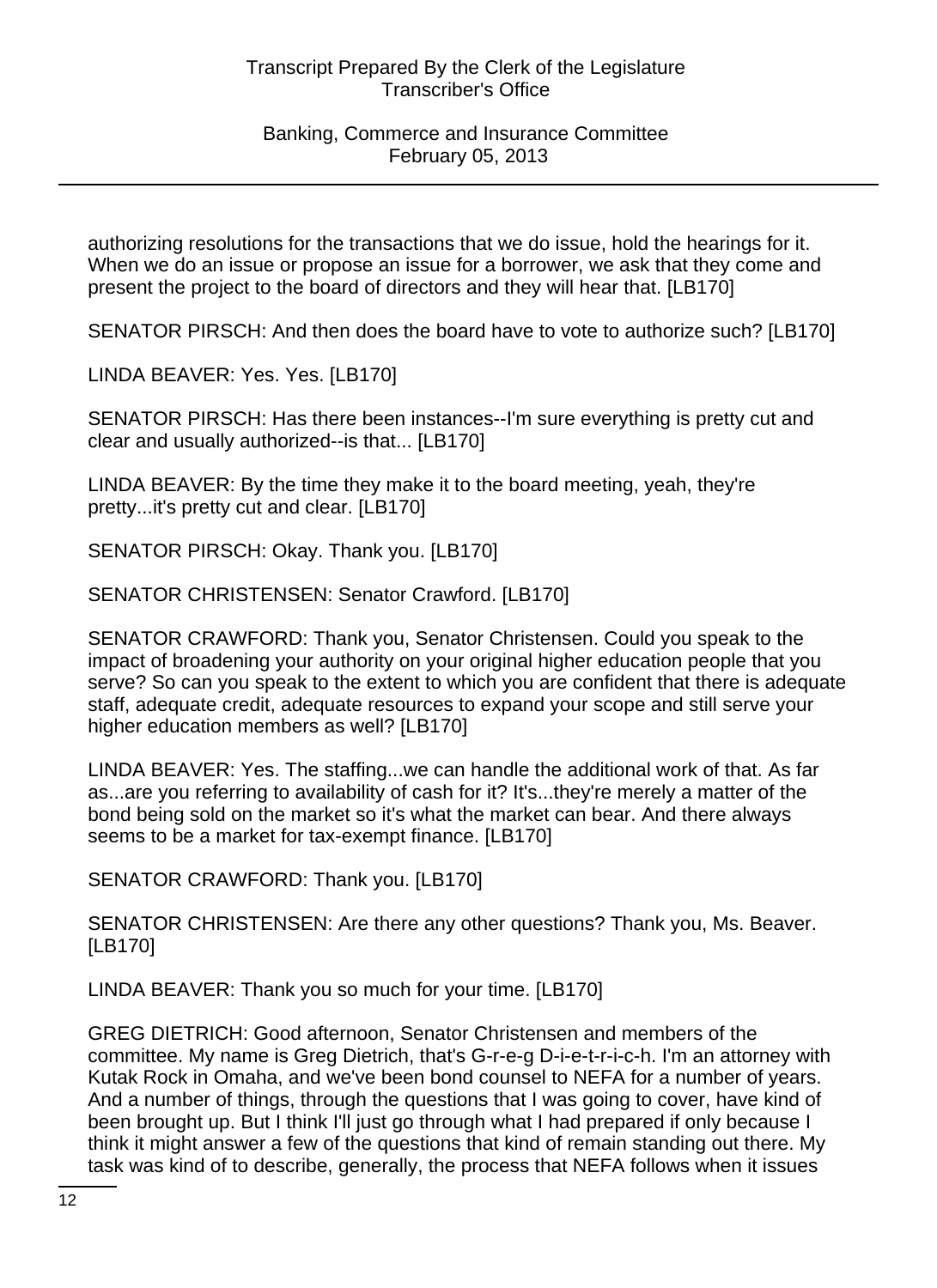authorizing resolutions for the transactions that we do issue, hold the hearings for it. When we do an issue or propose an issue for a borrower, we ask that they come and present the project to the board of directors and they will hear that. [LB170]

SENATOR PIRSCH: And then does the board have to vote to authorize such? [LB170]

LINDA BEAVER: Yes. Yes. [LB170]

SENATOR PIRSCH: Has there been instances--I'm sure everything is pretty cut and clear and usually authorized--is that... [LB170]

LINDA BEAVER: By the time they make it to the board meeting, yeah, they're pretty...it's pretty cut and clear. [LB170]

SENATOR PIRSCH: Okay. Thank you. [LB170]

SENATOR CHRISTENSEN: Senator Crawford. [LB170]

SENATOR CRAWFORD: Thank you, Senator Christensen. Could you speak to the impact of broadening your authority on your original higher education people that you serve? So can you speak to the extent to which you are confident that there is adequate staff, adequate credit, adequate resources to expand your scope and still serve your higher education members as well? [LB170]

LINDA BEAVER: Yes. The staffing...we can handle the additional work of that. As far as...are you referring to availability of cash for it? It's...they're merely a matter of the bond being sold on the market so it's what the market can bear. And there always seems to be a market for tax-exempt finance. [LB170]

SENATOR CRAWFORD: Thank you. [LB170]

SENATOR CHRISTENSEN: Are there any other questions? Thank you, Ms. Beaver. [LB170]

LINDA BEAVER: Thank you so much for your time. [LB170]

GREG DIETRICH: Good afternoon, Senator Christensen and members of the committee. My name is Greg Dietrich, that's G-r-e-g D-i-e-t-r-i-c-h. I'm an attorney with Kutak Rock in Omaha, and we've been bond counsel to NEFA for a number of years. And a number of things, through the questions that I was going to cover, have kind of been brought up. But I think I'll just go through what I had prepared if only because I think it might answer a few of the questions that kind of remain standing out there. My task was kind of to describe, generally, the process that NEFA follows when it issues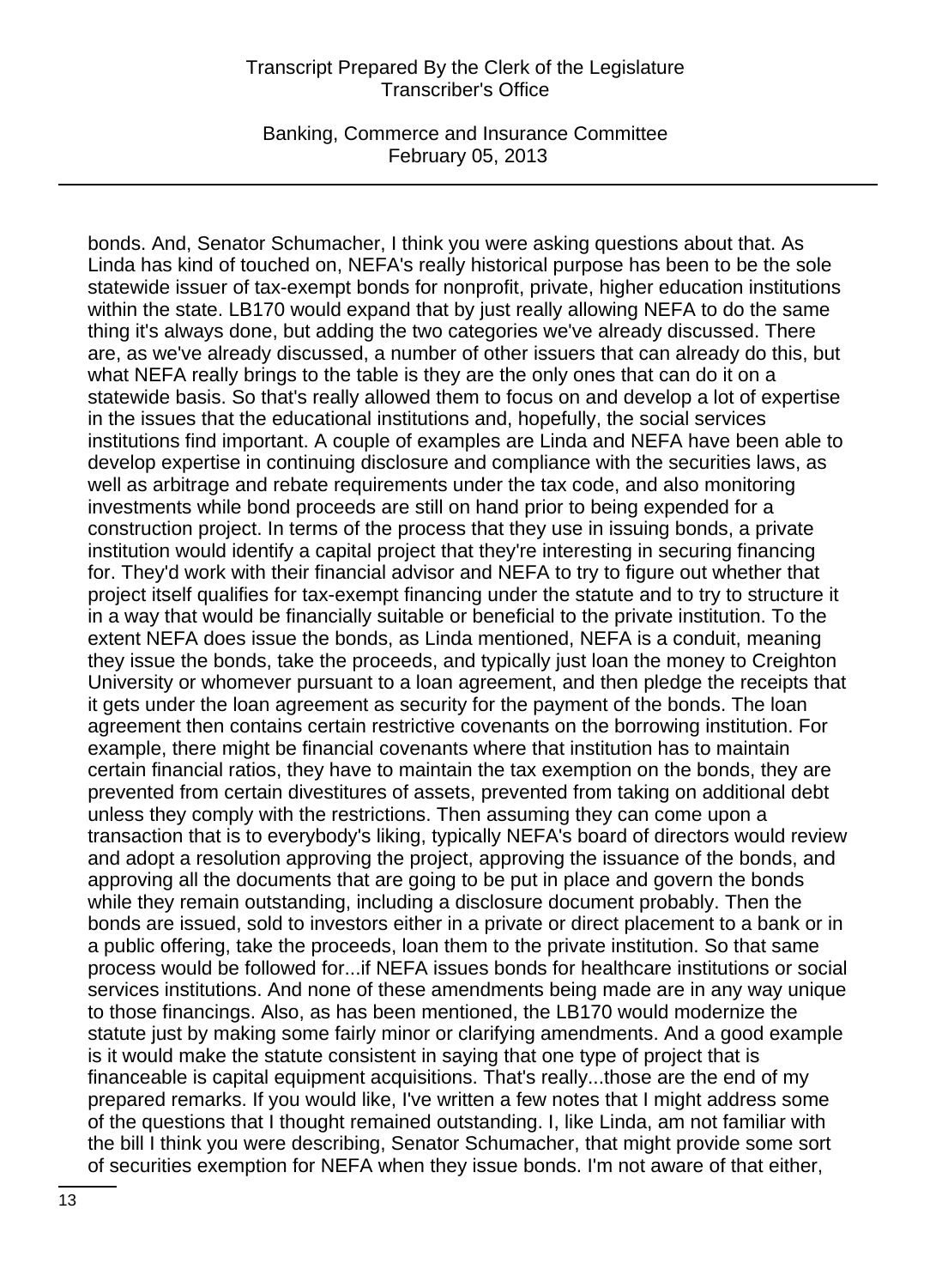bonds. And, Senator Schumacher, I think you were asking questions about that. As Linda has kind of touched on, NEFA's really historical purpose has been to be the sole statewide issuer of tax-exempt bonds for nonprofit, private, higher education institutions within the state. LB170 would expand that by just really allowing NEFA to do the same thing it's always done, but adding the two categories we've already discussed. There are, as we've already discussed, a number of other issuers that can already do this, but what NEFA really brings to the table is they are the only ones that can do it on a statewide basis. So that's really allowed them to focus on and develop a lot of expertise in the issues that the educational institutions and, hopefully, the social services institutions find important. A couple of examples are Linda and NEFA have been able to develop expertise in continuing disclosure and compliance with the securities laws, as well as arbitrage and rebate requirements under the tax code, and also monitoring investments while bond proceeds are still on hand prior to being expended for a construction project. In terms of the process that they use in issuing bonds, a private institution would identify a capital project that they're interesting in securing financing for. They'd work with their financial advisor and NEFA to try to figure out whether that project itself qualifies for tax-exempt financing under the statute and to try to structure it in a way that would be financially suitable or beneficial to the private institution. To the extent NEFA does issue the bonds, as Linda mentioned, NEFA is a conduit, meaning they issue the bonds, take the proceeds, and typically just loan the money to Creighton University or whomever pursuant to a loan agreement, and then pledge the receipts that it gets under the loan agreement as security for the payment of the bonds. The loan agreement then contains certain restrictive covenants on the borrowing institution. For example, there might be financial covenants where that institution has to maintain certain financial ratios, they have to maintain the tax exemption on the bonds, they are prevented from certain divestitures of assets, prevented from taking on additional debt unless they comply with the restrictions. Then assuming they can come upon a transaction that is to everybody's liking, typically NEFA's board of directors would review and adopt a resolution approving the project, approving the issuance of the bonds, and approving all the documents that are going to be put in place and govern the bonds while they remain outstanding, including a disclosure document probably. Then the bonds are issued, sold to investors either in a private or direct placement to a bank or in a public offering, take the proceeds, loan them to the private institution. So that same process would be followed for...if NEFA issues bonds for healthcare institutions or social services institutions. And none of these amendments being made are in any way unique to those financings. Also, as has been mentioned, the LB170 would modernize the statute just by making some fairly minor or clarifying amendments. And a good example is it would make the statute consistent in saying that one type of project that is financeable is capital equipment acquisitions. That's really...those are the end of my prepared remarks. If you would like, I've written a few notes that I might address some of the questions that I thought remained outstanding. I, like Linda, am not familiar with the bill I think you were describing, Senator Schumacher, that might provide some sort of securities exemption for NEFA when they issue bonds. I'm not aware of that either,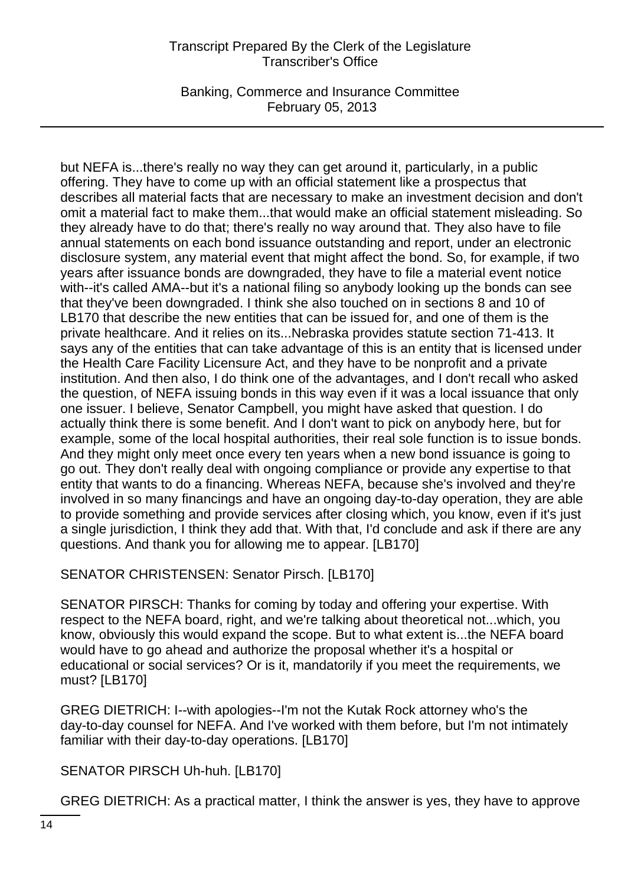but NEFA is...there's really no way they can get around it, particularly, in a public offering. They have to come up with an official statement like a prospectus that describes all material facts that are necessary to make an investment decision and don't omit a material fact to make them...that would make an official statement misleading. So they already have to do that; there's really no way around that. They also have to file annual statements on each bond issuance outstanding and report, under an electronic disclosure system, any material event that might affect the bond. So, for example, if two years after issuance bonds are downgraded, they have to file a material event notice with--it's called AMA--but it's a national filing so anybody looking up the bonds can see that they've been downgraded. I think she also touched on in sections 8 and 10 of LB170 that describe the new entities that can be issued for, and one of them is the private healthcare. And it relies on its...Nebraska provides statute section 71-413. It says any of the entities that can take advantage of this is an entity that is licensed under the Health Care Facility Licensure Act, and they have to be nonprofit and a private institution. And then also, I do think one of the advantages, and I don't recall who asked the question, of NEFA issuing bonds in this way even if it was a local issuance that only one issuer. I believe, Senator Campbell, you might have asked that question. I do actually think there is some benefit. And I don't want to pick on anybody here, but for example, some of the local hospital authorities, their real sole function is to issue bonds. And they might only meet once every ten years when a new bond issuance is going to go out. They don't really deal with ongoing compliance or provide any expertise to that entity that wants to do a financing. Whereas NEFA, because she's involved and they're involved in so many financings and have an ongoing day-to-day operation, they are able to provide something and provide services after closing which, you know, even if it's just a single jurisdiction, I think they add that. With that, I'd conclude and ask if there are any questions. And thank you for allowing me to appear. [LB170]

SENATOR CHRISTENSEN: Senator Pirsch. [LB170]

SENATOR PIRSCH: Thanks for coming by today and offering your expertise. With respect to the NEFA board, right, and we're talking about theoretical not...which, you know, obviously this would expand the scope. But to what extent is...the NEFA board would have to go ahead and authorize the proposal whether it's a hospital or educational or social services? Or is it, mandatorily if you meet the requirements, we must? [LB170]

GREG DIETRICH: I--with apologies--I'm not the Kutak Rock attorney who's the day-to-day counsel for NEFA. And I've worked with them before, but I'm not intimately familiar with their day-to-day operations. [LB170]

SENATOR PIRSCH Uh-huh. [LB170]

GREG DIETRICH: As a practical matter, I think the answer is yes, they have to approve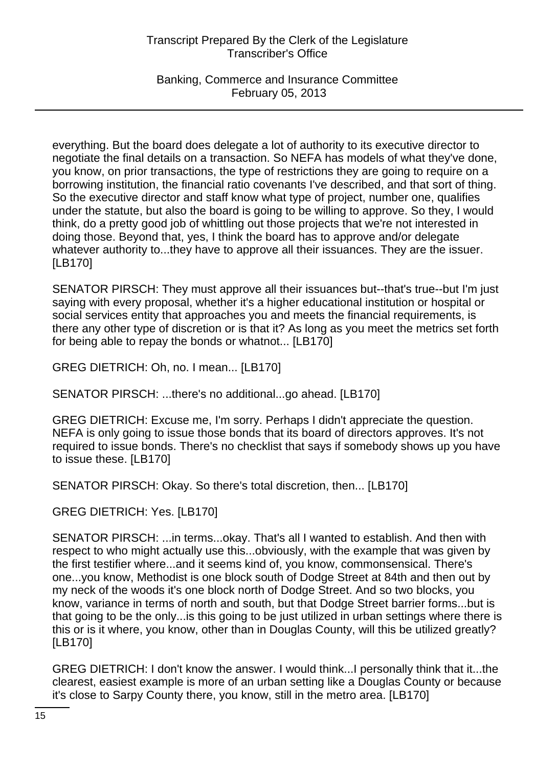everything. But the board does delegate a lot of authority to its executive director to negotiate the final details on a transaction. So NEFA has models of what they've done, you know, on prior transactions, the type of restrictions they are going to require on a borrowing institution, the financial ratio covenants I've described, and that sort of thing. So the executive director and staff know what type of project, number one, qualifies under the statute, but also the board is going to be willing to approve. So they, I would think, do a pretty good job of whittling out those projects that we're not interested in doing those. Beyond that, yes, I think the board has to approve and/or delegate whatever authority to...they have to approve all their issuances. They are the issuer. [LB170]

SENATOR PIRSCH: They must approve all their issuances but--that's true--but I'm just saying with every proposal, whether it's a higher educational institution or hospital or social services entity that approaches you and meets the financial requirements, is there any other type of discretion or is that it? As long as you meet the metrics set forth for being able to repay the bonds or whatnot... [LB170]

GREG DIETRICH: Oh, no. I mean... [LB170]

SENATOR PIRSCH: ...there's no additional...go ahead. [LB170]

GREG DIETRICH: Excuse me, I'm sorry. Perhaps I didn't appreciate the question. NEFA is only going to issue those bonds that its board of directors approves. It's not required to issue bonds. There's no checklist that says if somebody shows up you have to issue these. [LB170]

SENATOR PIRSCH: Okay. So there's total discretion, then... [LB170]

GREG DIETRICH: Yes. [LB170]

SENATOR PIRSCH: ...in terms...okay. That's all I wanted to establish. And then with respect to who might actually use this...obviously, with the example that was given by the first testifier where...and it seems kind of, you know, commonsensical. There's one...you know, Methodist is one block south of Dodge Street at 84th and then out by my neck of the woods it's one block north of Dodge Street. And so two blocks, you know, variance in terms of north and south, but that Dodge Street barrier forms...but is that going to be the only...is this going to be just utilized in urban settings where there is this or is it where, you know, other than in Douglas County, will this be utilized greatly? [LB170]

GREG DIETRICH: I don't know the answer. I would think...I personally think that it...the clearest, easiest example is more of an urban setting like a Douglas County or because it's close to Sarpy County there, you know, still in the metro area. [LB170]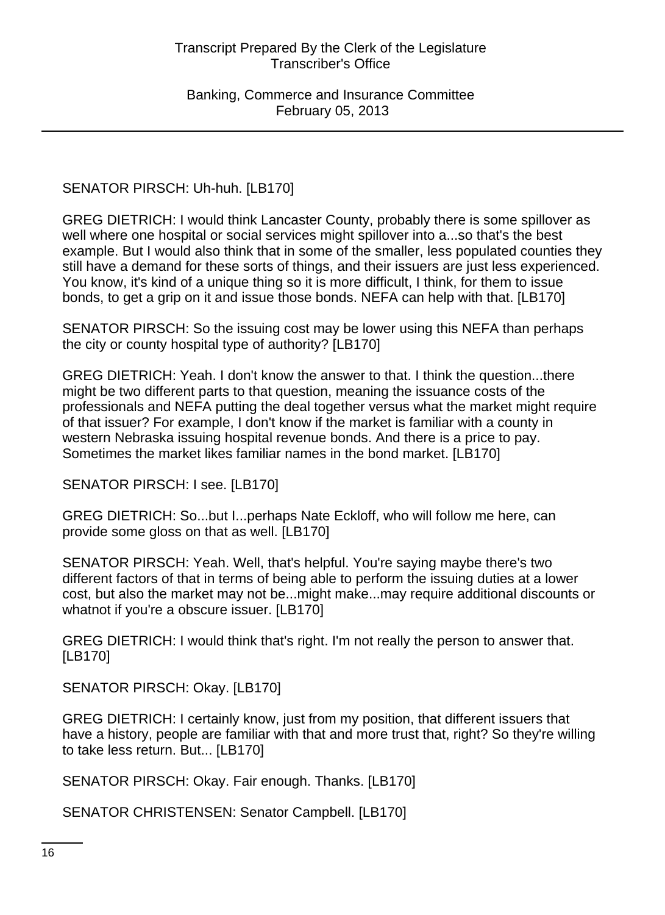SENATOR PIRSCH: Uh-huh. [LB170]

GREG DIETRICH: I would think Lancaster County, probably there is some spillover as well where one hospital or social services might spillover into a...so that's the best example. But I would also think that in some of the smaller, less populated counties they still have a demand for these sorts of things, and their issuers are just less experienced. You know, it's kind of a unique thing so it is more difficult, I think, for them to issue bonds, to get a grip on it and issue those bonds. NEFA can help with that. [LB170]

SENATOR PIRSCH: So the issuing cost may be lower using this NEFA than perhaps the city or county hospital type of authority? [LB170]

GREG DIETRICH: Yeah. I don't know the answer to that. I think the question...there might be two different parts to that question, meaning the issuance costs of the professionals and NEFA putting the deal together versus what the market might require of that issuer? For example, I don't know if the market is familiar with a county in western Nebraska issuing hospital revenue bonds. And there is a price to pay. Sometimes the market likes familiar names in the bond market. [LB170]

SENATOR PIRSCH: I see. [LB170]

GREG DIETRICH: So...but I...perhaps Nate Eckloff, who will follow me here, can provide some gloss on that as well. [LB170]

SENATOR PIRSCH: Yeah. Well, that's helpful. You're saying maybe there's two different factors of that in terms of being able to perform the issuing duties at a lower cost, but also the market may not be...might make...may require additional discounts or whatnot if you're a obscure issuer. [LB170]

GREG DIETRICH: I would think that's right. I'm not really the person to answer that. [LB170]

SENATOR PIRSCH: Okay. [LB170]

GREG DIETRICH: I certainly know, just from my position, that different issuers that have a history, people are familiar with that and more trust that, right? So they're willing to take less return. But... [LB170]

SENATOR PIRSCH: Okay. Fair enough. Thanks. [LB170]

SENATOR CHRISTENSEN: Senator Campbell. [LB170]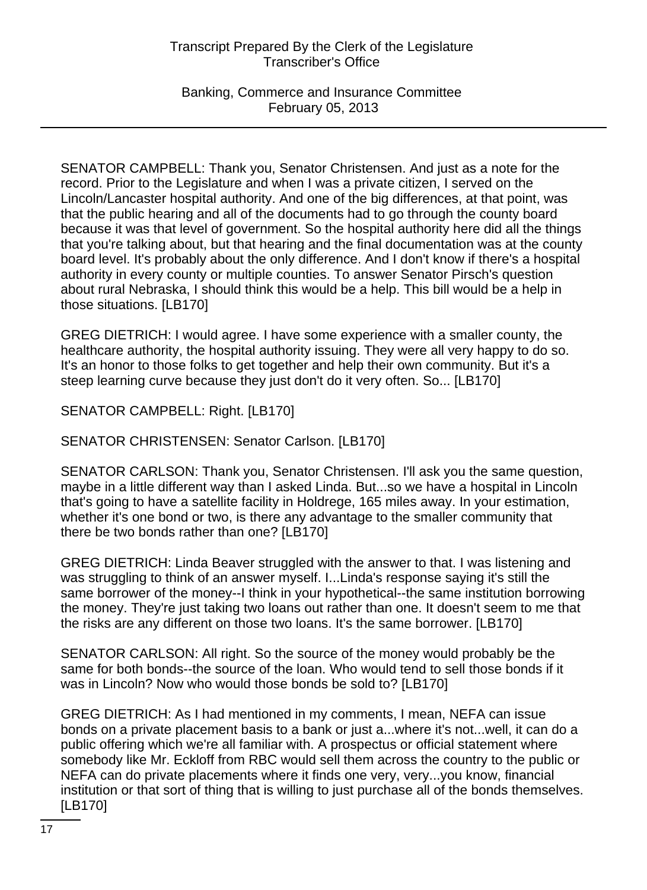SENATOR CAMPBELL: Thank you, Senator Christensen. And just as a note for the record. Prior to the Legislature and when I was a private citizen, I served on the Lincoln/Lancaster hospital authority. And one of the big differences, at that point, was that the public hearing and all of the documents had to go through the county board because it was that level of government. So the hospital authority here did all the things that you're talking about, but that hearing and the final documentation was at the county board level. It's probably about the only difference. And I don't know if there's a hospital authority in every county or multiple counties. To answer Senator Pirsch's question about rural Nebraska, I should think this would be a help. This bill would be a help in those situations. [LB170]

GREG DIETRICH: I would agree. I have some experience with a smaller county, the healthcare authority, the hospital authority issuing. They were all very happy to do so. It's an honor to those folks to get together and help their own community. But it's a steep learning curve because they just don't do it very often. So... [LB170]

SENATOR CAMPBELL: Right. [LB170]

SENATOR CHRISTENSEN: Senator Carlson. [LB170]

SENATOR CARLSON: Thank you, Senator Christensen. I'll ask you the same question, maybe in a little different way than I asked Linda. But...so we have a hospital in Lincoln that's going to have a satellite facility in Holdrege, 165 miles away. In your estimation, whether it's one bond or two, is there any advantage to the smaller community that there be two bonds rather than one? [LB170]

GREG DIETRICH: Linda Beaver struggled with the answer to that. I was listening and was struggling to think of an answer myself. I...Linda's response saying it's still the same borrower of the money--I think in your hypothetical--the same institution borrowing the money. They're just taking two loans out rather than one. It doesn't seem to me that the risks are any different on those two loans. It's the same borrower. [LB170]

SENATOR CARLSON: All right. So the source of the money would probably be the same for both bonds--the source of the loan. Who would tend to sell those bonds if it was in Lincoln? Now who would those bonds be sold to? [LB170]

GREG DIETRICH: As I had mentioned in my comments, I mean, NEFA can issue bonds on a private placement basis to a bank or just a...where it's not...well, it can do a public offering which we're all familiar with. A prospectus or official statement where somebody like Mr. Eckloff from RBC would sell them across the country to the public or NEFA can do private placements where it finds one very, very...you know, financial institution or that sort of thing that is willing to just purchase all of the bonds themselves. [LB170]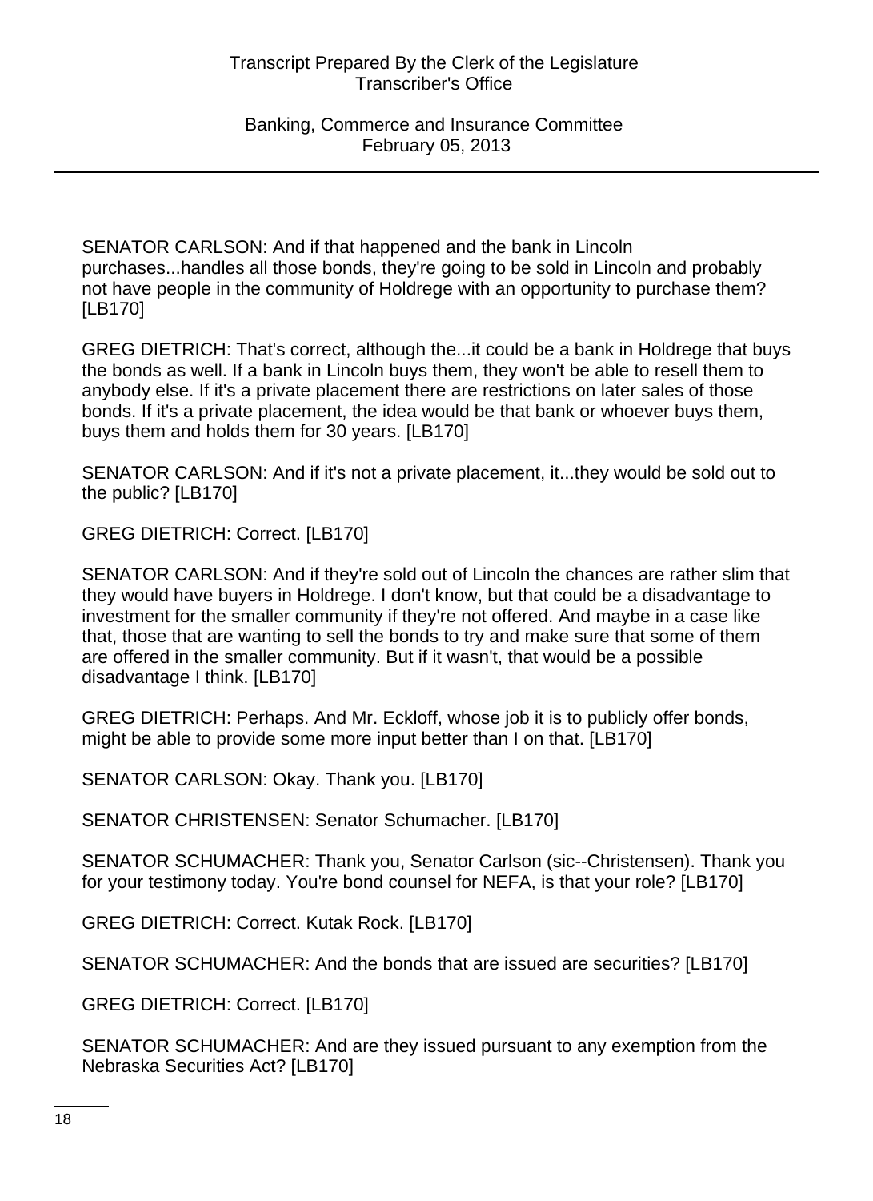SENATOR CARLSON: And if that happened and the bank in Lincoln purchases...handles all those bonds, they're going to be sold in Lincoln and probably not have people in the community of Holdrege with an opportunity to purchase them? [LB170]

GREG DIETRICH: That's correct, although the...it could be a bank in Holdrege that buys the bonds as well. If a bank in Lincoln buys them, they won't be able to resell them to anybody else. If it's a private placement there are restrictions on later sales of those bonds. If it's a private placement, the idea would be that bank or whoever buys them, buys them and holds them for 30 years. [LB170]

SENATOR CARLSON: And if it's not a private placement, it...they would be sold out to the public? [LB170]

GREG DIETRICH: Correct. [LB170]

SENATOR CARLSON: And if they're sold out of Lincoln the chances are rather slim that they would have buyers in Holdrege. I don't know, but that could be a disadvantage to investment for the smaller community if they're not offered. And maybe in a case like that, those that are wanting to sell the bonds to try and make sure that some of them are offered in the smaller community. But if it wasn't, that would be a possible disadvantage I think. [LB170]

GREG DIETRICH: Perhaps. And Mr. Eckloff, whose job it is to publicly offer bonds, might be able to provide some more input better than I on that. [LB170]

SENATOR CARLSON: Okay. Thank you. [LB170]

SENATOR CHRISTENSEN: Senator Schumacher. [LB170]

SENATOR SCHUMACHER: Thank you, Senator Carlson (sic--Christensen). Thank you for your testimony today. You're bond counsel for NEFA, is that your role? [LB170]

GREG DIETRICH: Correct. Kutak Rock. [LB170]

SENATOR SCHUMACHER: And the bonds that are issued are securities? [LB170]

GREG DIETRICH: Correct. [LB170]

SENATOR SCHUMACHER: And are they issued pursuant to any exemption from the Nebraska Securities Act? [LB170]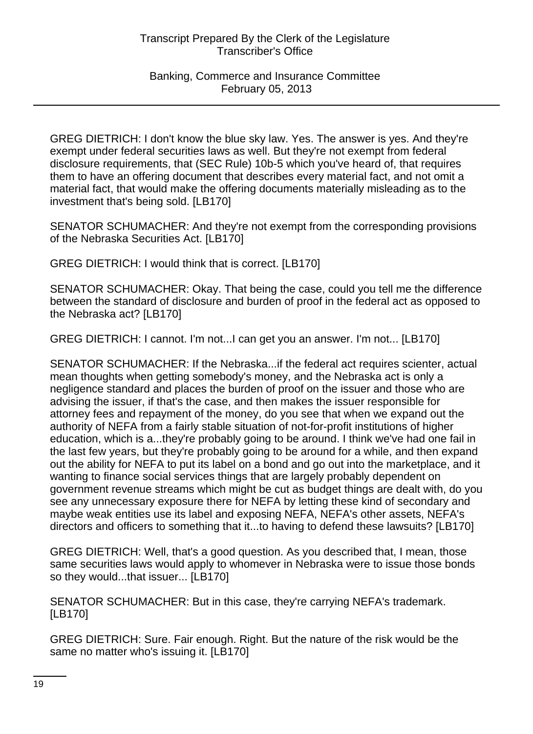GREG DIETRICH: I don't know the blue sky law. Yes. The answer is yes. And they're exempt under federal securities laws as well. But they're not exempt from federal disclosure requirements, that (SEC Rule) 10b-5 which you've heard of, that requires them to have an offering document that describes every material fact, and not omit a material fact, that would make the offering documents materially misleading as to the investment that's being sold. [LB170]

SENATOR SCHUMACHER: And they're not exempt from the corresponding provisions of the Nebraska Securities Act. [LB170]

GREG DIETRICH: I would think that is correct. [LB170]

SENATOR SCHUMACHER: Okay. That being the case, could you tell me the difference between the standard of disclosure and burden of proof in the federal act as opposed to the Nebraska act? [LB170]

GREG DIETRICH: I cannot. I'm not...I can get you an answer. I'm not... [LB170]

SENATOR SCHUMACHER: If the Nebraska...if the federal act requires scienter, actual mean thoughts when getting somebody's money, and the Nebraska act is only a negligence standard and places the burden of proof on the issuer and those who are advising the issuer, if that's the case, and then makes the issuer responsible for attorney fees and repayment of the money, do you see that when we expand out the authority of NEFA from a fairly stable situation of not-for-profit institutions of higher education, which is a...they're probably going to be around. I think we've had one fail in the last few years, but they're probably going to be around for a while, and then expand out the ability for NEFA to put its label on a bond and go out into the marketplace, and it wanting to finance social services things that are largely probably dependent on government revenue streams which might be cut as budget things are dealt with, do you see any unnecessary exposure there for NEFA by letting these kind of secondary and maybe weak entities use its label and exposing NEFA, NEFA's other assets, NEFA's directors and officers to something that it...to having to defend these lawsuits? [LB170]

GREG DIETRICH: Well, that's a good question. As you described that, I mean, those same securities laws would apply to whomever in Nebraska were to issue those bonds so they would...that issuer... [LB170]

SENATOR SCHUMACHER: But in this case, they're carrying NEFA's trademark. [LB170]

GREG DIETRICH: Sure. Fair enough. Right. But the nature of the risk would be the same no matter who's issuing it. [LB170]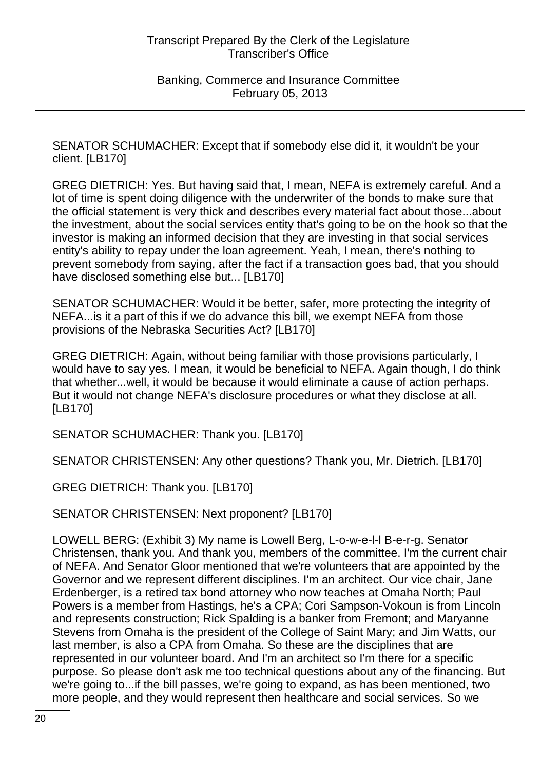SENATOR SCHUMACHER: Except that if somebody else did it, it wouldn't be your client. [LB170]

GREG DIETRICH: Yes. But having said that, I mean, NEFA is extremely careful. And a lot of time is spent doing diligence with the underwriter of the bonds to make sure that the official statement is very thick and describes every material fact about those...about the investment, about the social services entity that's going to be on the hook so that the investor is making an informed decision that they are investing in that social services entity's ability to repay under the loan agreement. Yeah, I mean, there's nothing to prevent somebody from saying, after the fact if a transaction goes bad, that you should have disclosed something else but... [LB170]

SENATOR SCHUMACHER: Would it be better, safer, more protecting the integrity of NEFA...is it a part of this if we do advance this bill, we exempt NEFA from those provisions of the Nebraska Securities Act? [LB170]

GREG DIETRICH: Again, without being familiar with those provisions particularly, I would have to say yes. I mean, it would be beneficial to NEFA. Again though, I do think that whether...well, it would be because it would eliminate a cause of action perhaps. But it would not change NEFA's disclosure procedures or what they disclose at all. [LB170]

SENATOR SCHUMACHER: Thank you. [LB170]

SENATOR CHRISTENSEN: Any other questions? Thank you, Mr. Dietrich. [LB170]

GREG DIETRICH: Thank you. [LB170]

SENATOR CHRISTENSEN: Next proponent? [LB170]

LOWELL BERG: (Exhibit 3) My name is Lowell Berg, L-o-w-e-l-l B-e-r-g. Senator Christensen, thank you. And thank you, members of the committee. I'm the current chair of NEFA. And Senator Gloor mentioned that we're volunteers that are appointed by the Governor and we represent different disciplines. I'm an architect. Our vice chair, Jane Erdenberger, is a retired tax bond attorney who now teaches at Omaha North; Paul Powers is a member from Hastings, he's a CPA; Cori Sampson-Vokoun is from Lincoln and represents construction; Rick Spalding is a banker from Fremont; and Maryanne Stevens from Omaha is the president of the College of Saint Mary; and Jim Watts, our last member, is also a CPA from Omaha. So these are the disciplines that are represented in our volunteer board. And I'm an architect so I'm there for a specific purpose. So please don't ask me too technical questions about any of the financing. But we're going to...if the bill passes, we're going to expand, as has been mentioned, two more people, and they would represent then healthcare and social services. So we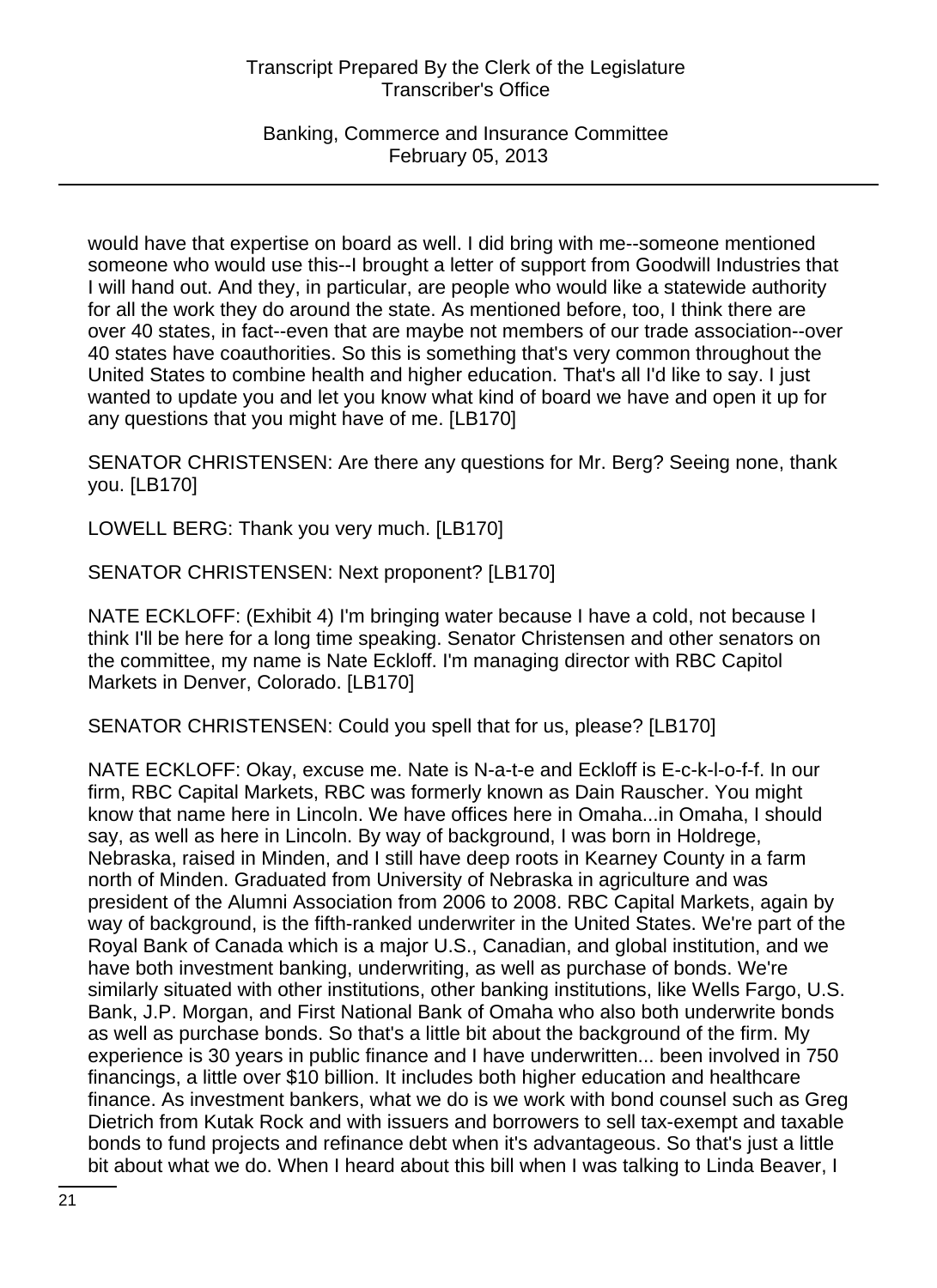would have that expertise on board as well. I did bring with me--someone mentioned someone who would use this--I brought a letter of support from Goodwill Industries that I will hand out. And they, in particular, are people who would like a statewide authority for all the work they do around the state. As mentioned before, too, I think there are over 40 states, in fact--even that are maybe not members of our trade association--over 40 states have coauthorities. So this is something that's very common throughout the United States to combine health and higher education. That's all I'd like to say. I just wanted to update you and let you know what kind of board we have and open it up for any questions that you might have of me. [LB170]

SENATOR CHRISTENSEN: Are there any questions for Mr. Berg? Seeing none, thank you. [LB170]

LOWELL BERG: Thank you very much. [LB170]

SENATOR CHRISTENSEN: Next proponent? [LB170]

NATE ECKLOFF: (Exhibit 4) I'm bringing water because I have a cold, not because I think I'll be here for a long time speaking. Senator Christensen and other senators on the committee, my name is Nate Eckloff. I'm managing director with RBC Capitol Markets in Denver, Colorado. [LB170]

SENATOR CHRISTENSEN: Could you spell that for us, please? [LB170]

NATE ECKLOFF: Okay, excuse me. Nate is N-a-t-e and Eckloff is E-c-k-l-o-f-f. In our firm, RBC Capital Markets, RBC was formerly known as Dain Rauscher. You might know that name here in Lincoln. We have offices here in Omaha...in Omaha, I should say, as well as here in Lincoln. By way of background, I was born in Holdrege, Nebraska, raised in Minden, and I still have deep roots in Kearney County in a farm north of Minden. Graduated from University of Nebraska in agriculture and was president of the Alumni Association from 2006 to 2008. RBC Capital Markets, again by way of background, is the fifth-ranked underwriter in the United States. We're part of the Royal Bank of Canada which is a major U.S., Canadian, and global institution, and we have both investment banking, underwriting, as well as purchase of bonds. We're similarly situated with other institutions, other banking institutions, like Wells Fargo, U.S. Bank, J.P. Morgan, and First National Bank of Omaha who also both underwrite bonds as well as purchase bonds. So that's a little bit about the background of the firm. My experience is 30 years in public finance and I have underwritten... been involved in 750 financings, a little over $10 billion. It includes both higher education and healthcare finance. As investment bankers, what we do is we work with bond counsel such as Greg Dietrich from Kutak Rock and with issuers and borrowers to sell tax-exempt and taxable bonds to fund projects and refinance debt when it's advantageous. So that's just a little bit about what we do. When I heard about this bill when I was talking to Linda Beaver, I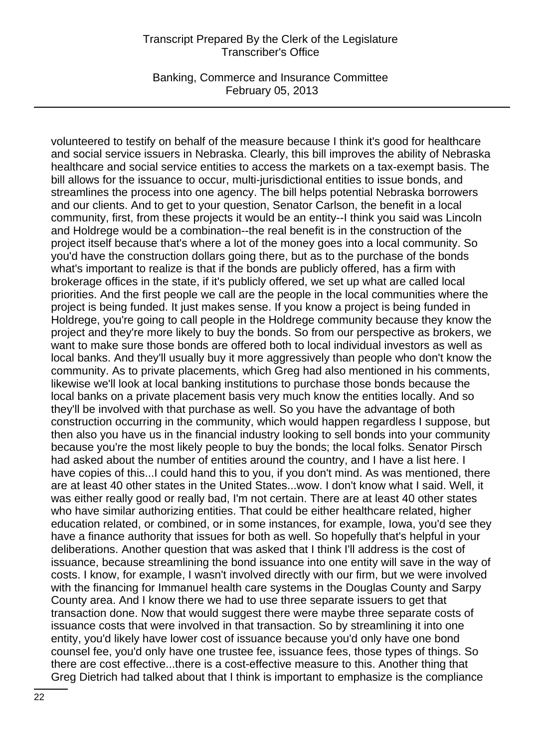volunteered to testify on behalf of the measure because I think it's good for healthcare and social service issuers in Nebraska. Clearly, this bill improves the ability of Nebraska healthcare and social service entities to access the markets on a tax-exempt basis. The bill allows for the issuance to occur, multi-jurisdictional entities to issue bonds, and streamlines the process into one agency. The bill helps potential Nebraska borrowers and our clients. And to get to your question, Senator Carlson, the benefit in a local community, first, from these projects it would be an entity--I think you said was Lincoln and Holdrege would be a combination--the real benefit is in the construction of the project itself because that's where a lot of the money goes into a local community. So you'd have the construction dollars going there, but as to the purchase of the bonds what's important to realize is that if the bonds are publicly offered, has a firm with brokerage offices in the state, if it's publicly offered, we set up what are called local priorities. And the first people we call are the people in the local communities where the project is being funded. It just makes sense. If you know a project is being funded in Holdrege, you're going to call people in the Holdrege community because they know the project and they're more likely to buy the bonds. So from our perspective as brokers, we want to make sure those bonds are offered both to local individual investors as well as local banks. And they'll usually buy it more aggressively than people who don't know the community. As to private placements, which Greg had also mentioned in his comments, likewise we'll look at local banking institutions to purchase those bonds because the local banks on a private placement basis very much know the entities locally. And so they'll be involved with that purchase as well. So you have the advantage of both construction occurring in the community, which would happen regardless I suppose, but then also you have us in the financial industry looking to sell bonds into your community because you're the most likely people to buy the bonds; the local folks. Senator Pirsch had asked about the number of entities around the country, and I have a list here. I have copies of this...I could hand this to you, if you don't mind. As was mentioned, there are at least 40 other states in the United States...wow. I don't know what I said. Well, it was either really good or really bad, I'm not certain. There are at least 40 other states who have similar authorizing entities. That could be either healthcare related, higher education related, or combined, or in some instances, for example, Iowa, you'd see they have a finance authority that issues for both as well. So hopefully that's helpful in your deliberations. Another question that was asked that I think I'll address is the cost of issuance, because streamlining the bond issuance into one entity will save in the way of costs. I know, for example, I wasn't involved directly with our firm, but we were involved with the financing for Immanuel health care systems in the Douglas County and Sarpy County area. And I know there we had to use three separate issuers to get that transaction done. Now that would suggest there were maybe three separate costs of issuance costs that were involved in that transaction. So by streamlining it into one entity, you'd likely have lower cost of issuance because you'd only have one bond counsel fee, you'd only have one trustee fee, issuance fees, those types of things. So there are cost effective...there is a cost-effective measure to this. Another thing that Greg Dietrich had talked about that I think is important to emphasize is the compliance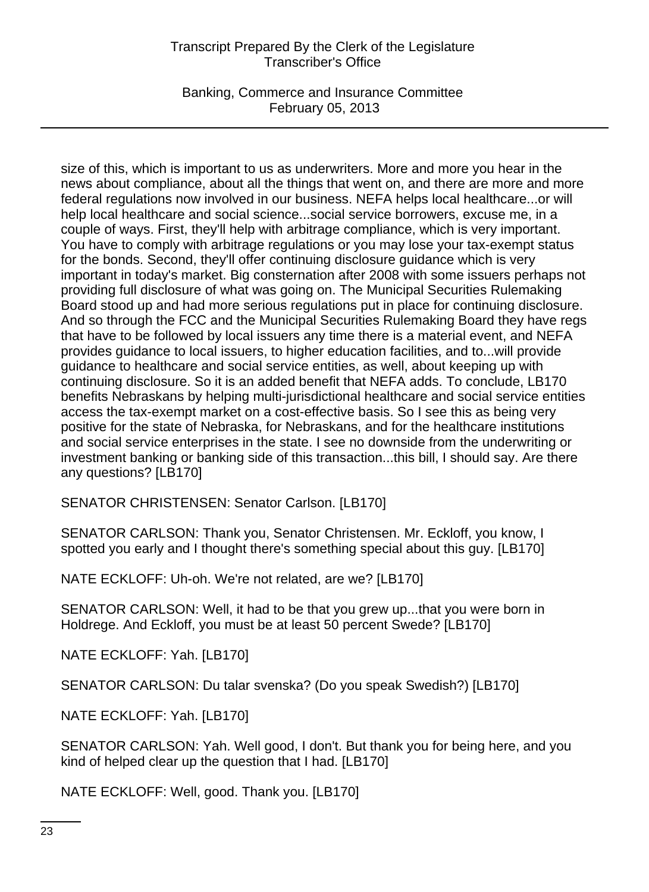size of this, which is important to us as underwriters. More and more you hear in the news about compliance, about all the things that went on, and there are more and more federal regulations now involved in our business. NEFA helps local healthcare...or will help local healthcare and social science...social service borrowers, excuse me, in a couple of ways. First, they'll help with arbitrage compliance, which is very important. You have to comply with arbitrage regulations or you may lose your tax-exempt status for the bonds. Second, they'll offer continuing disclosure guidance which is very important in today's market. Big consternation after 2008 with some issuers perhaps not providing full disclosure of what was going on. The Municipal Securities Rulemaking Board stood up and had more serious regulations put in place for continuing disclosure. And so through the FCC and the Municipal Securities Rulemaking Board they have regs that have to be followed by local issuers any time there is a material event, and NEFA provides guidance to local issuers, to higher education facilities, and to...will provide guidance to healthcare and social service entities, as well, about keeping up with continuing disclosure. So it is an added benefit that NEFA adds. To conclude, LB170 benefits Nebraskans by helping multi-jurisdictional healthcare and social service entities access the tax-exempt market on a cost-effective basis. So I see this as being very positive for the state of Nebraska, for Nebraskans, and for the healthcare institutions and social service enterprises in the state. I see no downside from the underwriting or investment banking or banking side of this transaction...this bill, I should say. Are there any questions? [LB170]

SENATOR CHRISTENSEN: Senator Carlson. [LB170]

SENATOR CARLSON: Thank you, Senator Christensen. Mr. Eckloff, you know, I spotted you early and I thought there's something special about this guy. [LB170]

NATE ECKLOFF: Uh-oh. We're not related, are we? [LB170]

SENATOR CARLSON: Well, it had to be that you grew up...that you were born in Holdrege. And Eckloff, you must be at least 50 percent Swede? [LB170]

NATE ECKLOFF: Yah. [LB170]

SENATOR CARLSON: Du talar svenska? (Do you speak Swedish?) [LB170]

NATE ECKLOFF: Yah. [LB170]

SENATOR CARLSON: Yah. Well good, I don't. But thank you for being here, and you kind of helped clear up the question that I had. [LB170]

NATE ECKLOFF: Well, good. Thank you. [LB170]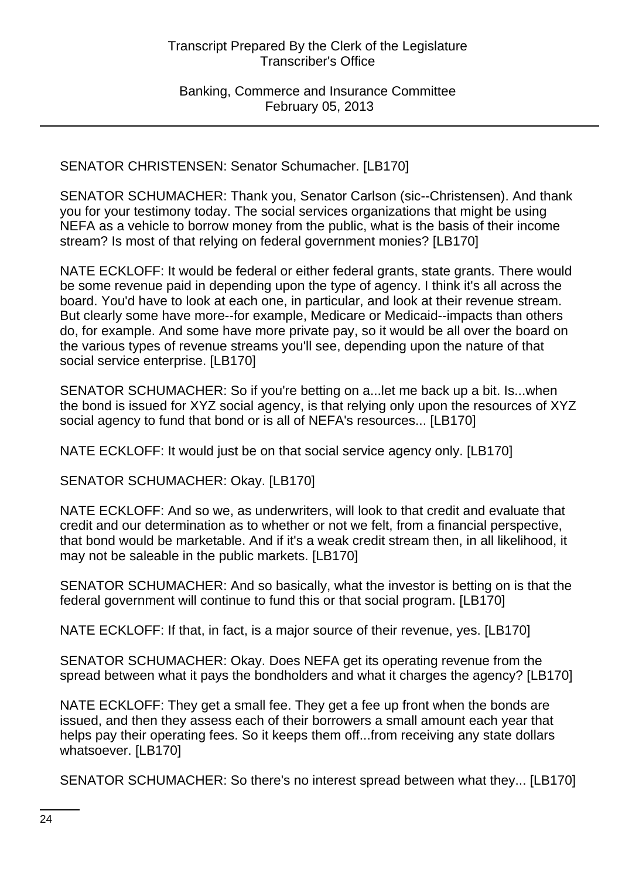SENATOR CHRISTENSEN: Senator Schumacher. [LB170]

SENATOR SCHUMACHER: Thank you, Senator Carlson (sic--Christensen). And thank you for your testimony today. The social services organizations that might be using NEFA as a vehicle to borrow money from the public, what is the basis of their income stream? Is most of that relying on federal government monies? [LB170]

NATE ECKLOFF: It would be federal or either federal grants, state grants. There would be some revenue paid in depending upon the type of agency. I think it's all across the board. You'd have to look at each one, in particular, and look at their revenue stream. But clearly some have more--for example, Medicare or Medicaid--impacts than others do, for example. And some have more private pay, so it would be all over the board on the various types of revenue streams you'll see, depending upon the nature of that social service enterprise. [LB170]

SENATOR SCHUMACHER: So if you're betting on a...let me back up a bit. Is...when the bond is issued for XYZ social agency, is that relying only upon the resources of XYZ social agency to fund that bond or is all of NEFA's resources... [LB170]

NATE ECKLOFF: It would just be on that social service agency only. [LB170]

SENATOR SCHUMACHER: Okay. [LB170]

NATE ECKLOFF: And so we, as underwriters, will look to that credit and evaluate that credit and our determination as to whether or not we felt, from a financial perspective, that bond would be marketable. And if it's a weak credit stream then, in all likelihood, it may not be saleable in the public markets. [LB170]

SENATOR SCHUMACHER: And so basically, what the investor is betting on is that the federal government will continue to fund this or that social program. [LB170]

NATE ECKLOFF: If that, in fact, is a major source of their revenue, yes. [LB170]

SENATOR SCHUMACHER: Okay. Does NEFA get its operating revenue from the spread between what it pays the bondholders and what it charges the agency? [LB170]

NATE ECKLOFF: They get a small fee. They get a fee up front when the bonds are issued, and then they assess each of their borrowers a small amount each year that helps pay their operating fees. So it keeps them off...from receiving any state dollars whatsoever. [LB170]

SENATOR SCHUMACHER: So there's no interest spread between what they... [LB170]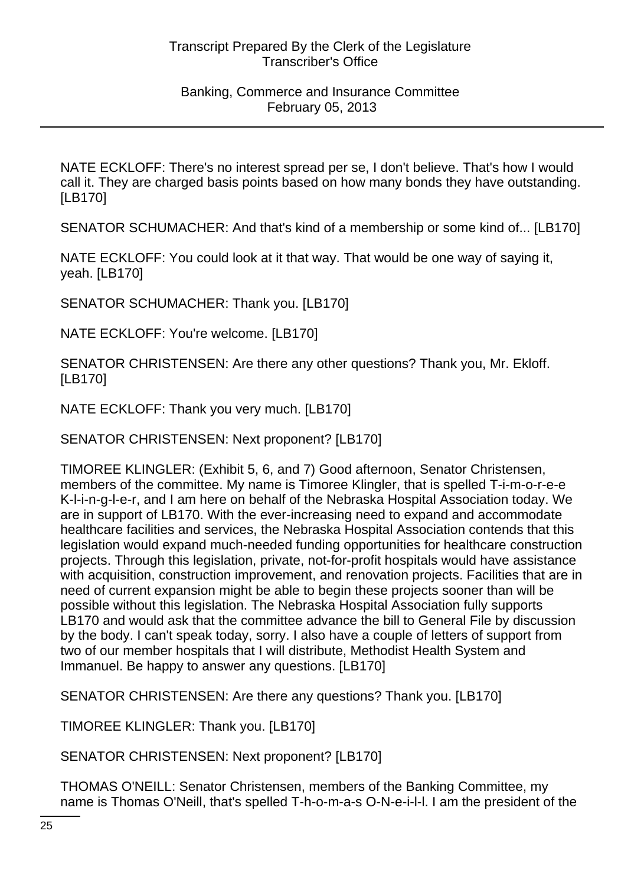NATE ECKLOFF: There's no interest spread per se, I don't believe. That's how I would call it. They are charged basis points based on how many bonds they have outstanding. [LB170]

SENATOR SCHUMACHER: And that's kind of a membership or some kind of... [LB170]

NATE ECKLOFF: You could look at it that way. That would be one way of saying it, yeah. [LB170]

SENATOR SCHUMACHER: Thank you. [LB170]

NATE ECKLOFF: You're welcome. [LB170]

SENATOR CHRISTENSEN: Are there any other questions? Thank you, Mr. Ekloff. [LB170]

NATE ECKLOFF: Thank you very much. [LB170]

SENATOR CHRISTENSEN: Next proponent? [LB170]

TIMOREE KLINGLER: (Exhibit 5, 6, and 7) Good afternoon, Senator Christensen, members of the committee. My name is Timoree Klingler, that is spelled T-i-m-o-r-e-e K-l-i-n-g-l-e-r, and I am here on behalf of the Nebraska Hospital Association today. We are in support of LB170. With the ever-increasing need to expand and accommodate healthcare facilities and services, the Nebraska Hospital Association contends that this legislation would expand much-needed funding opportunities for healthcare construction projects. Through this legislation, private, not-for-profit hospitals would have assistance with acquisition, construction improvement, and renovation projects. Facilities that are in need of current expansion might be able to begin these projects sooner than will be possible without this legislation. The Nebraska Hospital Association fully supports LB170 and would ask that the committee advance the bill to General File by discussion by the body. I can't speak today, sorry. I also have a couple of letters of support from two of our member hospitals that I will distribute, Methodist Health System and Immanuel. Be happy to answer any questions. [LB170]

SENATOR CHRISTENSEN: Are there any questions? Thank you. [LB170]

TIMOREE KLINGLER: Thank you. [LB170]

SENATOR CHRISTENSEN: Next proponent? [LB170]

THOMAS O'NEILL: Senator Christensen, members of the Banking Committee, my name is Thomas O'Neill, that's spelled T-h-o-m-a-s O-N-e-i-l-l. I am the president of the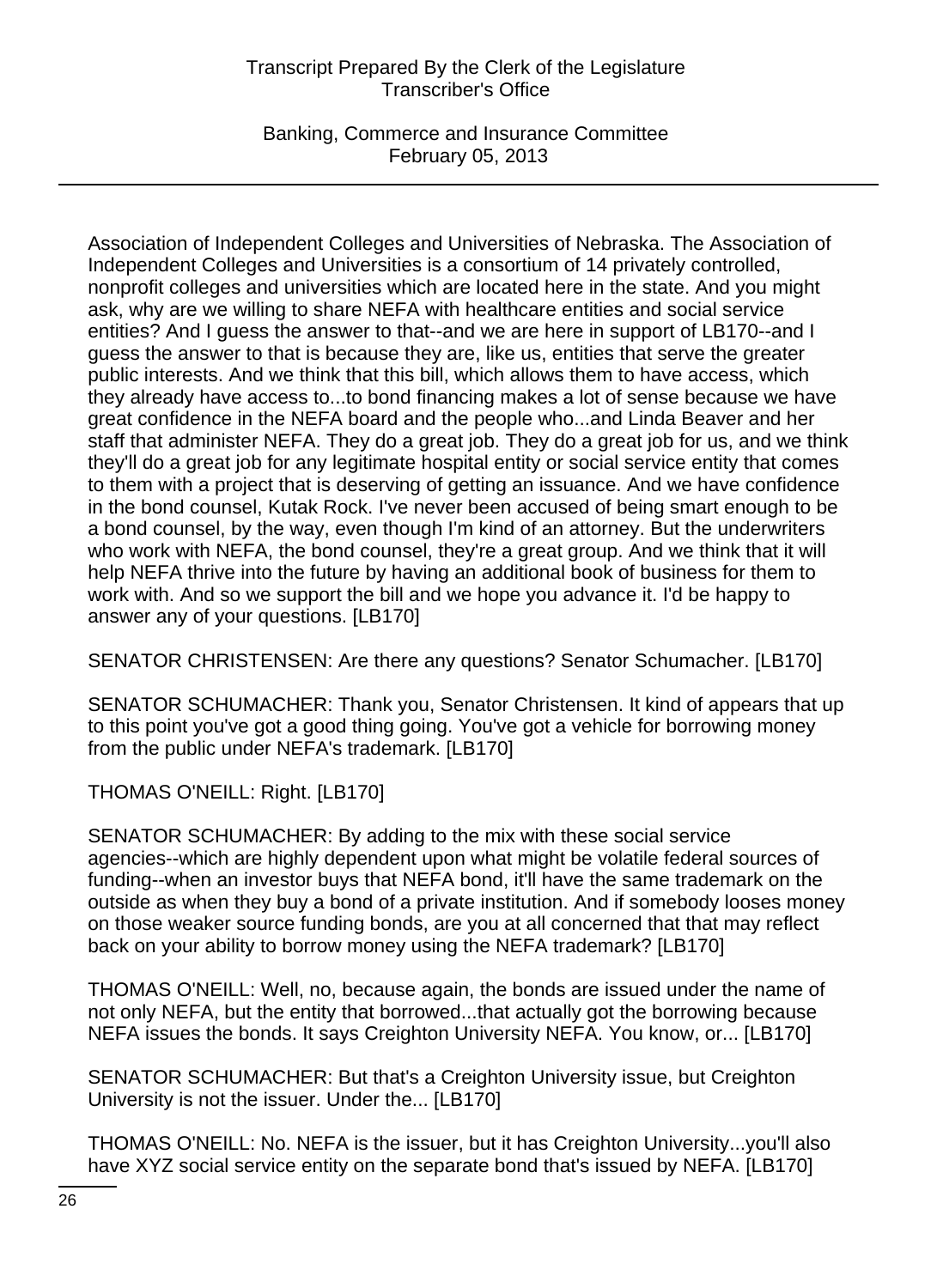Association of Independent Colleges and Universities of Nebraska. The Association of Independent Colleges and Universities is a consortium of 14 privately controlled, nonprofit colleges and universities which are located here in the state. And you might ask, why are we willing to share NEFA with healthcare entities and social service entities? And I guess the answer to that--and we are here in support of LB170--and I guess the answer to that is because they are, like us, entities that serve the greater public interests. And we think that this bill, which allows them to have access, which they already have access to...to bond financing makes a lot of sense because we have great confidence in the NEFA board and the people who...and Linda Beaver and her staff that administer NEFA. They do a great job. They do a great job for us, and we think they'll do a great job for any legitimate hospital entity or social service entity that comes to them with a project that is deserving of getting an issuance. And we have confidence in the bond counsel, Kutak Rock. I've never been accused of being smart enough to be a bond counsel, by the way, even though I'm kind of an attorney. But the underwriters who work with NEFA, the bond counsel, they're a great group. And we think that it will help NEFA thrive into the future by having an additional book of business for them to work with. And so we support the bill and we hope you advance it. I'd be happy to answer any of your questions. [LB170]

SENATOR CHRISTENSEN: Are there any questions? Senator Schumacher. [LB170]

SENATOR SCHUMACHER: Thank you, Senator Christensen. It kind of appears that up to this point you've got a good thing going. You've got a vehicle for borrowing money from the public under NEFA's trademark. [LB170]

THOMAS O'NEILL: Right. [LB170]

SENATOR SCHUMACHER: By adding to the mix with these social service agencies--which are highly dependent upon what might be volatile federal sources of funding--when an investor buys that NEFA bond, it'll have the same trademark on the outside as when they buy a bond of a private institution. And if somebody looses money on those weaker source funding bonds, are you at all concerned that that may reflect back on your ability to borrow money using the NEFA trademark? [LB170]

THOMAS O'NEILL: Well, no, because again, the bonds are issued under the name of not only NEFA, but the entity that borrowed...that actually got the borrowing because NEFA issues the bonds. It says Creighton University NEFA. You know, or... [LB170]

SENATOR SCHUMACHER: But that's a Creighton University issue, but Creighton University is not the issuer. Under the... [LB170]

THOMAS O'NEILL: No. NEFA is the issuer, but it has Creighton University...you'll also have XYZ social service entity on the separate bond that's issued by NEFA. [LB170]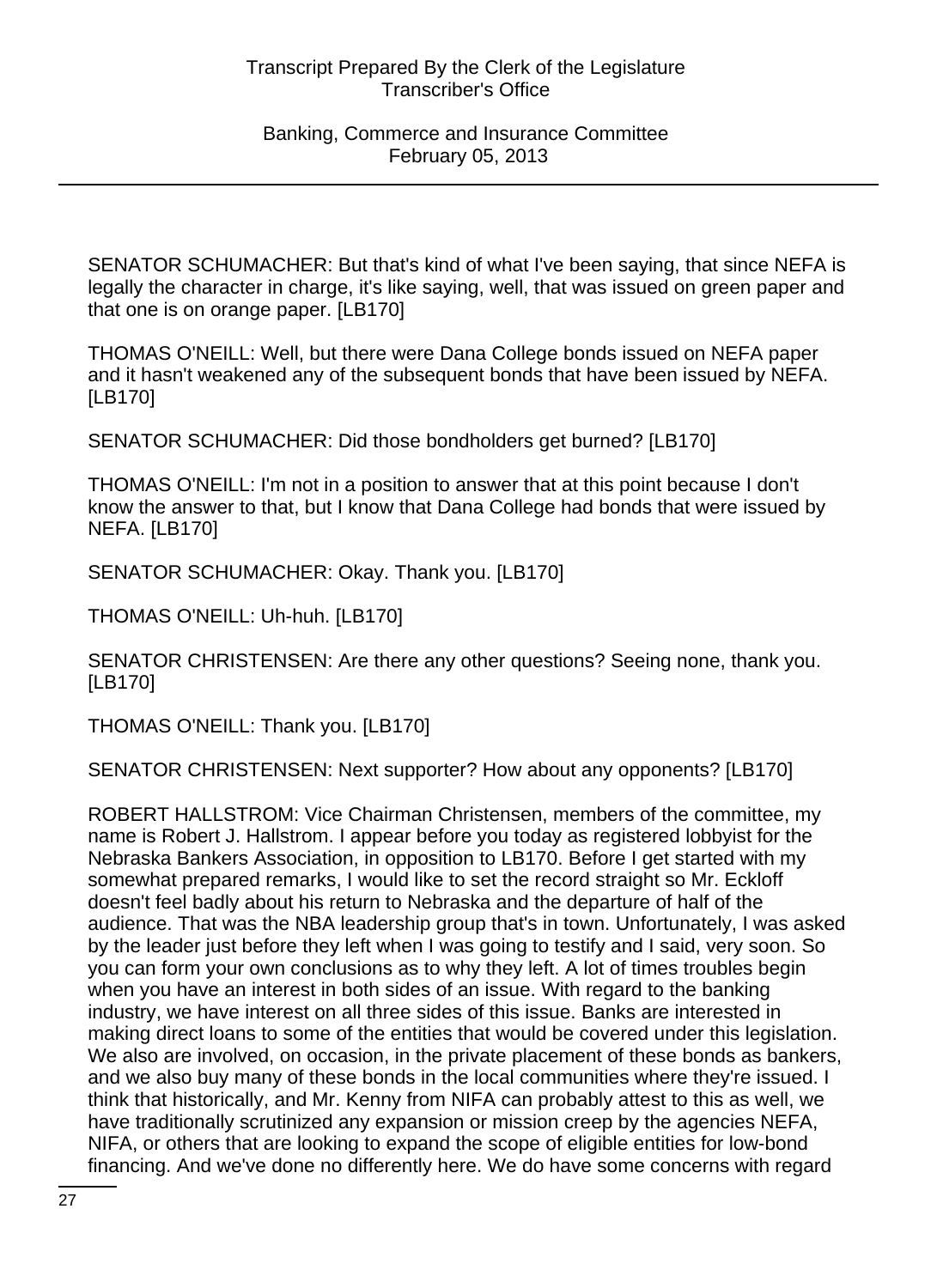SENATOR SCHUMACHER: But that's kind of what I've been saying, that since NEFA is legally the character in charge, it's like saying, well, that was issued on green paper and that one is on orange paper. [LB170]

THOMAS O'NEILL: Well, but there were Dana College bonds issued on NEFA paper and it hasn't weakened any of the subsequent bonds that have been issued by NEFA. [LB170]

SENATOR SCHUMACHER: Did those bondholders get burned? [LB170]

THOMAS O'NEILL: I'm not in a position to answer that at this point because I don't know the answer to that, but I know that Dana College had bonds that were issued by NEFA. [LB170]

SENATOR SCHUMACHER: Okay. Thank you. [LB170]

THOMAS O'NEILL: Uh-huh. [LB170]

SENATOR CHRISTENSEN: Are there any other questions? Seeing none, thank you. [LB170]

THOMAS O'NEILL: Thank you. [LB170]

SENATOR CHRISTENSEN: Next supporter? How about any opponents? [LB170]

ROBERT HALLSTROM: Vice Chairman Christensen, members of the committee, my name is Robert J. Hallstrom. I appear before you today as registered lobbyist for the Nebraska Bankers Association, in opposition to LB170. Before I get started with my somewhat prepared remarks, I would like to set the record straight so Mr. Eckloff doesn't feel badly about his return to Nebraska and the departure of half of the audience. That was the NBA leadership group that's in town. Unfortunately, I was asked by the leader just before they left when I was going to testify and I said, very soon. So you can form your own conclusions as to why they left. A lot of times troubles begin when you have an interest in both sides of an issue. With regard to the banking industry, we have interest on all three sides of this issue. Banks are interested in making direct loans to some of the entities that would be covered under this legislation. We also are involved, on occasion, in the private placement of these bonds as bankers, and we also buy many of these bonds in the local communities where they're issued. I think that historically, and Mr. Kenny from NIFA can probably attest to this as well, we have traditionally scrutinized any expansion or mission creep by the agencies NEFA, NIFA, or others that are looking to expand the scope of eligible entities for low-bond financing. And we've done no differently here. We do have some concerns with regard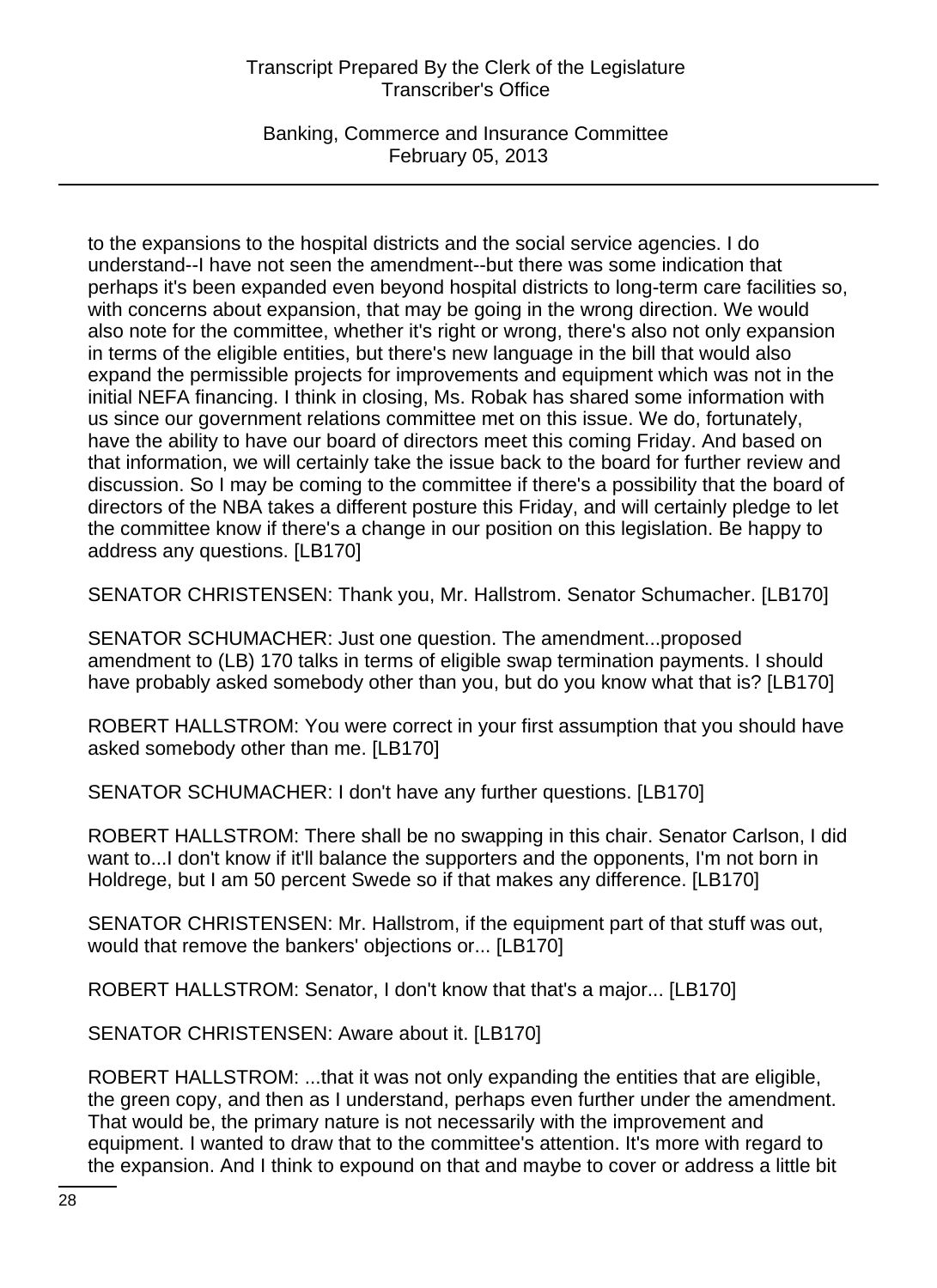to the expansions to the hospital districts and the social service agencies. I do understand--I have not seen the amendment--but there was some indication that perhaps it's been expanded even beyond hospital districts to long-term care facilities so, with concerns about expansion, that may be going in the wrong direction. We would also note for the committee, whether it's right or wrong, there's also not only expansion in terms of the eligible entities, but there's new language in the bill that would also expand the permissible projects for improvements and equipment which was not in the initial NEFA financing. I think in closing, Ms. Robak has shared some information with us since our government relations committee met on this issue. We do, fortunately, have the ability to have our board of directors meet this coming Friday. And based on that information, we will certainly take the issue back to the board for further review and discussion. So I may be coming to the committee if there's a possibility that the board of directors of the NBA takes a different posture this Friday, and will certainly pledge to let the committee know if there's a change in our position on this legislation. Be happy to address any questions. [LB170]

SENATOR CHRISTENSEN: Thank you, Mr. Hallstrom. Senator Schumacher. [LB170]

SENATOR SCHUMACHER: Just one question. The amendment...proposed amendment to (LB) 170 talks in terms of eligible swap termination payments. I should have probably asked somebody other than you, but do you know what that is? [LB170]

ROBERT HALLSTROM: You were correct in your first assumption that you should have asked somebody other than me. [LB170]

SENATOR SCHUMACHER: I don't have any further questions. [LB170]

ROBERT HALLSTROM: There shall be no swapping in this chair. Senator Carlson, I did want to...I don't know if it'll balance the supporters and the opponents, I'm not born in Holdrege, but I am 50 percent Swede so if that makes any difference. [LB170]

SENATOR CHRISTENSEN: Mr. Hallstrom, if the equipment part of that stuff was out, would that remove the bankers' objections or... [LB170]

ROBERT HALLSTROM: Senator, I don't know that that's a major... [LB170]

SENATOR CHRISTENSEN: Aware about it. [LB170]

ROBERT HALLSTROM: ...that it was not only expanding the entities that are eligible, the green copy, and then as I understand, perhaps even further under the amendment. That would be, the primary nature is not necessarily with the improvement and equipment. I wanted to draw that to the committee's attention. It's more with regard to the expansion. And I think to expound on that and maybe to cover or address a little bit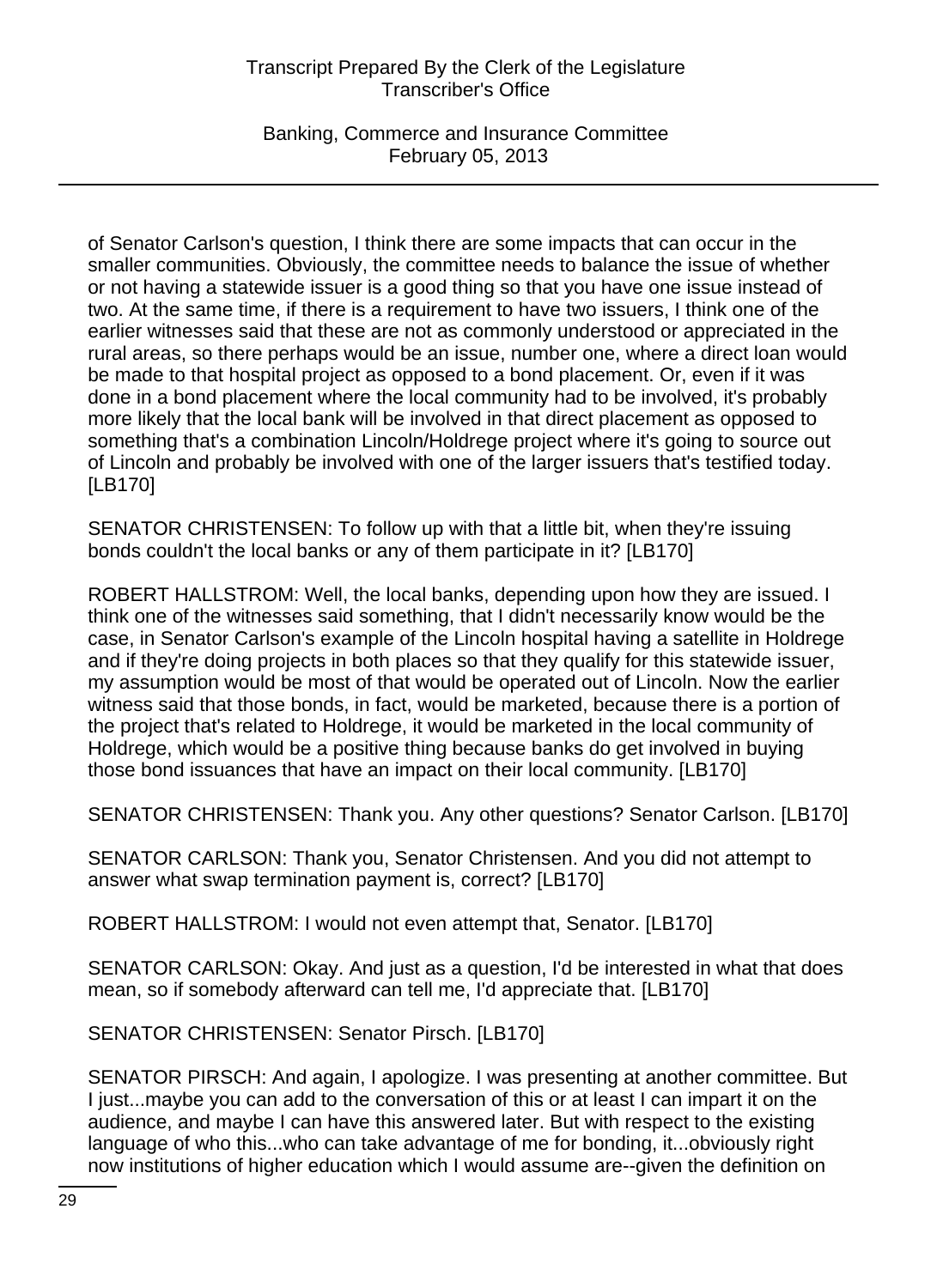of Senator Carlson's question, I think there are some impacts that can occur in the smaller communities. Obviously, the committee needs to balance the issue of whether or not having a statewide issuer is a good thing so that you have one issue instead of two. At the same time, if there is a requirement to have two issuers, I think one of the earlier witnesses said that these are not as commonly understood or appreciated in the rural areas, so there perhaps would be an issue, number one, where a direct loan would be made to that hospital project as opposed to a bond placement. Or, even if it was done in a bond placement where the local community had to be involved, it's probably more likely that the local bank will be involved in that direct placement as opposed to something that's a combination Lincoln/Holdrege project where it's going to source out of Lincoln and probably be involved with one of the larger issuers that's testified today. [LB170]

SENATOR CHRISTENSEN: To follow up with that a little bit, when they're issuing bonds couldn't the local banks or any of them participate in it? [LB170]

ROBERT HALLSTROM: Well, the local banks, depending upon how they are issued. I think one of the witnesses said something, that I didn't necessarily know would be the case, in Senator Carlson's example of the Lincoln hospital having a satellite in Holdrege and if they're doing projects in both places so that they qualify for this statewide issuer, my assumption would be most of that would be operated out of Lincoln. Now the earlier witness said that those bonds, in fact, would be marketed, because there is a portion of the project that's related to Holdrege, it would be marketed in the local community of Holdrege, which would be a positive thing because banks do get involved in buying those bond issuances that have an impact on their local community. [LB170]

SENATOR CHRISTENSEN: Thank you. Any other questions? Senator Carlson. [LB170]

SENATOR CARLSON: Thank you, Senator Christensen. And you did not attempt to answer what swap termination payment is, correct? [LB170]

ROBERT HALLSTROM: I would not even attempt that, Senator. [LB170]

SENATOR CARLSON: Okay. And just as a question, I'd be interested in what that does mean, so if somebody afterward can tell me, I'd appreciate that. [LB170]

SENATOR CHRISTENSEN: Senator Pirsch. [LB170]

SENATOR PIRSCH: And again, I apologize. I was presenting at another committee. But I just...maybe you can add to the conversation of this or at least I can impart it on the audience, and maybe I can have this answered later. But with respect to the existing language of who this...who can take advantage of me for bonding, it...obviously right now institutions of higher education which I would assume are--given the definition on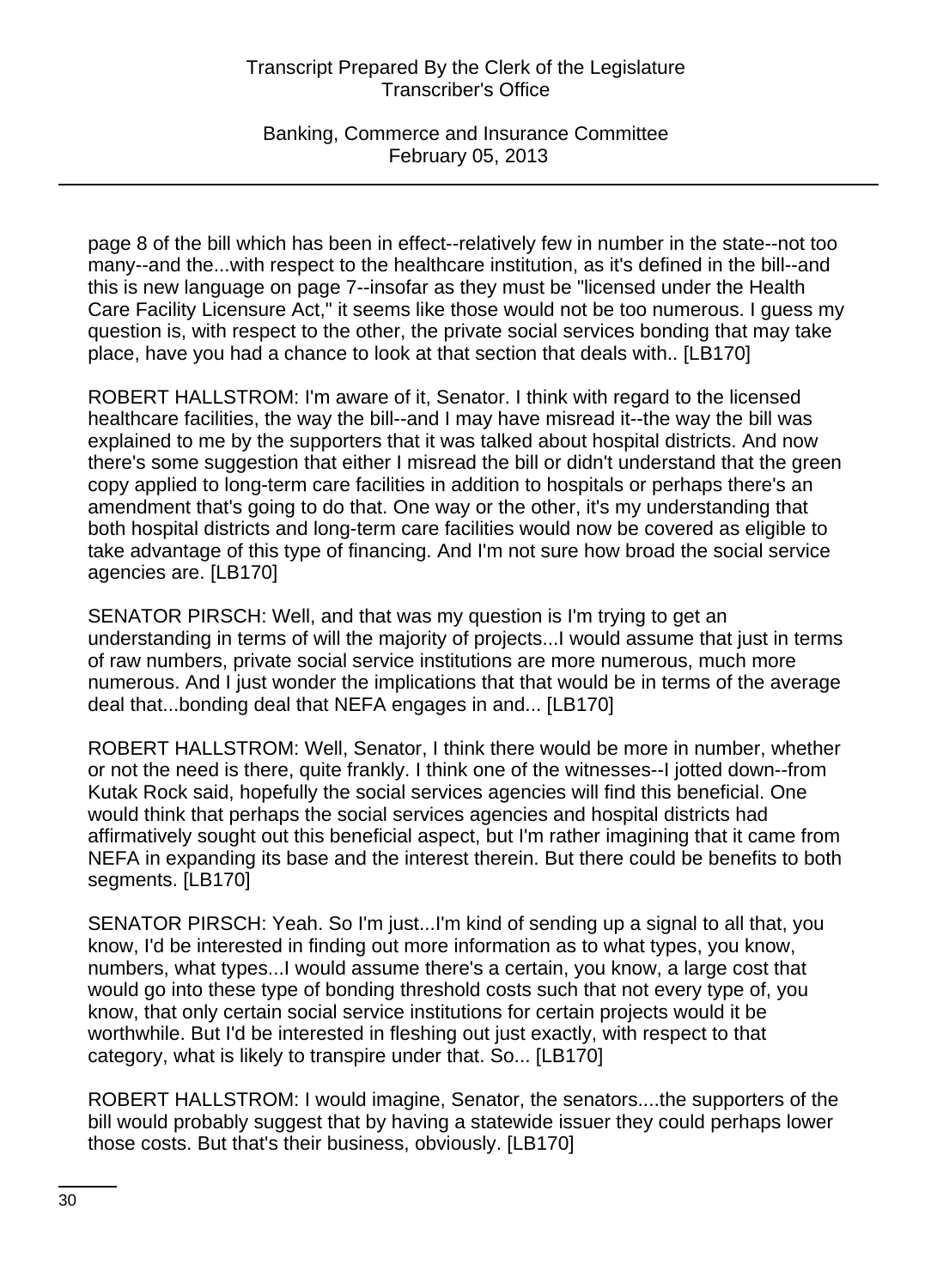page 8 of the bill which has been in effect--relatively few in number in the state--not too many--and the...with respect to the healthcare institution, as it's defined in the bill--and this is new language on page 7--insofar as they must be "licensed under the Health Care Facility Licensure Act," it seems like those would not be too numerous. I guess my question is, with respect to the other, the private social services bonding that may take place, have you had a chance to look at that section that deals with.. [LB170]

ROBERT HALLSTROM: I'm aware of it, Senator. I think with regard to the licensed healthcare facilities, the way the bill--and I may have misread it--the way the bill was explained to me by the supporters that it was talked about hospital districts. And now there's some suggestion that either I misread the bill or didn't understand that the green copy applied to long-term care facilities in addition to hospitals or perhaps there's an amendment that's going to do that. One way or the other, it's my understanding that both hospital districts and long-term care facilities would now be covered as eligible to take advantage of this type of financing. And I'm not sure how broad the social service agencies are. [LB170]

SENATOR PIRSCH: Well, and that was my question is I'm trying to get an understanding in terms of will the majority of projects...I would assume that just in terms of raw numbers, private social service institutions are more numerous, much more numerous. And I just wonder the implications that that would be in terms of the average deal that...bonding deal that NEFA engages in and... [LB170]

ROBERT HALLSTROM: Well, Senator, I think there would be more in number, whether or not the need is there, quite frankly. I think one of the witnesses--I jotted down--from Kutak Rock said, hopefully the social services agencies will find this beneficial. One would think that perhaps the social services agencies and hospital districts had affirmatively sought out this beneficial aspect, but I'm rather imagining that it came from NEFA in expanding its base and the interest therein. But there could be benefits to both segments. [LB170]

SENATOR PIRSCH: Yeah. So I'm just...I'm kind of sending up a signal to all that, you know, I'd be interested in finding out more information as to what types, you know, numbers, what types...I would assume there's a certain, you know, a large cost that would go into these type of bonding threshold costs such that not every type of, you know, that only certain social service institutions for certain projects would it be worthwhile. But I'd be interested in fleshing out just exactly, with respect to that category, what is likely to transpire under that. So... [LB170]

ROBERT HALLSTROM: I would imagine, Senator, the senators....the supporters of the bill would probably suggest that by having a statewide issuer they could perhaps lower those costs. But that's their business, obviously. [LB170]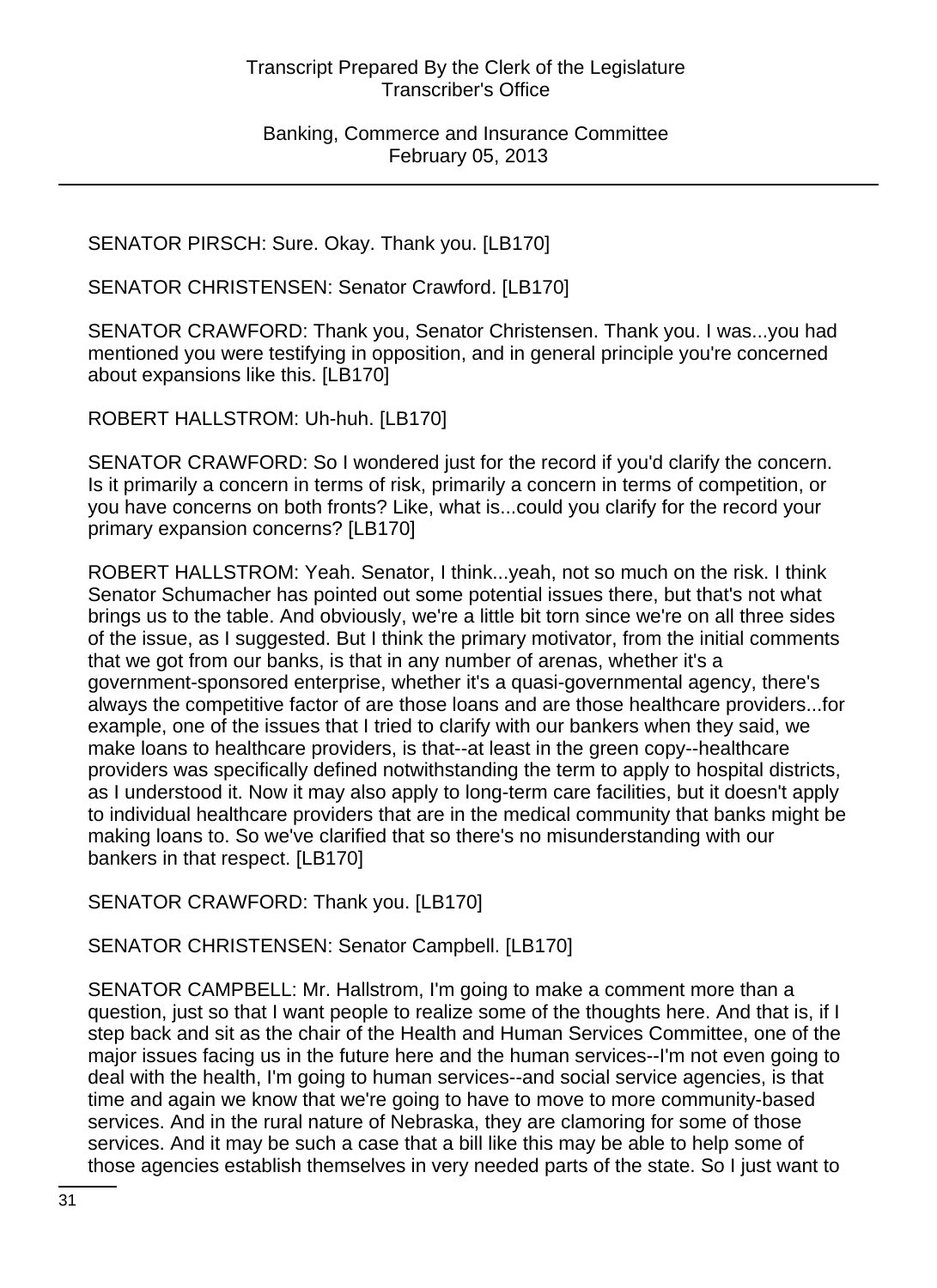SENATOR PIRSCH: Sure. Okay. Thank you. [LB170]

SENATOR CHRISTENSEN: Senator Crawford. [LB170]

SENATOR CRAWFORD: Thank you, Senator Christensen. Thank you. I was...you had mentioned you were testifying in opposition, and in general principle you're concerned about expansions like this. [LB170]

ROBERT HALLSTROM: Uh-huh. [LB170]

SENATOR CRAWFORD: So I wondered just for the record if you'd clarify the concern. Is it primarily a concern in terms of risk, primarily a concern in terms of competition, or you have concerns on both fronts? Like, what is...could you clarify for the record your primary expansion concerns? [LB170]

ROBERT HALLSTROM: Yeah. Senator, I think...yeah, not so much on the risk. I think Senator Schumacher has pointed out some potential issues there, but that's not what brings us to the table. And obviously, we're a little bit torn since we're on all three sides of the issue, as I suggested. But I think the primary motivator, from the initial comments that we got from our banks, is that in any number of arenas, whether it's a government-sponsored enterprise, whether it's a quasi-governmental agency, there's always the competitive factor of are those loans and are those healthcare providers...for example, one of the issues that I tried to clarify with our bankers when they said, we make loans to healthcare providers, is that--at least in the green copy--healthcare providers was specifically defined notwithstanding the term to apply to hospital districts, as I understood it. Now it may also apply to long-term care facilities, but it doesn't apply to individual healthcare providers that are in the medical community that banks might be making loans to. So we've clarified that so there's no misunderstanding with our bankers in that respect. [LB170]

SENATOR CRAWFORD: Thank you. [LB170]

SENATOR CHRISTENSEN: Senator Campbell. [LB170]

SENATOR CAMPBELL: Mr. Hallstrom, I'm going to make a comment more than a question, just so that I want people to realize some of the thoughts here. And that is, if I step back and sit as the chair of the Health and Human Services Committee, one of the major issues facing us in the future here and the human services--I'm not even going to deal with the health, I'm going to human services--and social service agencies, is that time and again we know that we're going to have to move to more community-based services. And in the rural nature of Nebraska, they are clamoring for some of those services. And it may be such a case that a bill like this may be able to help some of those agencies establish themselves in very needed parts of the state. So I just want to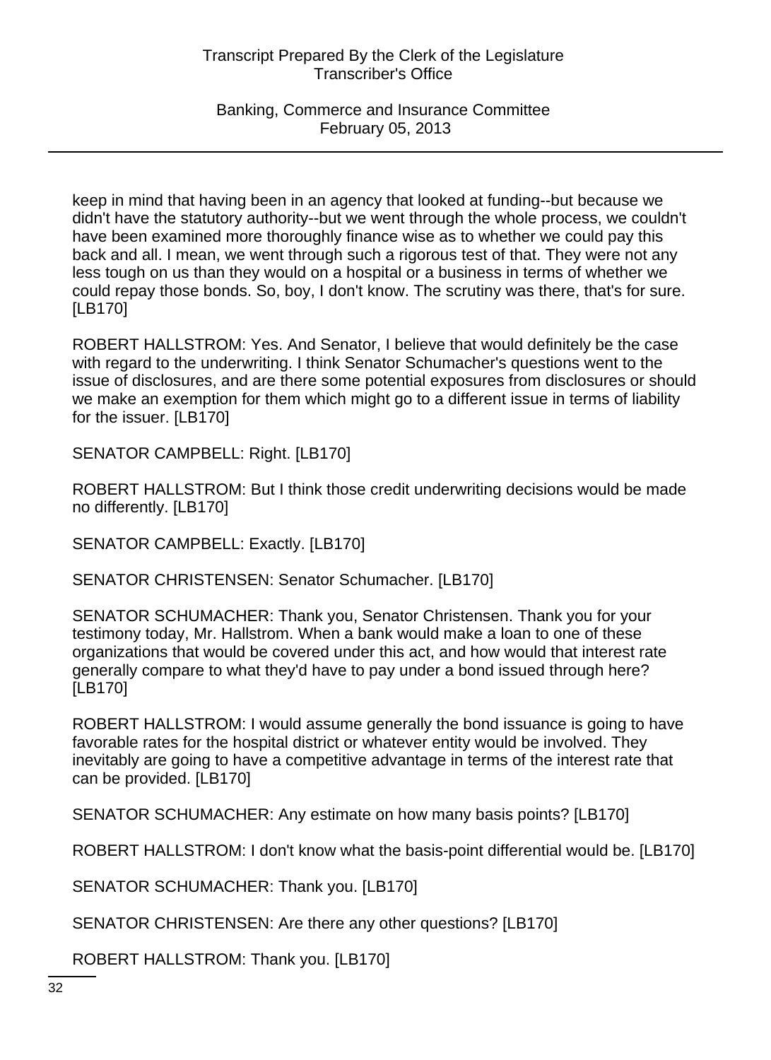keep in mind that having been in an agency that looked at funding--but because we didn't have the statutory authority--but we went through the whole process, we couldn't have been examined more thoroughly finance wise as to whether we could pay this back and all. I mean, we went through such a rigorous test of that. They were not any less tough on us than they would on a hospital or a business in terms of whether we could repay those bonds. So, boy, I don't know. The scrutiny was there, that's for sure. [LB170]

ROBERT HALLSTROM: Yes. And Senator, I believe that would definitely be the case with regard to the underwriting. I think Senator Schumacher's questions went to the issue of disclosures, and are there some potential exposures from disclosures or should we make an exemption for them which might go to a different issue in terms of liability for the issuer. [LB170]

SENATOR CAMPBELL: Right. [LB170]

ROBERT HALLSTROM: But I think those credit underwriting decisions would be made no differently. [LB170]

SENATOR CAMPBELL: Exactly. [LB170]

SENATOR CHRISTENSEN: Senator Schumacher. [LB170]

SENATOR SCHUMACHER: Thank you, Senator Christensen. Thank you for your testimony today, Mr. Hallstrom. When a bank would make a loan to one of these organizations that would be covered under this act, and how would that interest rate generally compare to what they'd have to pay under a bond issued through here? [LB170]

ROBERT HALLSTROM: I would assume generally the bond issuance is going to have favorable rates for the hospital district or whatever entity would be involved. They inevitably are going to have a competitive advantage in terms of the interest rate that can be provided. [LB170]

SENATOR SCHUMACHER: Any estimate on how many basis points? [LB170]

ROBERT HALLSTROM: I don't know what the basis-point differential would be. [LB170]

SENATOR SCHUMACHER: Thank you. [LB170]

SENATOR CHRISTENSEN: Are there any other questions? [LB170]

ROBERT HALLSTROM: Thank you. [LB170]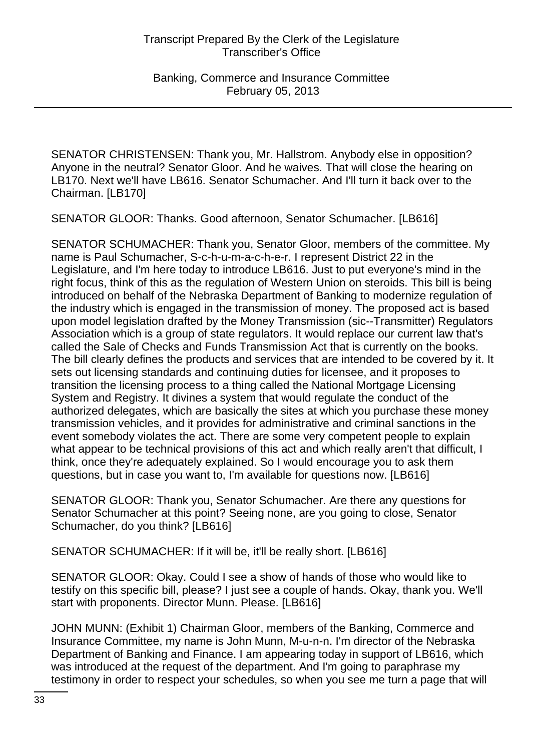SENATOR CHRISTENSEN: Thank you, Mr. Hallstrom. Anybody else in opposition? Anyone in the neutral? Senator Gloor. And he waives. That will close the hearing on LB170. Next we'll have LB616. Senator Schumacher. And I'll turn it back over to the Chairman. [LB170]

SENATOR GLOOR: Thanks. Good afternoon, Senator Schumacher. [LB616]

SENATOR SCHUMACHER: Thank you, Senator Gloor, members of the committee. My name is Paul Schumacher, S-c-h-u-m-a-c-h-e-r. I represent District 22 in the Legislature, and I'm here today to introduce LB616. Just to put everyone's mind in the right focus, think of this as the regulation of Western Union on steroids. This bill is being introduced on behalf of the Nebraska Department of Banking to modernize regulation of the industry which is engaged in the transmission of money. The proposed act is based upon model legislation drafted by the Money Transmission (sic--Transmitter) Regulators Association which is a group of state regulators. It would replace our current law that's called the Sale of Checks and Funds Transmission Act that is currently on the books. The bill clearly defines the products and services that are intended to be covered by it. It sets out licensing standards and continuing duties for licensee, and it proposes to transition the licensing process to a thing called the National Mortgage Licensing System and Registry. It divines a system that would regulate the conduct of the authorized delegates, which are basically the sites at which you purchase these money transmission vehicles, and it provides for administrative and criminal sanctions in the event somebody violates the act. There are some very competent people to explain what appear to be technical provisions of this act and which really aren't that difficult, I think, once they're adequately explained. So I would encourage you to ask them questions, but in case you want to, I'm available for questions now. [LB616]

SENATOR GLOOR: Thank you, Senator Schumacher. Are there any questions for Senator Schumacher at this point? Seeing none, are you going to close, Senator Schumacher, do you think? [LB616]

SENATOR SCHUMACHER: If it will be, it'll be really short. [LB616]

SENATOR GLOOR: Okay. Could I see a show of hands of those who would like to testify on this specific bill, please? I just see a couple of hands. Okay, thank you. We'll start with proponents. Director Munn. Please. [LB616]

JOHN MUNN: (Exhibit 1) Chairman Gloor, members of the Banking, Commerce and Insurance Committee, my name is John Munn, M-u-n-n. I'm director of the Nebraska Department of Banking and Finance. I am appearing today in support of LB616, which was introduced at the request of the department. And I'm going to paraphrase my testimony in order to respect your schedules, so when you see me turn a page that will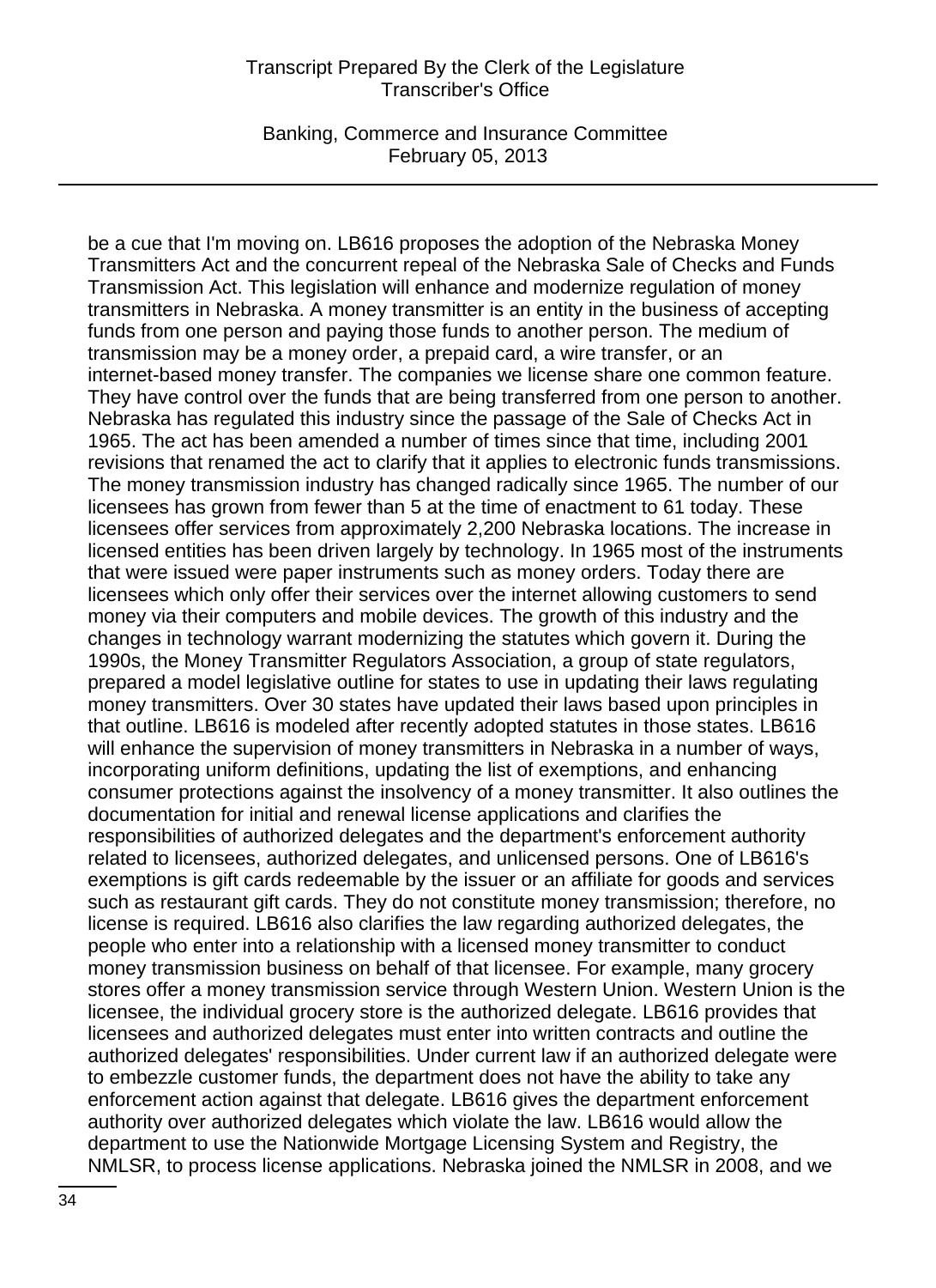be a cue that I'm moving on. LB616 proposes the adoption of the Nebraska Money Transmitters Act and the concurrent repeal of the Nebraska Sale of Checks and Funds Transmission Act. This legislation will enhance and modernize regulation of money transmitters in Nebraska. A money transmitter is an entity in the business of accepting funds from one person and paying those funds to another person. The medium of transmission may be a money order, a prepaid card, a wire transfer, or an internet-based money transfer. The companies we license share one common feature. They have control over the funds that are being transferred from one person to another. Nebraska has regulated this industry since the passage of the Sale of Checks Act in 1965. The act has been amended a number of times since that time, including 2001 revisions that renamed the act to clarify that it applies to electronic funds transmissions. The money transmission industry has changed radically since 1965. The number of our licensees has grown from fewer than 5 at the time of enactment to 61 today. These licensees offer services from approximately 2,200 Nebraska locations. The increase in licensed entities has been driven largely by technology. In 1965 most of the instruments that were issued were paper instruments such as money orders. Today there are licensees which only offer their services over the internet allowing customers to send money via their computers and mobile devices. The growth of this industry and the changes in technology warrant modernizing the statutes which govern it. During the 1990s, the Money Transmitter Regulators Association, a group of state regulators, prepared a model legislative outline for states to use in updating their laws regulating money transmitters. Over 30 states have updated their laws based upon principles in that outline. LB616 is modeled after recently adopted statutes in those states. LB616 will enhance the supervision of money transmitters in Nebraska in a number of ways, incorporating uniform definitions, updating the list of exemptions, and enhancing consumer protections against the insolvency of a money transmitter. It also outlines the documentation for initial and renewal license applications and clarifies the responsibilities of authorized delegates and the department's enforcement authority related to licensees, authorized delegates, and unlicensed persons. One of LB616's exemptions is gift cards redeemable by the issuer or an affiliate for goods and services such as restaurant gift cards. They do not constitute money transmission; therefore, no license is required. LB616 also clarifies the law regarding authorized delegates, the people who enter into a relationship with a licensed money transmitter to conduct money transmission business on behalf of that licensee. For example, many grocery stores offer a money transmission service through Western Union. Western Union is the licensee, the individual grocery store is the authorized delegate. LB616 provides that licensees and authorized delegates must enter into written contracts and outline the authorized delegates' responsibilities. Under current law if an authorized delegate were to embezzle customer funds, the department does not have the ability to take any enforcement action against that delegate. LB616 gives the department enforcement authority over authorized delegates which violate the law. LB616 would allow the department to use the Nationwide Mortgage Licensing System and Registry, the NMLSR, to process license applications. Nebraska joined the NMLSR in 2008, and we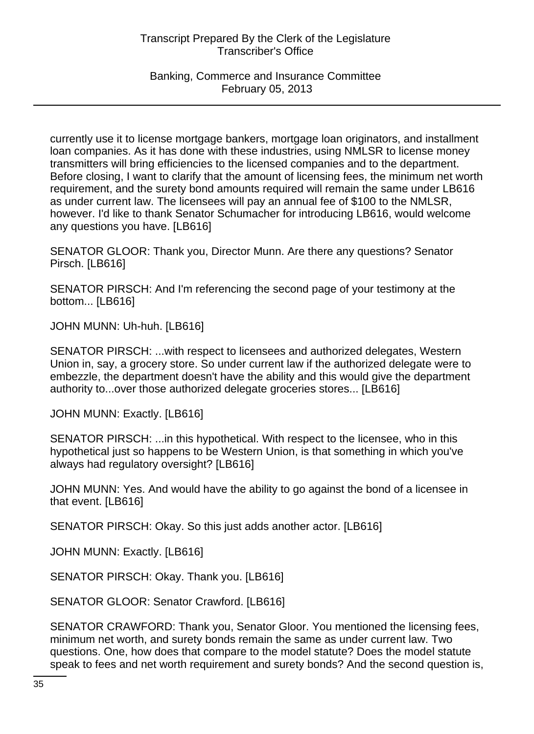currently use it to license mortgage bankers, mortgage loan originators, and installment loan companies. As it has done with these industries, using NMLSR to license money transmitters will bring efficiencies to the licensed companies and to the department. Before closing, I want to clarify that the amount of licensing fees, the minimum net worth requirement, and the surety bond amounts required will remain the same under LB616 as under current law. The licensees will pay an annual fee of $100 to the NMLSR, however. I'd like to thank Senator Schumacher for introducing LB616, would welcome any questions you have. [LB616]

SENATOR GLOOR: Thank you, Director Munn. Are there any questions? Senator Pirsch. [LB616]

SENATOR PIRSCH: And I'm referencing the second page of your testimony at the bottom... [LB616]

JOHN MUNN: Uh-huh. [LB616]

SENATOR PIRSCH: ...with respect to licensees and authorized delegates, Western Union in, say, a grocery store. So under current law if the authorized delegate were to embezzle, the department doesn't have the ability and this would give the department authority to...over those authorized delegate groceries stores... [LB616]

JOHN MUNN: Exactly. [LB616]

SENATOR PIRSCH: ...in this hypothetical. With respect to the licensee, who in this hypothetical just so happens to be Western Union, is that something in which you've always had regulatory oversight? [LB616]

JOHN MUNN: Yes. And would have the ability to go against the bond of a licensee in that event. [LB616]

SENATOR PIRSCH: Okay. So this just adds another actor. [LB616]

JOHN MUNN: Exactly. [LB616]

SENATOR PIRSCH: Okay. Thank you. [LB616]

SENATOR GLOOR: Senator Crawford. [LB616]

SENATOR CRAWFORD: Thank you, Senator Gloor. You mentioned the licensing fees, minimum net worth, and surety bonds remain the same as under current law. Two questions. One, how does that compare to the model statute? Does the model statute speak to fees and net worth requirement and surety bonds? And the second question is,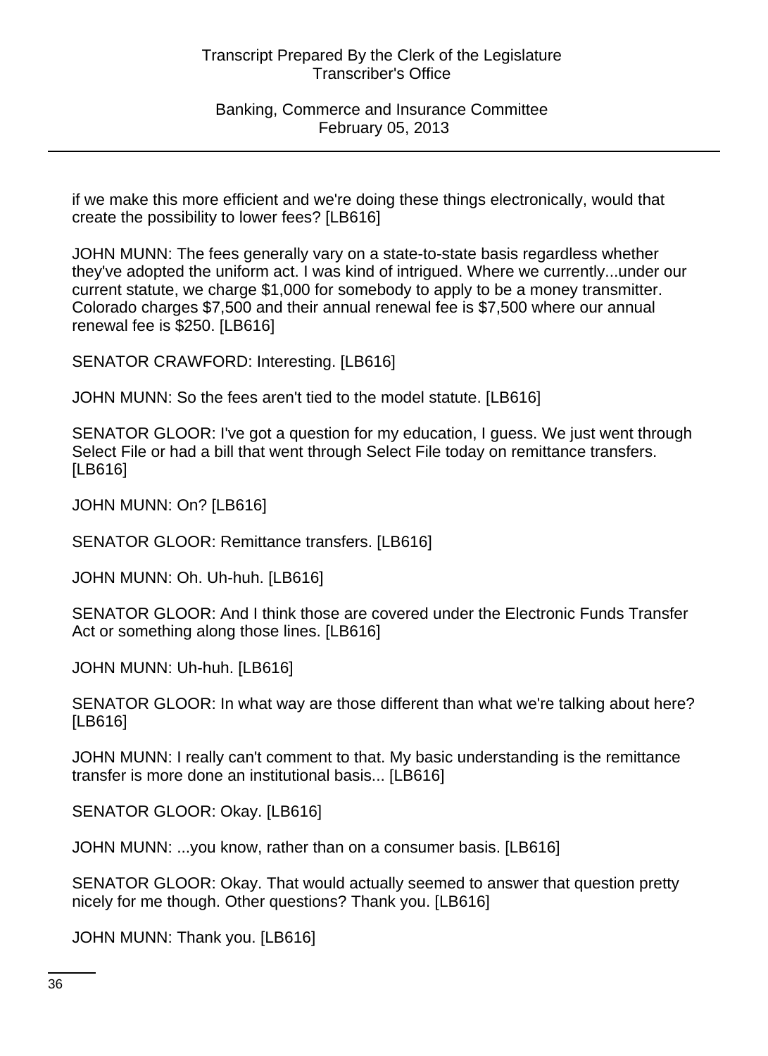if we make this more efficient and we're doing these things electronically, would that create the possibility to lower fees? [LB616]

JOHN MUNN: The fees generally vary on a state-to-state basis regardless whether they've adopted the uniform act. I was kind of intrigued. Where we currently...under our current statute, we charge $1,000 for somebody to apply to be a money transmitter. Colorado charges $7,500 and their annual renewal fee is $7,500 where our annual renewal fee is $250. [LB616]

SENATOR CRAWFORD: Interesting. [LB616]

JOHN MUNN: So the fees aren't tied to the model statute. [LB616]

SENATOR GLOOR: I've got a question for my education, I guess. We just went through Select File or had a bill that went through Select File today on remittance transfers. [LB616]

JOHN MUNN: On? [LB616]

SENATOR GLOOR: Remittance transfers. [LB616]

JOHN MUNN: Oh. Uh-huh. [LB616]

SENATOR GLOOR: And I think those are covered under the Electronic Funds Transfer Act or something along those lines. [LB616]

JOHN MUNN: Uh-huh. [LB616]

SENATOR GLOOR: In what way are those different than what we're talking about here? [LB616]

JOHN MUNN: I really can't comment to that. My basic understanding is the remittance transfer is more done an institutional basis... [LB616]

SENATOR GLOOR: Okay. [LB616]

JOHN MUNN: ...you know, rather than on a consumer basis. [LB616]

SENATOR GLOOR: Okay. That would actually seemed to answer that question pretty nicely for me though. Other questions? Thank you. [LB616]

JOHN MUNN: Thank you. [LB616]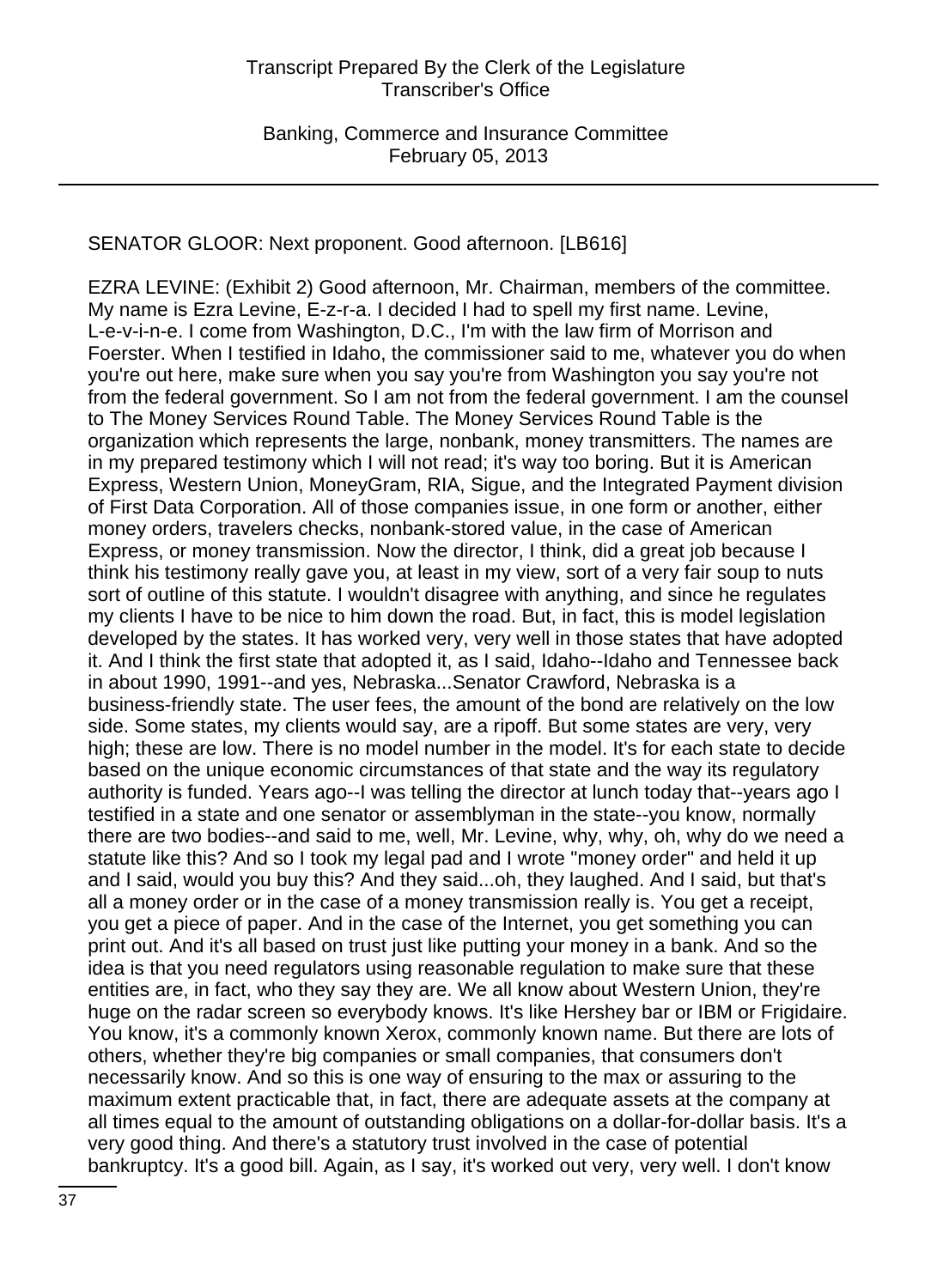SENATOR GLOOR: Next proponent. Good afternoon. [LB616]

EZRA LEVINE: (Exhibit 2) Good afternoon, Mr. Chairman, members of the committee. My name is Ezra Levine, E-z-r-a. I decided I had to spell my first name. Levine, L-e-v-i-n-e. I come from Washington, D.C., I'm with the law firm of Morrison and Foerster. When I testified in Idaho, the commissioner said to me, whatever you do when you're out here, make sure when you say you're from Washington you say you're not from the federal government. So I am not from the federal government. I am the counsel to The Money Services Round Table. The Money Services Round Table is the organization which represents the large, nonbank, money transmitters. The names are in my prepared testimony which I will not read; it's way too boring. But it is American Express, Western Union, MoneyGram, RIA, Sigue, and the Integrated Payment division of First Data Corporation. All of those companies issue, in one form or another, either money orders, travelers checks, nonbank-stored value, in the case of American Express, or money transmission. Now the director, I think, did a great job because I think his testimony really gave you, at least in my view, sort of a very fair soup to nuts sort of outline of this statute. I wouldn't disagree with anything, and since he regulates my clients I have to be nice to him down the road. But, in fact, this is model legislation developed by the states. It has worked very, very well in those states that have adopted it. And I think the first state that adopted it, as I said, Idaho--Idaho and Tennessee back in about 1990, 1991--and yes, Nebraska...Senator Crawford, Nebraska is a business-friendly state. The user fees, the amount of the bond are relatively on the low side. Some states, my clients would say, are a ripoff. But some states are very, very high; these are low. There is no model number in the model. It's for each state to decide based on the unique economic circumstances of that state and the way its regulatory authority is funded. Years ago--I was telling the director at lunch today that--years ago I testified in a state and one senator or assemblyman in the state--you know, normally there are two bodies--and said to me, well, Mr. Levine, why, why, oh, why do we need a statute like this? And so I took my legal pad and I wrote "money order" and held it up and I said, would you buy this? And they said...oh, they laughed. And I said, but that's all a money order or in the case of a money transmission really is. You get a receipt, you get a piece of paper. And in the case of the Internet, you get something you can print out. And it's all based on trust just like putting your money in a bank. And so the idea is that you need regulators using reasonable regulation to make sure that these entities are, in fact, who they say they are. We all know about Western Union, they're huge on the radar screen so everybody knows. It's like Hershey bar or IBM or Frigidaire. You know, it's a commonly known Xerox, commonly known name. But there are lots of others, whether they're big companies or small companies, that consumers don't necessarily know. And so this is one way of ensuring to the max or assuring to the maximum extent practicable that, in fact, there are adequate assets at the company at all times equal to the amount of outstanding obligations on a dollar-for-dollar basis. It's a very good thing. And there's a statutory trust involved in the case of potential bankruptcy. It's a good bill. Again, as I say, it's worked out very, very well. I don't know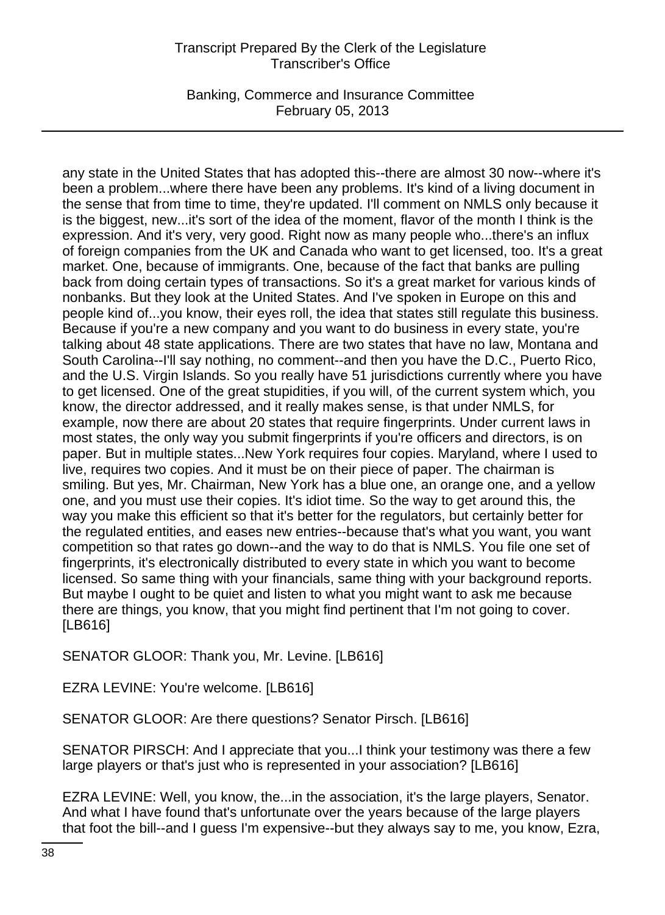any state in the United States that has adopted this--there are almost 30 now--where it's been a problem...where there have been any problems. It's kind of a living document in the sense that from time to time, they're updated. I'll comment on NMLS only because it is the biggest, new...it's sort of the idea of the moment, flavor of the month I think is the expression. And it's very, very good. Right now as many people who...there's an influx of foreign companies from the UK and Canada who want to get licensed, too. It's a great market. One, because of immigrants. One, because of the fact that banks are pulling back from doing certain types of transactions. So it's a great market for various kinds of nonbanks. But they look at the United States. And I've spoken in Europe on this and people kind of...you know, their eyes roll, the idea that states still regulate this business. Because if you're a new company and you want to do business in every state, you're talking about 48 state applications. There are two states that have no law, Montana and South Carolina--I'll say nothing, no comment--and then you have the D.C., Puerto Rico, and the U.S. Virgin Islands. So you really have 51 jurisdictions currently where you have to get licensed. One of the great stupidities, if you will, of the current system which, you know, the director addressed, and it really makes sense, is that under NMLS, for example, now there are about 20 states that require fingerprints. Under current laws in most states, the only way you submit fingerprints if you're officers and directors, is on paper. But in multiple states...New York requires four copies. Maryland, where I used to live, requires two copies. And it must be on their piece of paper. The chairman is smiling. But yes, Mr. Chairman, New York has a blue one, an orange one, and a yellow one, and you must use their copies. It's idiot time. So the way to get around this, the way you make this efficient so that it's better for the regulators, but certainly better for the regulated entities, and eases new entries--because that's what you want, you want competition so that rates go down--and the way to do that is NMLS. You file one set of fingerprints, it's electronically distributed to every state in which you want to become licensed. So same thing with your financials, same thing with your background reports. But maybe I ought to be quiet and listen to what you might want to ask me because there are things, you know, that you might find pertinent that I'm not going to cover. [LB616]

SENATOR GLOOR: Thank you, Mr. Levine. [LB616]

EZRA LEVINE: You're welcome. [LB616]

SENATOR GLOOR: Are there questions? Senator Pirsch. [LB616]

SENATOR PIRSCH: And I appreciate that you...I think your testimony was there a few large players or that's just who is represented in your association? [LB616]

EZRA LEVINE: Well, you know, the...in the association, it's the large players, Senator. And what I have found that's unfortunate over the years because of the large players that foot the bill--and I guess I'm expensive--but they always say to me, you know, Ezra,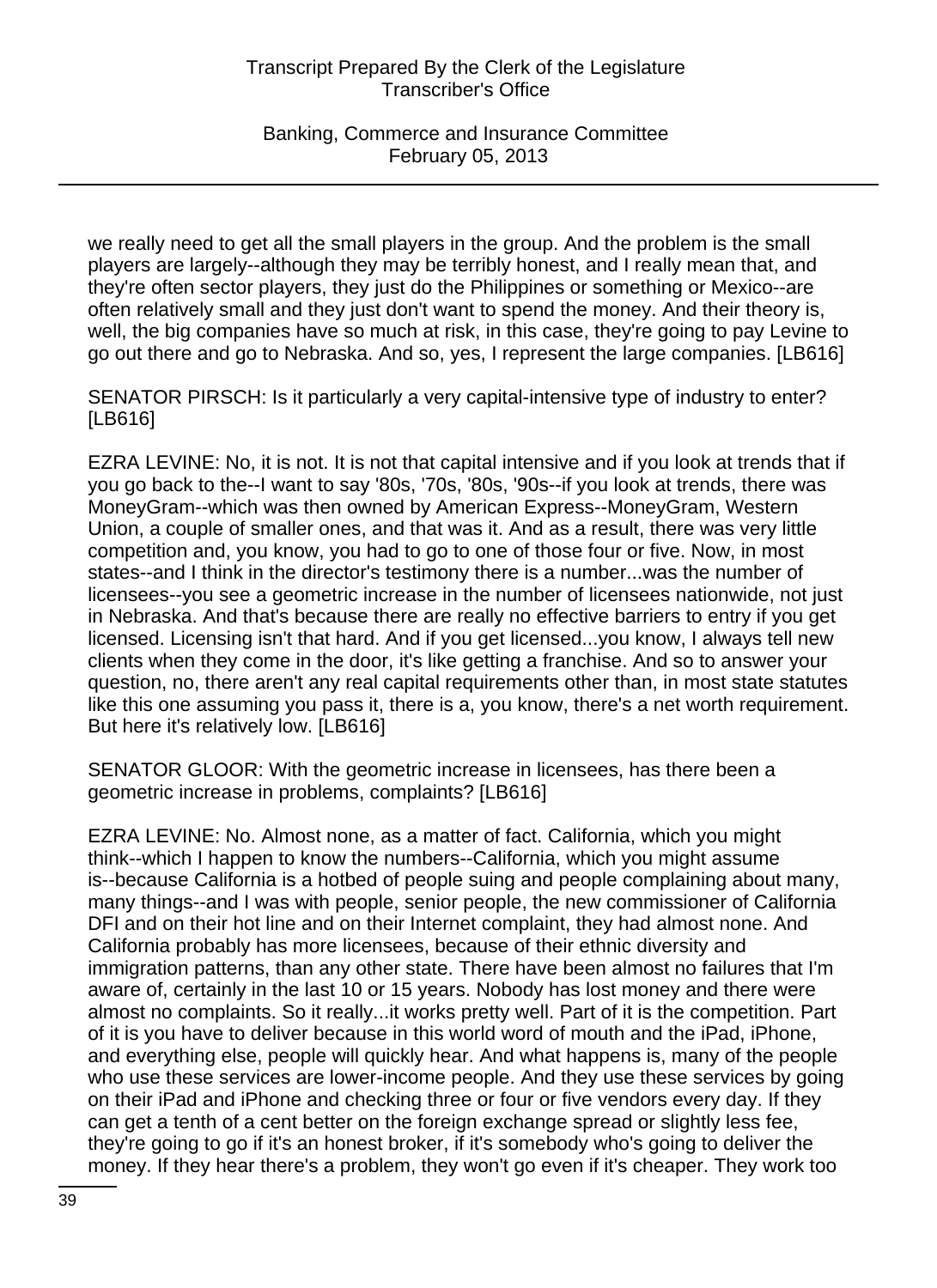we really need to get all the small players in the group. And the problem is the small players are largely--although they may be terribly honest, and I really mean that, and they're often sector players, they just do the Philippines or something or Mexico--are often relatively small and they just don't want to spend the money. And their theory is, well, the big companies have so much at risk, in this case, they're going to pay Levine to go out there and go to Nebraska. And so, yes, I represent the large companies. [LB616]

SENATOR PIRSCH: Is it particularly a very capital-intensive type of industry to enter? [LB616]

EZRA LEVINE: No, it is not. It is not that capital intensive and if you look at trends that if you go back to the--I want to say '80s, '70s, '80s, '90s--if you look at trends, there was MoneyGram--which was then owned by American Express--MoneyGram, Western Union, a couple of smaller ones, and that was it. And as a result, there was very little competition and, you know, you had to go to one of those four or five. Now, in most states--and I think in the director's testimony there is a number...was the number of licensees--you see a geometric increase in the number of licensees nationwide, not just in Nebraska. And that's because there are really no effective barriers to entry if you get licensed. Licensing isn't that hard. And if you get licensed...you know, I always tell new clients when they come in the door, it's like getting a franchise. And so to answer your question, no, there aren't any real capital requirements other than, in most state statutes like this one assuming you pass it, there is a, you know, there's a net worth requirement. But here it's relatively low. [LB616]

SENATOR GLOOR: With the geometric increase in licensees, has there been a geometric increase in problems, complaints? [LB616]

EZRA LEVINE: No. Almost none, as a matter of fact. California, which you might think--which I happen to know the numbers--California, which you might assume is--because California is a hotbed of people suing and people complaining about many, many things--and I was with people, senior people, the new commissioner of California DFI and on their hot line and on their Internet complaint, they had almost none. And California probably has more licensees, because of their ethnic diversity and immigration patterns, than any other state. There have been almost no failures that I'm aware of, certainly in the last 10 or 15 years. Nobody has lost money and there were almost no complaints. So it really...it works pretty well. Part of it is the competition. Part of it is you have to deliver because in this world word of mouth and the iPad, iPhone, and everything else, people will quickly hear. And what happens is, many of the people who use these services are lower-income people. And they use these services by going on their iPad and iPhone and checking three or four or five vendors every day. If they can get a tenth of a cent better on the foreign exchange spread or slightly less fee, they're going to go if it's an honest broker, if it's somebody who's going to deliver the money. If they hear there's a problem, they won't go even if it's cheaper. They work too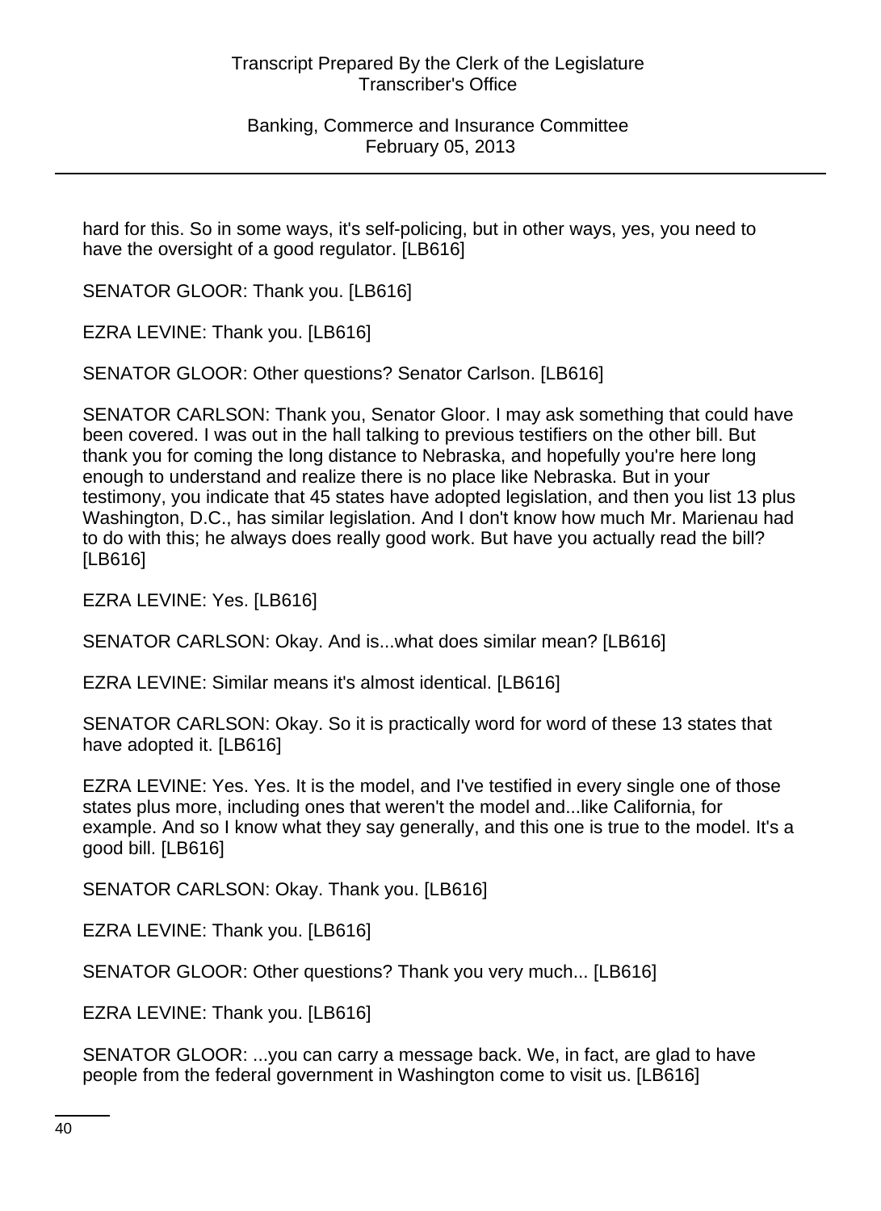hard for this. So in some ways, it's self-policing, but in other ways, yes, you need to have the oversight of a good regulator. [LB616]

SENATOR GLOOR: Thank you. [LB616]

EZRA LEVINE: Thank you. [LB616]

SENATOR GLOOR: Other questions? Senator Carlson. [LB616]

SENATOR CARLSON: Thank you, Senator Gloor. I may ask something that could have been covered. I was out in the hall talking to previous testifiers on the other bill. But thank you for coming the long distance to Nebraska, and hopefully you're here long enough to understand and realize there is no place like Nebraska. But in your testimony, you indicate that 45 states have adopted legislation, and then you list 13 plus Washington, D.C., has similar legislation. And I don't know how much Mr. Marienau had to do with this; he always does really good work. But have you actually read the bill? [LB616]

EZRA LEVINE: Yes. [LB616]

SENATOR CARLSON: Okay. And is...what does similar mean? [LB616]

EZRA LEVINE: Similar means it's almost identical. [LB616]

SENATOR CARLSON: Okay. So it is practically word for word of these 13 states that have adopted it. [LB616]

EZRA LEVINE: Yes. Yes. It is the model, and I've testified in every single one of those states plus more, including ones that weren't the model and...like California, for example. And so I know what they say generally, and this one is true to the model. It's a good bill. [LB616]

SENATOR CARLSON: Okay. Thank you. [LB616]

EZRA LEVINE: Thank you. [LB616]

SENATOR GLOOR: Other questions? Thank you very much... [LB616]

EZRA LEVINE: Thank you. [LB616]

SENATOR GLOOR: ...you can carry a message back. We, in fact, are glad to have people from the federal government in Washington come to visit us. [LB616]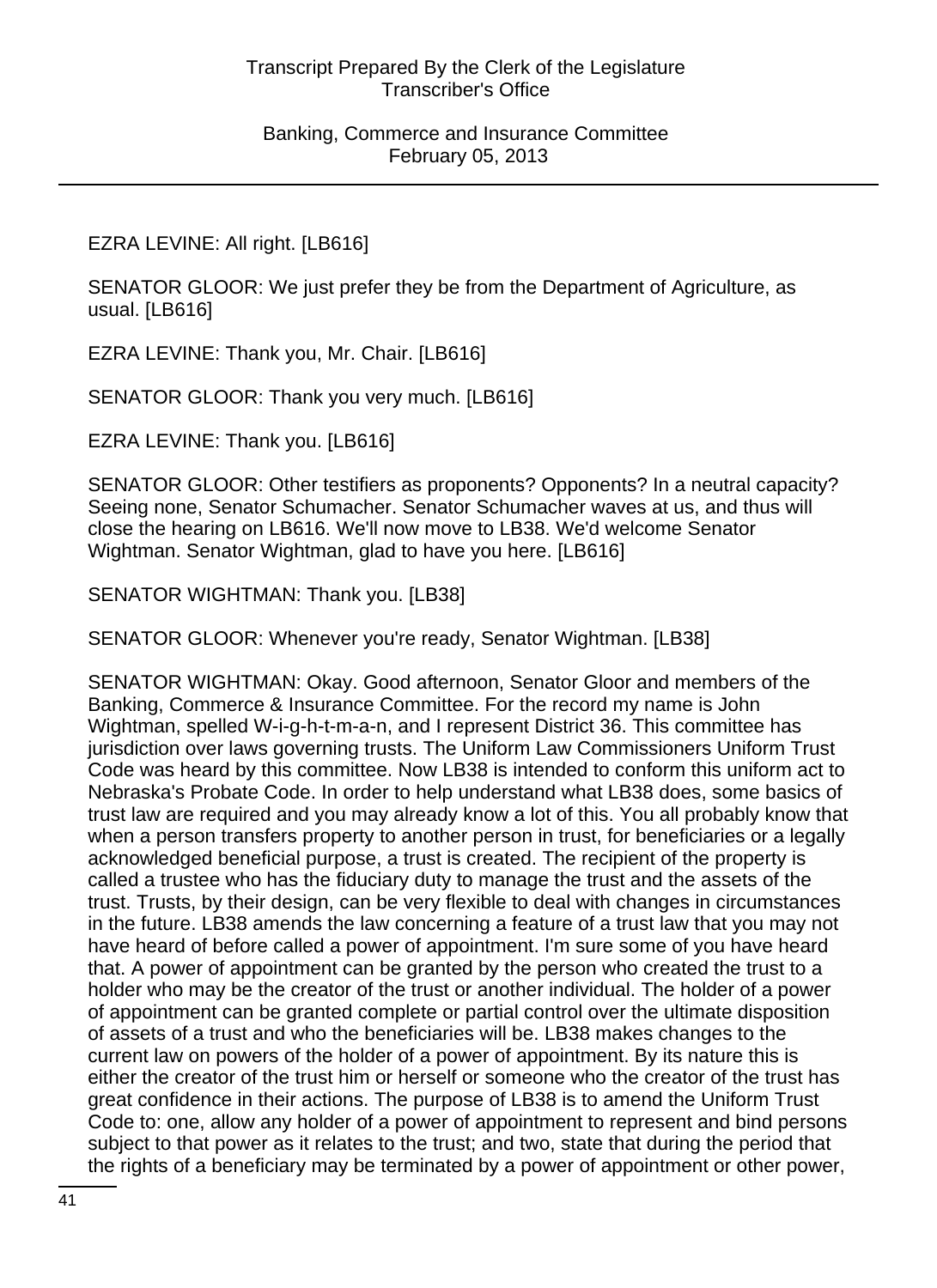EZRA LEVINE: All right. [LB616]

SENATOR GLOOR: We just prefer they be from the Department of Agriculture, as usual. [LB616]

EZRA LEVINE: Thank you, Mr. Chair. [LB616]

SENATOR GLOOR: Thank you very much. [LB616]

EZRA LEVINE: Thank you. [LB616]

SENATOR GLOOR: Other testifiers as proponents? Opponents? In a neutral capacity? Seeing none, Senator Schumacher. Senator Schumacher waves at us, and thus will close the hearing on LB616. We'll now move to LB38. We'd welcome Senator Wightman. Senator Wightman, glad to have you here. [LB616]

SENATOR WIGHTMAN: Thank you. [LB38]

SENATOR GLOOR: Whenever you're ready, Senator Wightman. [LB38]

SENATOR WIGHTMAN: Okay. Good afternoon, Senator Gloor and members of the Banking, Commerce & Insurance Committee. For the record my name is John Wightman, spelled W-i-g-h-t-m-a-n, and I represent District 36. This committee has jurisdiction over laws governing trusts. The Uniform Law Commissioners Uniform Trust Code was heard by this committee. Now LB38 is intended to conform this uniform act to Nebraska's Probate Code. In order to help understand what LB38 does, some basics of trust law are required and you may already know a lot of this. You all probably know that when a person transfers property to another person in trust, for beneficiaries or a legally acknowledged beneficial purpose, a trust is created. The recipient of the property is called a trustee who has the fiduciary duty to manage the trust and the assets of the trust. Trusts, by their design, can be very flexible to deal with changes in circumstances in the future. LB38 amends the law concerning a feature of a trust law that you may not have heard of before called a power of appointment. I'm sure some of you have heard that. A power of appointment can be granted by the person who created the trust to a holder who may be the creator of the trust or another individual. The holder of a power of appointment can be granted complete or partial control over the ultimate disposition of assets of a trust and who the beneficiaries will be. LB38 makes changes to the current law on powers of the holder of a power of appointment. By its nature this is either the creator of the trust him or herself or someone who the creator of the trust has great confidence in their actions. The purpose of LB38 is to amend the Uniform Trust Code to: one, allow any holder of a power of appointment to represent and bind persons subject to that power as it relates to the trust; and two, state that during the period that the rights of a beneficiary may be terminated by a power of appointment or other power,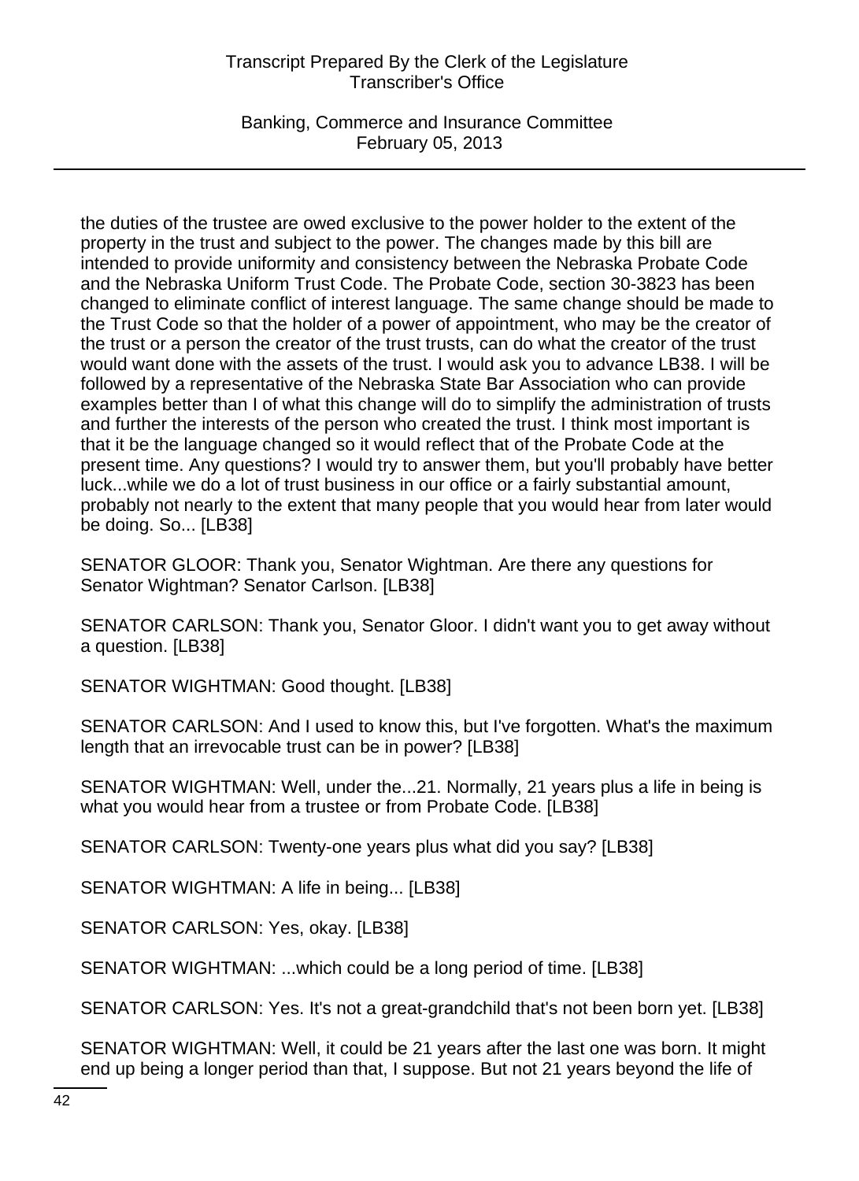the duties of the trustee are owed exclusive to the power holder to the extent of the property in the trust and subject to the power. The changes made by this bill are intended to provide uniformity and consistency between the Nebraska Probate Code and the Nebraska Uniform Trust Code. The Probate Code, section 30-3823 has been changed to eliminate conflict of interest language. The same change should be made to the Trust Code so that the holder of a power of appointment, who may be the creator of the trust or a person the creator of the trust trusts, can do what the creator of the trust would want done with the assets of the trust. I would ask you to advance LB38. I will be followed by a representative of the Nebraska State Bar Association who can provide examples better than I of what this change will do to simplify the administration of trusts and further the interests of the person who created the trust. I think most important is that it be the language changed so it would reflect that of the Probate Code at the present time. Any questions? I would try to answer them, but you'll probably have better luck...while we do a lot of trust business in our office or a fairly substantial amount, probably not nearly to the extent that many people that you would hear from later would be doing. So... [LB38]

SENATOR GLOOR: Thank you, Senator Wightman. Are there any questions for Senator Wightman? Senator Carlson. [LB38]

SENATOR CARLSON: Thank you, Senator Gloor. I didn't want you to get away without a question. [LB38]

SENATOR WIGHTMAN: Good thought. [LB38]

SENATOR CARLSON: And I used to know this, but I've forgotten. What's the maximum length that an irrevocable trust can be in power? [LB38]

SENATOR WIGHTMAN: Well, under the...21. Normally, 21 years plus a life in being is what you would hear from a trustee or from Probate Code. [LB38]

SENATOR CARLSON: Twenty-one years plus what did you say? [LB38]

SENATOR WIGHTMAN: A life in being... [LB38]

SENATOR CARLSON: Yes, okay. [LB38]

SENATOR WIGHTMAN: ...which could be a long period of time. [LB38]

SENATOR CARLSON: Yes. It's not a great-grandchild that's not been born yet. [LB38]

SENATOR WIGHTMAN: Well, it could be 21 years after the last one was born. It might end up being a longer period than that, I suppose. But not 21 years beyond the life of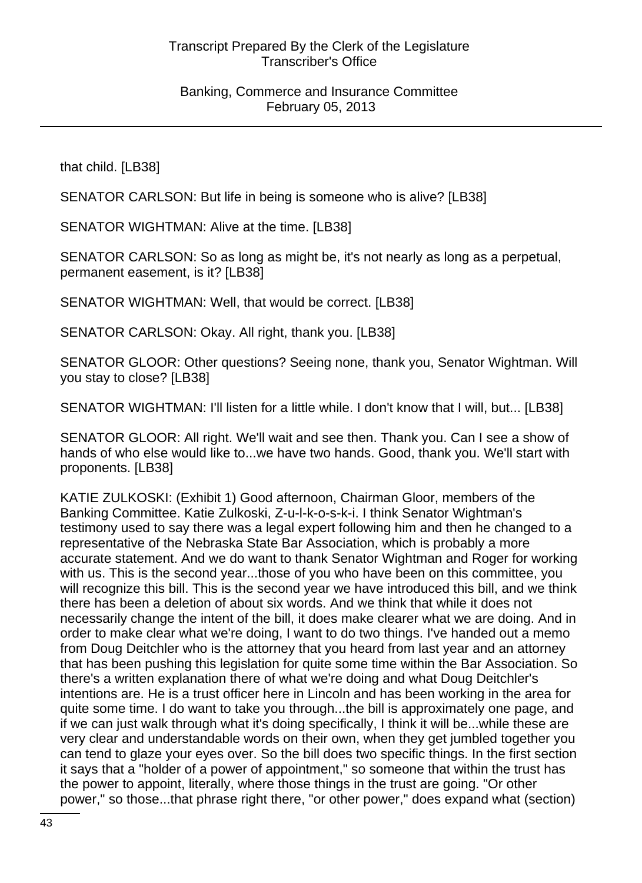that child. [LB38]

SENATOR CARLSON: But life in being is someone who is alive? [LB38]

SENATOR WIGHTMAN: Alive at the time. [LB38]

SENATOR CARLSON: So as long as might be, it's not nearly as long as a perpetual, permanent easement, is it? [LB38]

SENATOR WIGHTMAN: Well, that would be correct. [LB38]

SENATOR CARLSON: Okay. All right, thank you. [LB38]

SENATOR GLOOR: Other questions? Seeing none, thank you, Senator Wightman. Will you stay to close? [LB38]

SENATOR WIGHTMAN: I'll listen for a little while. I don't know that I will, but... [LB38]

SENATOR GLOOR: All right. We'll wait and see then. Thank you. Can I see a show of hands of who else would like to...we have two hands. Good, thank you. We'll start with proponents. [LB38]

KATIE ZULKOSKI: (Exhibit 1) Good afternoon, Chairman Gloor, members of the Banking Committee. Katie Zulkoski, Z-u-l-k-o-s-k-i. I think Senator Wightman's testimony used to say there was a legal expert following him and then he changed to a representative of the Nebraska State Bar Association, which is probably a more accurate statement. And we do want to thank Senator Wightman and Roger for working with us. This is the second year...those of you who have been on this committee, you will recognize this bill. This is the second year we have introduced this bill, and we think there has been a deletion of about six words. And we think that while it does not necessarily change the intent of the bill, it does make clearer what we are doing. And in order to make clear what we're doing, I want to do two things. I've handed out a memo from Doug Deitchler who is the attorney that you heard from last year and an attorney that has been pushing this legislation for quite some time within the Bar Association. So there's a written explanation there of what we're doing and what Doug Deitchler's intentions are. He is a trust officer here in Lincoln and has been working in the area for quite some time. I do want to take you through...the bill is approximately one page, and if we can just walk through what it's doing specifically, I think it will be...while these are very clear and understandable words on their own, when they get jumbled together you can tend to glaze your eyes over. So the bill does two specific things. In the first section it says that a "holder of a power of appointment," so someone that within the trust has the power to appoint, literally, where those things in the trust are going. "Or other power," so those...that phrase right there, "or other power," does expand what (section)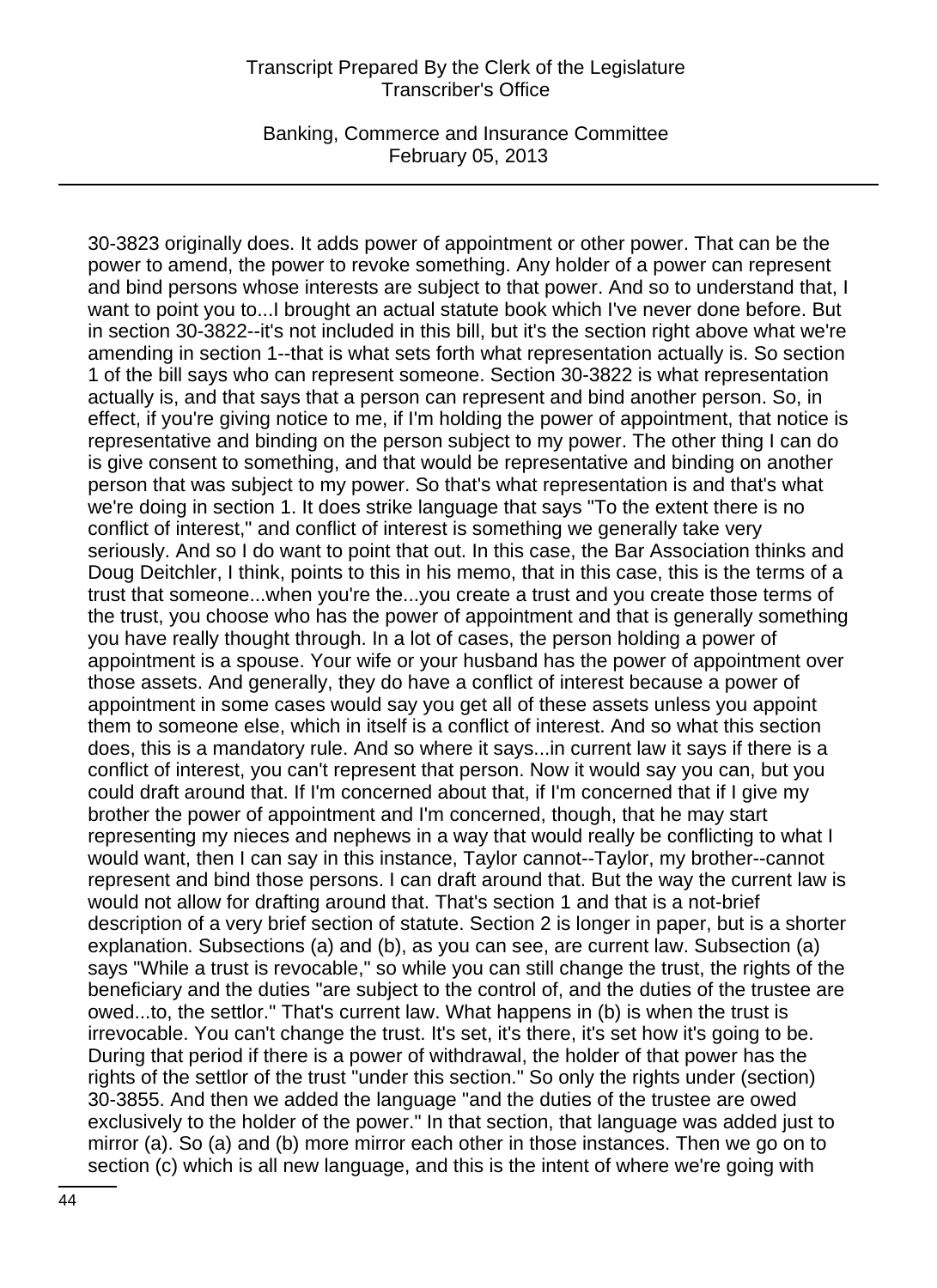30-3823 originally does. It adds power of appointment or other power. That can be the power to amend, the power to revoke something. Any holder of a power can represent and bind persons whose interests are subject to that power. And so to understand that, I want to point you to...I brought an actual statute book which I've never done before. But in section 30-3822--it's not included in this bill, but it's the section right above what we're amending in section 1--that is what sets forth what representation actually is. So section 1 of the bill says who can represent someone. Section 30-3822 is what representation actually is, and that says that a person can represent and bind another person. So, in effect, if you're giving notice to me, if I'm holding the power of appointment, that notice is representative and binding on the person subject to my power. The other thing I can do is give consent to something, and that would be representative and binding on another person that was subject to my power. So that's what representation is and that's what we're doing in section 1. It does strike language that says "To the extent there is no conflict of interest," and conflict of interest is something we generally take very seriously. And so I do want to point that out. In this case, the Bar Association thinks and Doug Deitchler, I think, points to this in his memo, that in this case, this is the terms of a trust that someone...when you're the...you create a trust and you create those terms of the trust, you choose who has the power of appointment and that is generally something you have really thought through. In a lot of cases, the person holding a power of appointment is a spouse. Your wife or your husband has the power of appointment over those assets. And generally, they do have a conflict of interest because a power of appointment in some cases would say you get all of these assets unless you appoint them to someone else, which in itself is a conflict of interest. And so what this section does, this is a mandatory rule. And so where it says...in current law it says if there is a conflict of interest, you can't represent that person. Now it would say you can, but you could draft around that. If I'm concerned about that, if I'm concerned that if I give my brother the power of appointment and I'm concerned, though, that he may start representing my nieces and nephews in a way that would really be conflicting to what I would want, then I can say in this instance, Taylor cannot--Taylor, my brother--cannot represent and bind those persons. I can draft around that. But the way the current law is would not allow for drafting around that. That's section 1 and that is a not-brief description of a very brief section of statute. Section 2 is longer in paper, but is a shorter explanation. Subsections (a) and (b), as you can see, are current law. Subsection (a) says "While a trust is revocable," so while you can still change the trust, the rights of the beneficiary and the duties "are subject to the control of, and the duties of the trustee are owed...to, the settlor." That's current law. What happens in (b) is when the trust is irrevocable. You can't change the trust. It's set, it's there, it's set how it's going to be. During that period if there is a power of withdrawal, the holder of that power has the rights of the settlor of the trust "under this section." So only the rights under (section) 30-3855. And then we added the language "and the duties of the trustee are owed exclusively to the holder of the power." In that section, that language was added just to mirror (a). So (a) and (b) more mirror each other in those instances. Then we go on to section (c) which is all new language, and this is the intent of where we're going with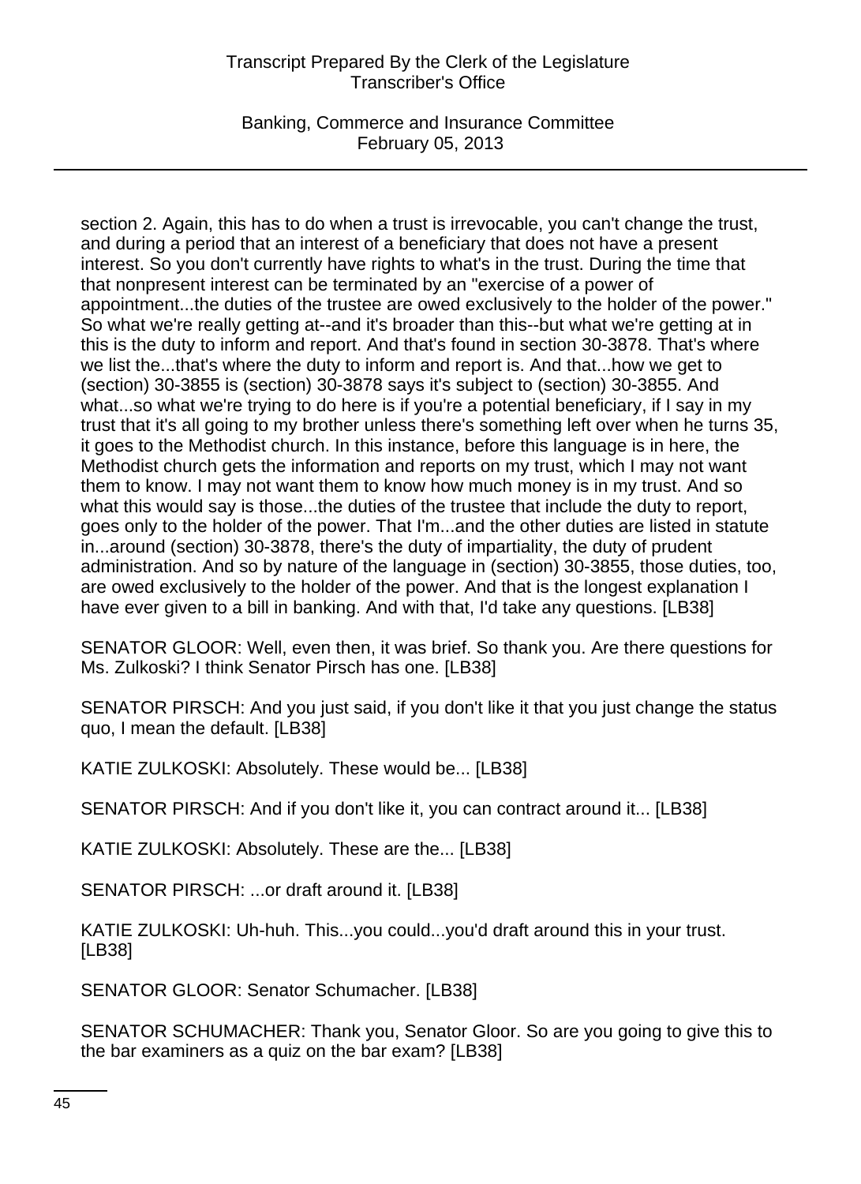section 2. Again, this has to do when a trust is irrevocable, you can't change the trust, and during a period that an interest of a beneficiary that does not have a present interest. So you don't currently have rights to what's in the trust. During the time that that nonpresent interest can be terminated by an "exercise of a power of appointment...the duties of the trustee are owed exclusively to the holder of the power." So what we're really getting at--and it's broader than this--but what we're getting at in this is the duty to inform and report. And that's found in section 30-3878. That's where we list the...that's where the duty to inform and report is. And that...how we get to (section) 30-3855 is (section) 30-3878 says it's subject to (section) 30-3855. And what...so what we're trying to do here is if you're a potential beneficiary, if I say in my trust that it's all going to my brother unless there's something left over when he turns 35, it goes to the Methodist church. In this instance, before this language is in here, the Methodist church gets the information and reports on my trust, which I may not want them to know. I may not want them to know how much money is in my trust. And so what this would say is those...the duties of the trustee that include the duty to report, goes only to the holder of the power. That I'm...and the other duties are listed in statute in...around (section) 30-3878, there's the duty of impartiality, the duty of prudent administration. And so by nature of the language in (section) 30-3855, those duties, too, are owed exclusively to the holder of the power. And that is the longest explanation I have ever given to a bill in banking. And with that, I'd take any questions. [LB38]

SENATOR GLOOR: Well, even then, it was brief. So thank you. Are there questions for Ms. Zulkoski? I think Senator Pirsch has one. [LB38]

SENATOR PIRSCH: And you just said, if you don't like it that you just change the status quo, I mean the default. [LB38]

KATIE ZULKOSKI: Absolutely. These would be... [LB38]

SENATOR PIRSCH: And if you don't like it, you can contract around it... [LB38]

KATIE ZULKOSKI: Absolutely. These are the... [LB38]

SENATOR PIRSCH: ...or draft around it. [LB38]

KATIE ZULKOSKI: Uh-huh. This...you could...you'd draft around this in your trust. [LB38]

SENATOR GLOOR: Senator Schumacher. [LB38]

SENATOR SCHUMACHER: Thank you, Senator Gloor. So are you going to give this to the bar examiners as a quiz on the bar exam? [LB38]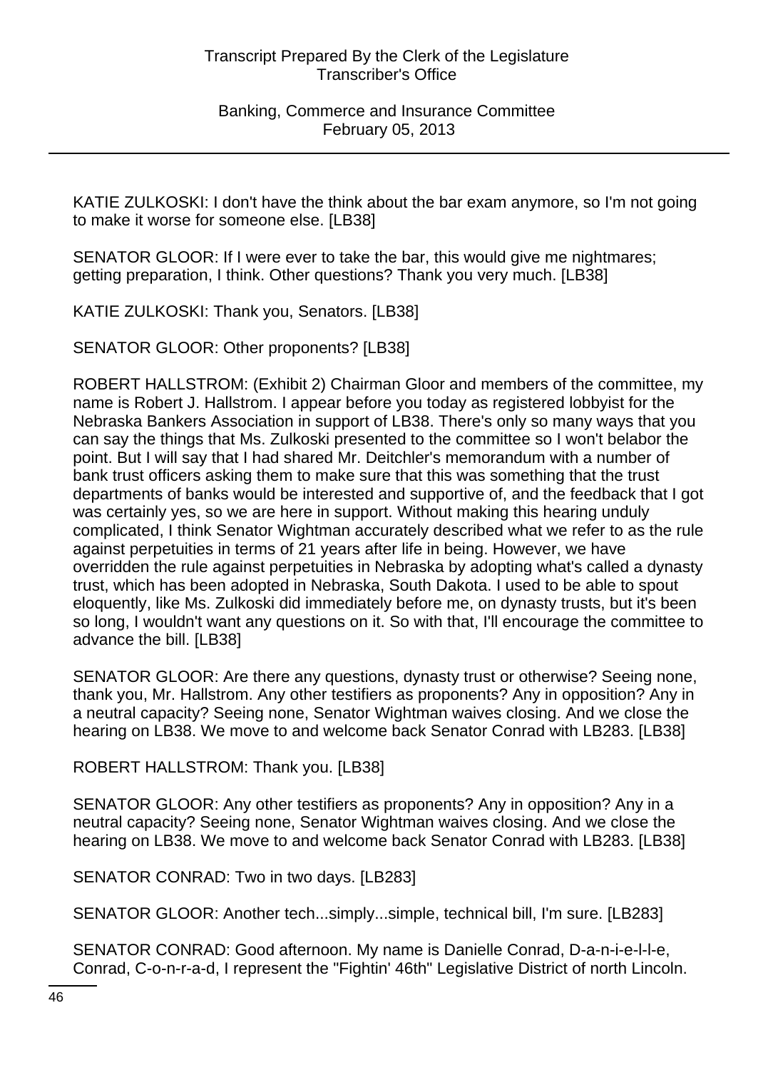KATIE ZULKOSKI: I don't have the think about the bar exam anymore, so I'm not going to make it worse for someone else. [LB38]

SENATOR GLOOR: If I were ever to take the bar, this would give me nightmares; getting preparation, I think. Other questions? Thank you very much. [LB38]

KATIE ZULKOSKI: Thank you, Senators. [LB38]

SENATOR GLOOR: Other proponents? [LB38]

ROBERT HALLSTROM: (Exhibit 2) Chairman Gloor and members of the committee, my name is Robert J. Hallstrom. I appear before you today as registered lobbyist for the Nebraska Bankers Association in support of LB38. There's only so many ways that you can say the things that Ms. Zulkoski presented to the committee so I won't belabor the point. But I will say that I had shared Mr. Deitchler's memorandum with a number of bank trust officers asking them to make sure that this was something that the trust departments of banks would be interested and supportive of, and the feedback that I got was certainly yes, so we are here in support. Without making this hearing unduly complicated, I think Senator Wightman accurately described what we refer to as the rule against perpetuities in terms of 21 years after life in being. However, we have overridden the rule against perpetuities in Nebraska by adopting what's called a dynasty trust, which has been adopted in Nebraska, South Dakota. I used to be able to spout eloquently, like Ms. Zulkoski did immediately before me, on dynasty trusts, but it's been so long, I wouldn't want any questions on it. So with that, I'll encourage the committee to advance the bill. [LB38]

SENATOR GLOOR: Are there any questions, dynasty trust or otherwise? Seeing none, thank you, Mr. Hallstrom. Any other testifiers as proponents? Any in opposition? Any in a neutral capacity? Seeing none, Senator Wightman waives closing. And we close the hearing on LB38. We move to and welcome back Senator Conrad with LB283. [LB38]

ROBERT HALLSTROM: Thank you. [LB38]

SENATOR GLOOR: Any other testifiers as proponents? Any in opposition? Any in a neutral capacity? Seeing none, Senator Wightman waives closing. And we close the hearing on LB38. We move to and welcome back Senator Conrad with LB283. [LB38]

SENATOR CONRAD: Two in two days. [LB283]

SENATOR GLOOR: Another tech...simply...simple, technical bill, I'm sure. [LB283]

SENATOR CONRAD: Good afternoon. My name is Danielle Conrad, D-a-n-i-e-l-l-e, Conrad, C-o-n-r-a-d, I represent the "Fightin' 46th" Legislative District of north Lincoln.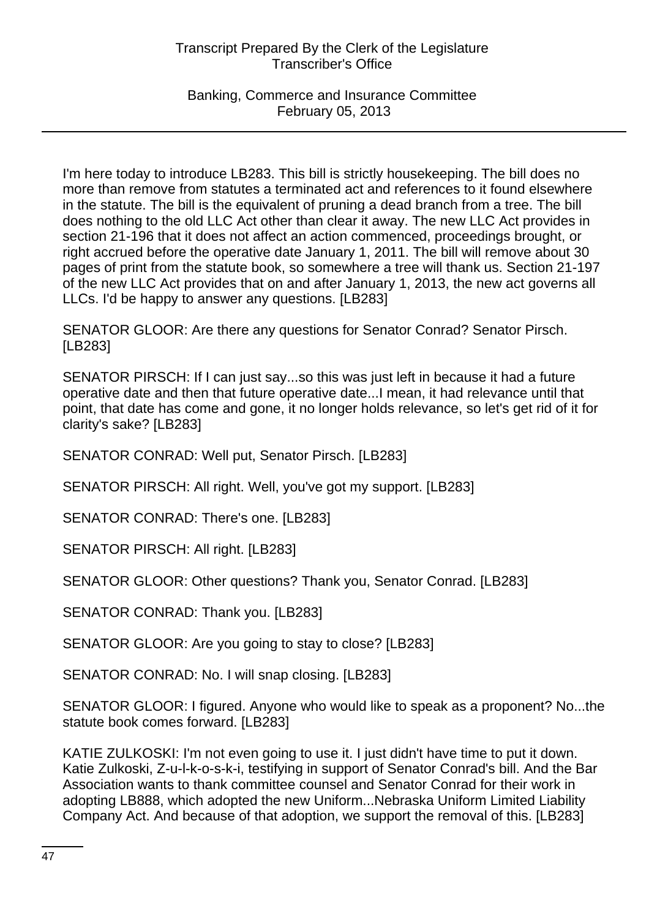I'm here today to introduce LB283. This bill is strictly housekeeping. The bill does no more than remove from statutes a terminated act and references to it found elsewhere in the statute. The bill is the equivalent of pruning a dead branch from a tree. The bill does nothing to the old LLC Act other than clear it away. The new LLC Act provides in section 21-196 that it does not affect an action commenced, proceedings brought, or right accrued before the operative date January 1, 2011. The bill will remove about 30 pages of print from the statute book, so somewhere a tree will thank us. Section 21-197 of the new LLC Act provides that on and after January 1, 2013, the new act governs all LLCs. I'd be happy to answer any questions. [LB283]

SENATOR GLOOR: Are there any questions for Senator Conrad? Senator Pirsch. [LB283]

SENATOR PIRSCH: If I can just say...so this was just left in because it had a future operative date and then that future operative date...I mean, it had relevance until that point, that date has come and gone, it no longer holds relevance, so let's get rid of it for clarity's sake? [LB283]

SENATOR CONRAD: Well put, Senator Pirsch. [LB283]

SENATOR PIRSCH: All right. Well, you've got my support. [LB283]

SENATOR CONRAD: There's one. [LB283]

SENATOR PIRSCH: All right. [LB283]

SENATOR GLOOR: Other questions? Thank you, Senator Conrad. [LB283]

SENATOR CONRAD: Thank you. [LB283]

SENATOR GLOOR: Are you going to stay to close? [LB283]

SENATOR CONRAD: No. I will snap closing. [LB283]

SENATOR GLOOR: I figured. Anyone who would like to speak as a proponent? No...the statute book comes forward. [LB283]

KATIE ZULKOSKI: I'm not even going to use it. I just didn't have time to put it down. Katie Zulkoski, Z-u-l-k-o-s-k-i, testifying in support of Senator Conrad's bill. And the Bar Association wants to thank committee counsel and Senator Conrad for their work in adopting LB888, which adopted the new Uniform...Nebraska Uniform Limited Liability Company Act. And because of that adoption, we support the removal of this. [LB283]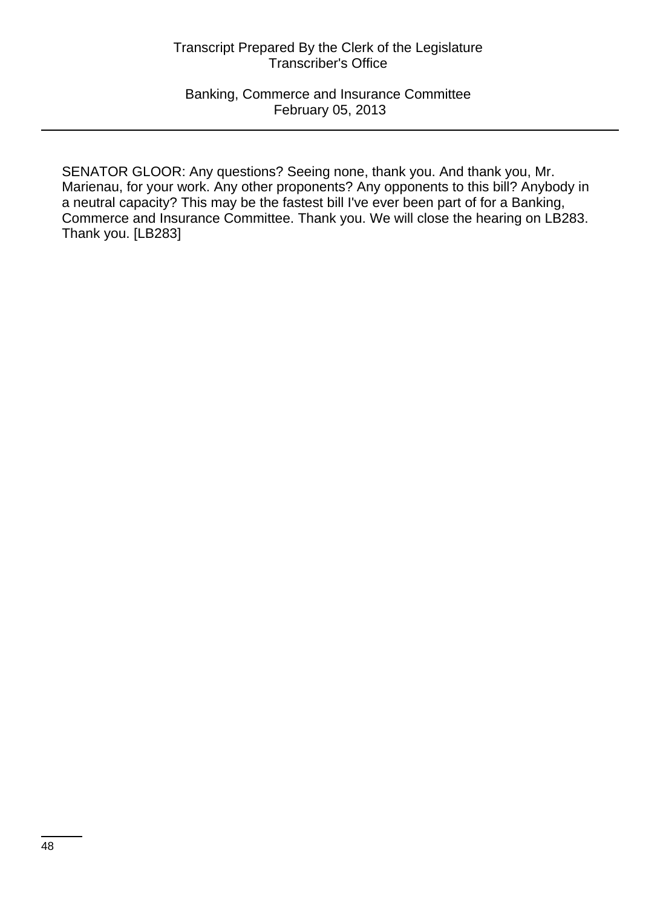SENATOR GLOOR: Any questions? Seeing none, thank you. And thank you, Mr. Marienau, for your work. Any other proponents? Any opponents to this bill? Anybody in a neutral capacity? This may be the fastest bill I've ever been part of for a Banking, Commerce and Insurance Committee. Thank you. We will close the hearing on LB283. Thank you. [LB283]